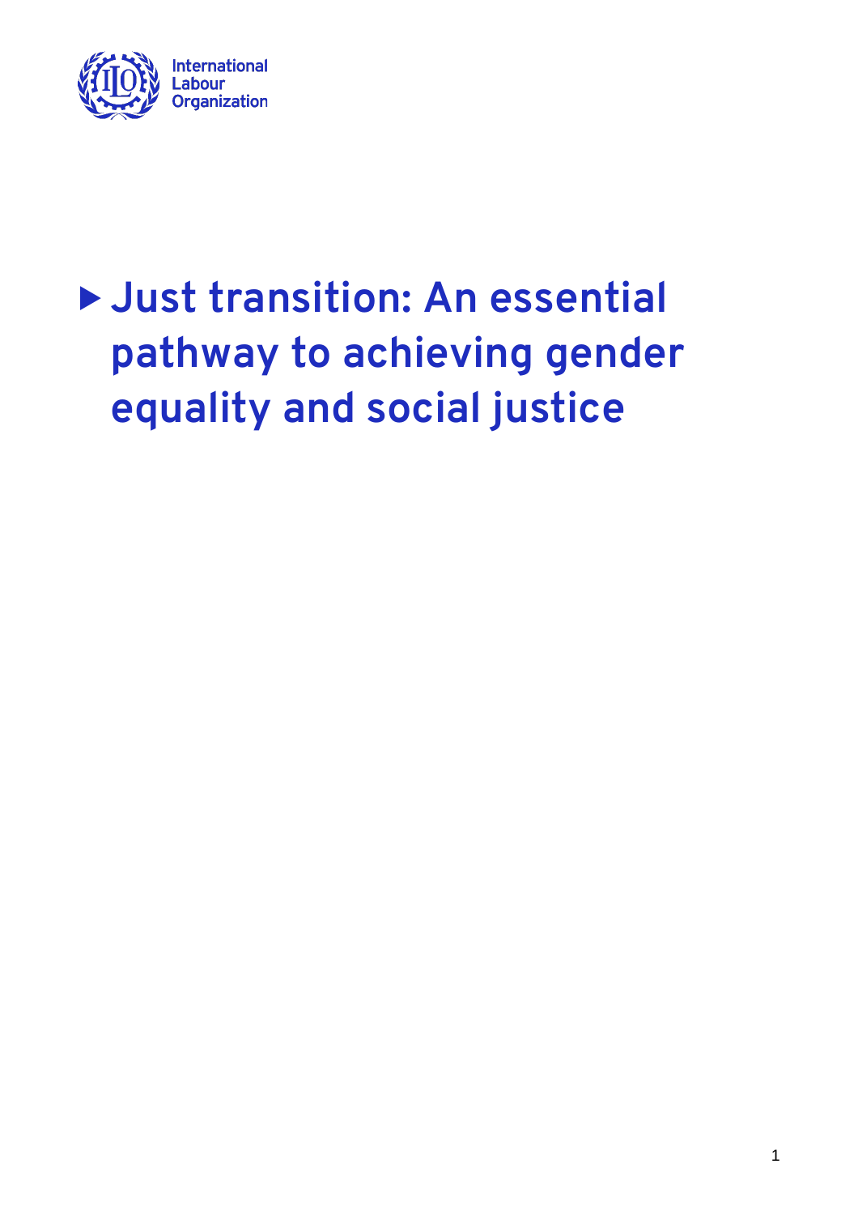International Labour Organization

# Just transition: An essential pathway to achieving gender equality and social justice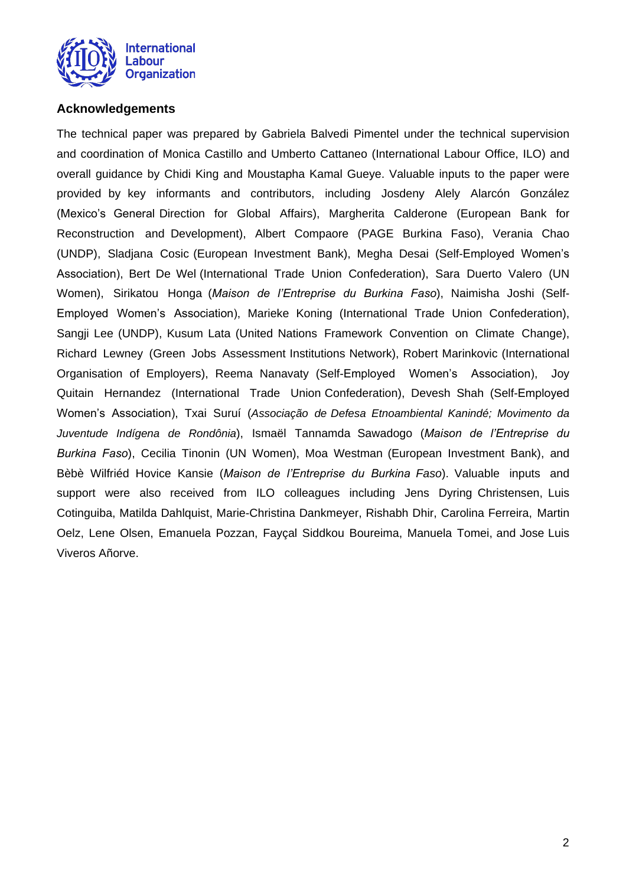### Acknowledgements

The technical paper was prepared by Gabriela Balvedi Pimentel under the technical supervision and coordination of Monica Castillo and Umberto Cattaneo (International Labour Office, ILO) and overall guidance by Chidi King and Moustapha Kamal Gueye. Valuable inputs to the paper were provided by key informants and contributors, including Josdeny Alely Alarcón González (Mexico's General Direction for Global Affairs), Margherita Calderone (European Bank for Reconstruction and Development), Albert Compaore (PAGE Burkina Faso), Verania Chao (UNDP), Sladjana Cosic (European Investment Bank), Megha Desai (Self-Employed Women's Association), Bert De Wel (International Trade Union Confederation), Sara Duerto Valero (UN Women), Sirikatou Honga (*Maison de l'Entreprise du Burkina Faso*), Naimisha Joshi (Self-Employed Women's Association), Marieke Koning (International Trade Union Confederation), Sangji Lee (UNDP), Kusum Lata (United Nations Framework Convention on Climate Change), Richard Lewney (Green Jobs Assessment Institutions Network), Robert Marinkovic (International Organisation of Employers), Reema Nanavaty (Self-Employed Women's Association), Joy Quitain Hernandez (International Trade Union Confederation), Devesh Shah (Self-Employed Women's Association), Txai Suruí (*Associação de Defesa Etnoambiental Kanindé; Movimento da Juventude Indígena de Rondônia*), Ismaël Tannamda Sawadogo (*Maison de l'Entreprise du Burkina Faso*), Cecilia Tinonin (UN Women), Moa Westman (European Investment Bank), and Bèbè Wilfriéd Hovice Kansie (*Maison de l'Entreprise du Burkina Faso*). Valuable inputs and support were also received from ILO colleagues including Jens Dyring Christensen, Luis Cotinguiba, Matilda Dahlquist, Marie-Christina Dankmeyer, Rishabh Dhir, Carolina Ferreira, Martin Oelz, Lene Olsen, Emanuela Pozzan, Fayçal Siddkou Boureima, Manuela Tomei, and Jose Luis Viveros Añorve.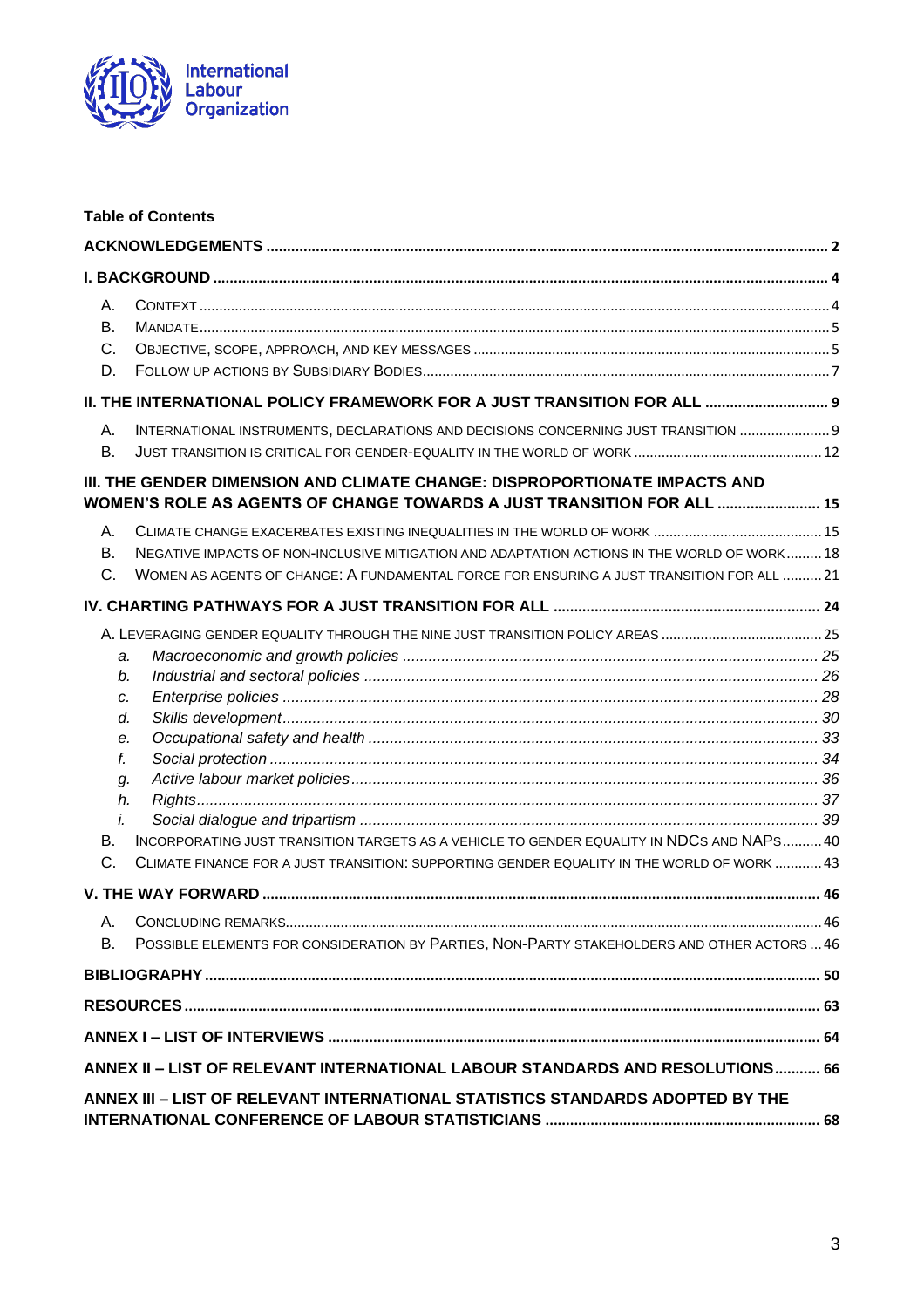**Table of Contents**

**ACKNOWLEDGEMENTS** .......... **2**

**I. BACKGROUND** .......... **4**

- A. CONTEXT .......... 4
- B. MANDATE .......... 5
- C. OBJECTIVE, SCOPE, APPROACH, AND KEY MESSAGES .......... 5
- D. FOLLOW UP ACTIONS BY SUBSIDIARY BODIES .......... 7

**II. THE INTERNATIONAL POLICY FRAMEWORK FOR A JUST TRANSITION FOR ALL** .......... **9**

- A. INTERNATIONAL INSTRUMENTS, DECLARATIONS AND DECISIONS CONCERNING JUST TRANSITION .......... 9
- B. JUST TRANSITION IS CRITICAL FOR GENDER-EQUALITY IN THE WORLD OF WORK .......... 12

**III. THE GENDER DIMENSION AND CLIMATE CHANGE: DISPROPORTIONATE IMPACTS AND WOMEN'S ROLE AS AGENTS OF CHANGE TOWARDS A JUST TRANSITION FOR ALL** .......... **15**

- A. CLIMATE CHANGE EXACERBATES EXISTING INEQUALITIES IN THE WORLD OF WORK .......... 15
- B. NEGATIVE IMPACTS OF NON-INCLUSIVE MITIGATION AND ADAPTATION ACTIONS IN THE WORLD OF WORK .......... 18
- C. WOMEN AS AGENTS OF CHANGE: A FUNDAMENTAL FORCE FOR ENSURING A JUST TRANSITION FOR ALL .......... 21

**IV. CHARTING PATHWAYS FOR A JUST TRANSITION FOR ALL** .......... **24**

- A. LEVERAGING GENDER EQUALITY THROUGH THE NINE JUST TRANSITION POLICY AREAS .......... 25
  - *a. Macroeconomic and growth policies* .......... *25*
  - *b. Industrial and sectoral policies* .......... *26*
  - *c. Enterprise policies* .......... *28*
  - *d. Skills development* .......... *30*
  - *e. Occupational safety and health* .......... *33*
  - *f. Social protection* .......... *34*
  - *g. Active labour market policies* .......... *36*
  - *h. Rights* .......... *37*
  - *i. Social dialogue and tripartism* .......... *39*
- B. INCORPORATING JUST TRANSITION TARGETS AS A VEHICLE TO GENDER EQUALITY IN NDCS AND NAPS .......... 40
- C. CLIMATE FINANCE FOR A JUST TRANSITION: SUPPORTING GENDER EQUALITY IN THE WORLD OF WORK .......... 43

**V. THE WAY FORWARD** .......... **46**

- A. CONCLUDING REMARKS .......... 46
- B. POSSIBLE ELEMENTS FOR CONSIDERATION BY PARTIES, NON-PARTY STAKEHOLDERS AND OTHER ACTORS .......... 46

**BIBLIOGRAPHY** .......... **50**

**RESOURCES** .......... **63**

**ANNEX I – LIST OF INTERVIEWS** .......... **64**

**ANNEX II – LIST OF RELEVANT INTERNATIONAL LABOUR STANDARDS AND RESOLUTIONS** .......... **66**

**ANNEX III – LIST OF RELEVANT INTERNATIONAL STATISTICS STANDARDS ADOPTED BY THE INTERNATIONAL CONFERENCE OF LABOUR STATISTICIANS** .......... **68**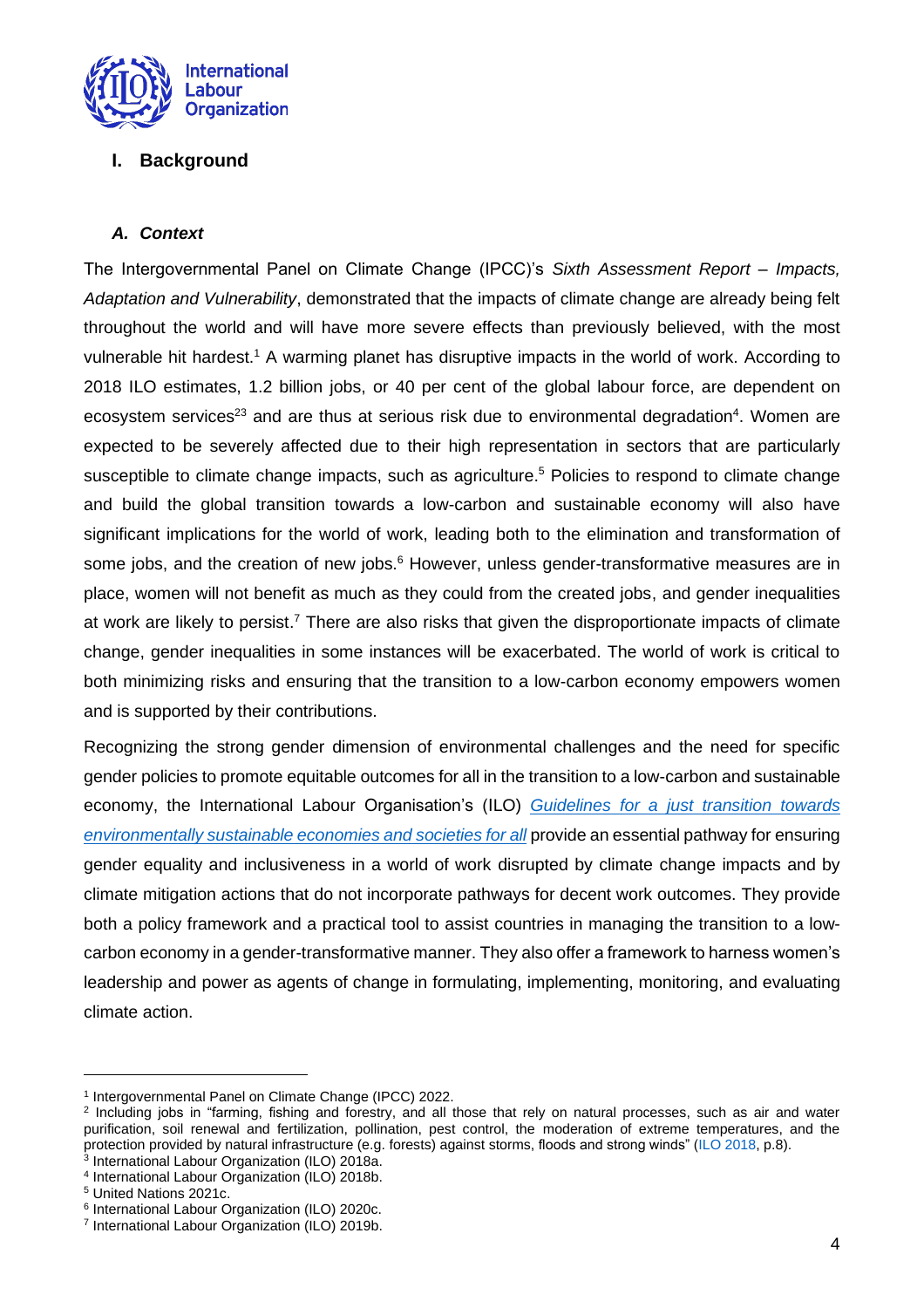## I. Background

### *A. Context*

The Intergovernmental Panel on Climate Change (IPCC)'s *Sixth Assessment Report – Impacts, Adaptation and Vulnerability*, demonstrated that the impacts of climate change are already being felt throughout the world and will have more severe effects than previously believed, with the most vulnerable hit hardest.[1] A warming planet has disruptive impacts in the world of work. According to 2018 ILO estimates, 1.2 billion jobs, or 40 per cent of the global labour force, are dependent on ecosystem services[2][3] and are thus at serious risk due to environmental degradation[4]. Women are expected to be severely affected due to their high representation in sectors that are particularly susceptible to climate change impacts, such as agriculture.[5] Policies to respond to climate change and build the global transition towards a low-carbon and sustainable economy will also have significant implications for the world of work, leading both to the elimination and transformation of some jobs, and the creation of new jobs.[6] However, unless gender-transformative measures are in place, women will not benefit as much as they could from the created jobs, and gender inequalities at work are likely to persist.[7] There are also risks that given the disproportionate impacts of climate change, gender inequalities in some instances will be exacerbated. The world of work is critical to both minimizing risks and ensuring that the transition to a low-carbon economy empowers women and is supported by their contributions.

Recognizing the strong gender dimension of environmental challenges and the need for specific gender policies to promote equitable outcomes for all in the transition to a low-carbon and sustainable economy, the International Labour Organisation's (ILO) *Guidelines for a just transition towards environmentally sustainable economies and societies for all* provide an essential pathway for ensuring gender equality and inclusiveness in a world of work disrupted by climate change impacts and by climate mitigation actions that do not incorporate pathways for decent work outcomes. They provide both a policy framework and a practical tool to assist countries in managing the transition to a low-carbon economy in a gender-transformative manner. They also offer a framework to harness women's leadership and power as agents of change in formulating, implementing, monitoring, and evaluating climate action.

---

[1] Intergovernmental Panel on Climate Change (IPCC) 2022.

[2] Including jobs in "farming, fishing and forestry, and all those that rely on natural processes, such as air and water purification, soil renewal and fertilization, pollination, pest control, the moderation of extreme temperatures, and the protection provided by natural infrastructure (e.g. forests) against storms, floods and strong winds" (ILO 2018, p.8).

[3] International Labour Organization (ILO) 2018a.

[4] International Labour Organization (ILO) 2018b.

[5] United Nations 2021c.

[6] International Labour Organization (ILO) 2020c.

[7] International Labour Organization (ILO) 2019b.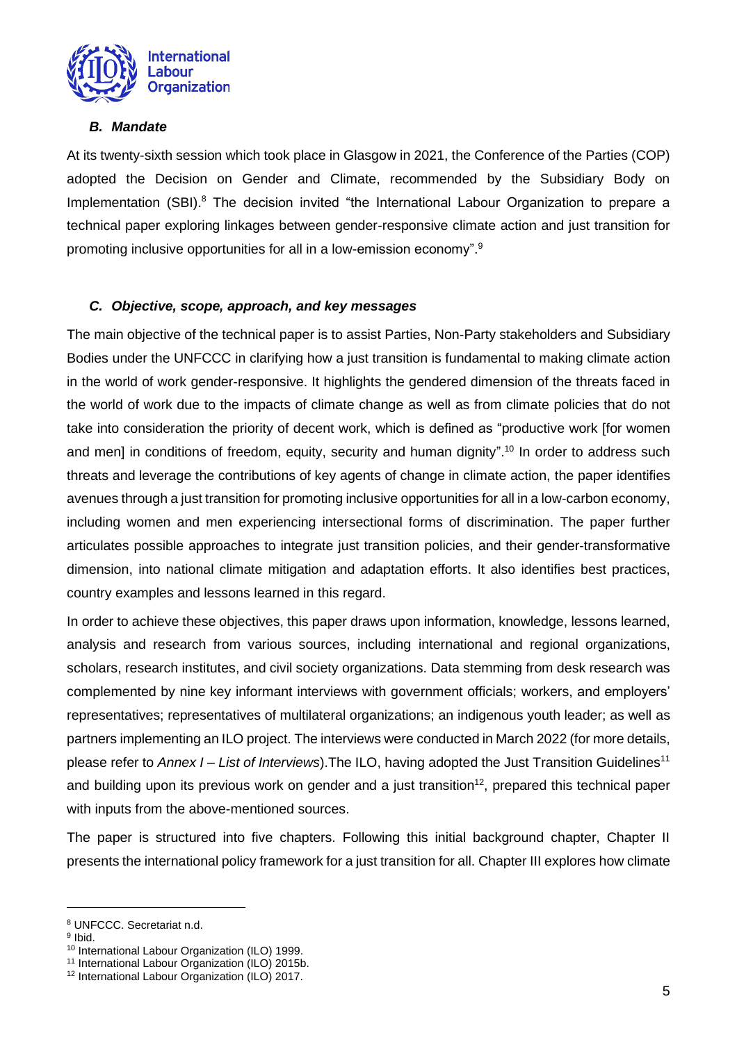### *B. Mandate*

At its twenty-sixth session which took place in Glasgow in 2021, the Conference of the Parties (COP) adopted the Decision on Gender and Climate, recommended by the Subsidiary Body on Implementation (SBI).[8] The decision invited "the International Labour Organization to prepare a technical paper exploring linkages between gender-responsive climate action and just transition for promoting inclusive opportunities for all in a low-emission economy".[9]

### *C. Objective, scope, approach, and key messages*

The main objective of the technical paper is to assist Parties, Non-Party stakeholders and Subsidiary Bodies under the UNFCCC in clarifying how a just transition is fundamental to making climate action in the world of work gender-responsive. It highlights the gendered dimension of the threats faced in the world of work due to the impacts of climate change as well as from climate policies that do not take into consideration the priority of decent work, which is defined as "productive work [for women and men] in conditions of freedom, equity, security and human dignity".[10] In order to address such threats and leverage the contributions of key agents of change in climate action, the paper identifies avenues through a just transition for promoting inclusive opportunities for all in a low-carbon economy, including women and men experiencing intersectional forms of discrimination. The paper further articulates possible approaches to integrate just transition policies, and their gender-transformative dimension, into national climate mitigation and adaptation efforts. It also identifies best practices, country examples and lessons learned in this regard.

In order to achieve these objectives, this paper draws upon information, knowledge, lessons learned, analysis and research from various sources, including international and regional organizations, scholars, research institutes, and civil society organizations. Data stemming from desk research was complemented by nine key informant interviews with government officials; workers, and employers' representatives; representatives of multilateral organizations; an indigenous youth leader; as well as partners implementing an ILO project. The interviews were conducted in March 2022 (for more details, please refer to *Annex I – List of Interviews*).The ILO, having adopted the Just Transition Guidelines[11] and building upon its previous work on gender and a just transition[12], prepared this technical paper with inputs from the above-mentioned sources.

The paper is structured into five chapters. Following this initial background chapter, Chapter II presents the international policy framework for a just transition for all. Chapter III explores how climate

---

[8] UNFCCC. Secretariat n.d.
[9] Ibid.
[10] International Labour Organization (ILO) 1999.
[11] International Labour Organization (ILO) 2015b.
[12] International Labour Organization (ILO) 2017.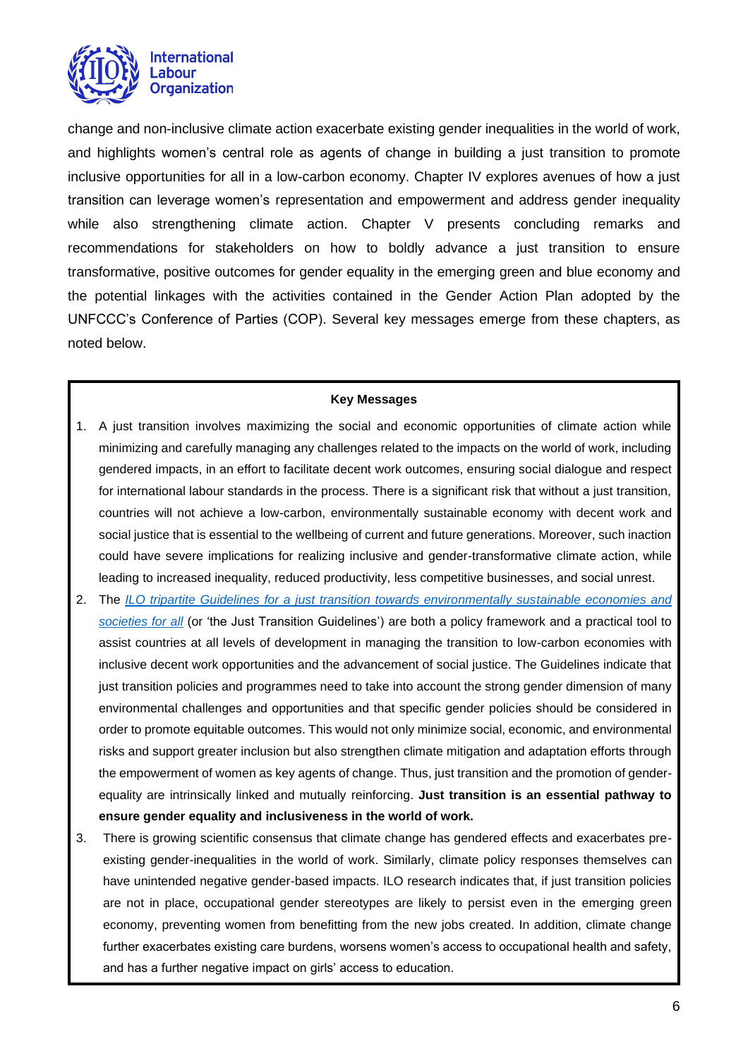change and non-inclusive climate action exacerbate existing gender inequalities in the world of work, and highlights women's central role as agents of change in building a just transition to promote inclusive opportunities for all in a low-carbon economy. Chapter IV explores avenues of how a just transition can leverage women's representation and empowerment and address gender inequality while also strengthening climate action. Chapter V presents concluding remarks and recommendations for stakeholders on how to boldly advance a just transition to ensure transformative, positive outcomes for gender equality in the emerging green and blue economy and the potential linkages with the activities contained in the Gender Action Plan adopted by the UNFCCC's Conference of Parties (COP). Several key messages emerge from these chapters, as noted below.

**Key Messages**

1. A just transition involves maximizing the social and economic opportunities of climate action while minimizing and carefully managing any challenges related to the impacts on the world of work, including gendered impacts, in an effort to facilitate decent work outcomes, ensuring social dialogue and respect for international labour standards in the process. There is a significant risk that without a just transition, countries will not achieve a low-carbon, environmentally sustainable economy with decent work and social justice that is essential to the wellbeing of current and future generations. Moreover, such inaction could have severe implications for realizing inclusive and gender-transformative climate action, while leading to increased inequality, reduced productivity, less competitive businesses, and social unrest.
2. The *ILO tripartite Guidelines for a just transition towards environmentally sustainable economies and societies for all* (or 'the Just Transition Guidelines') are both a policy framework and a practical tool to assist countries at all levels of development in managing the transition to low-carbon economies with inclusive decent work opportunities and the advancement of social justice. The Guidelines indicate that just transition policies and programmes need to take into account the strong gender dimension of many environmental challenges and opportunities and that specific gender policies should be considered in order to promote equitable outcomes. This would not only minimize social, economic, and environmental risks and support greater inclusion but also strengthen climate mitigation and adaptation efforts through the empowerment of women as key agents of change. Thus, just transition and the promotion of gender-equality are intrinsically linked and mutually reinforcing. **Just transition is an essential pathway to ensure gender equality and inclusiveness in the world of work.**
3. There is growing scientific consensus that climate change has gendered effects and exacerbates pre-existing gender-inequalities in the world of work. Similarly, climate policy responses themselves can have unintended negative gender-based impacts. ILO research indicates that, if just transition policies are not in place, occupational gender stereotypes are likely to persist even in the emerging green economy, preventing women from benefitting from the new jobs created. In addition, climate change further exacerbates existing care burdens, worsens women's access to occupational health and safety, and has a further negative impact on girls' access to education.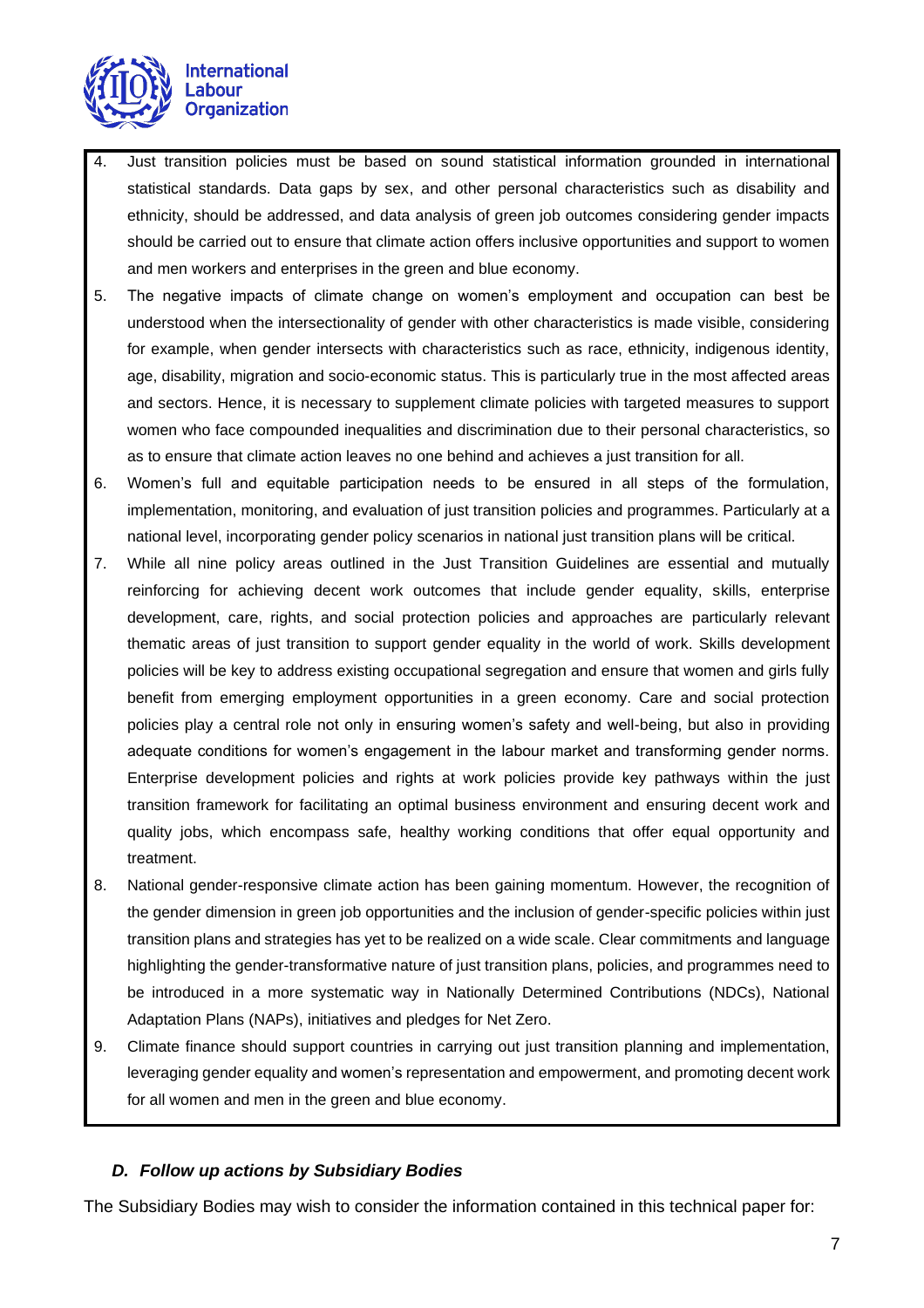4. Just transition policies must be based on sound statistical information grounded in international statistical standards. Data gaps by sex, and other personal characteristics such as disability and ethnicity, should be addressed, and data analysis of green job outcomes considering gender impacts should be carried out to ensure that climate action offers inclusive opportunities and support to women and men workers and enterprises in the green and blue economy.
5. The negative impacts of climate change on women's employment and occupation can best be understood when the intersectionality of gender with other characteristics is made visible, considering for example, when gender intersects with characteristics such as race, ethnicity, indigenous identity, age, disability, migration and socio-economic status. This is particularly true in the most affected areas and sectors. Hence, it is necessary to supplement climate policies with targeted measures to support women who face compounded inequalities and discrimination due to their personal characteristics, so as to ensure that climate action leaves no one behind and achieves a just transition for all.
6. Women's full and equitable participation needs to be ensured in all steps of the formulation, implementation, monitoring, and evaluation of just transition policies and programmes. Particularly at a national level, incorporating gender policy scenarios in national just transition plans will be critical.
7. While all nine policy areas outlined in the Just Transition Guidelines are essential and mutually reinforcing for achieving decent work outcomes that include gender equality, skills, enterprise development, care, rights, and social protection policies and approaches are particularly relevant thematic areas of just transition to support gender equality in the world of work. Skills development policies will be key to address existing occupational segregation and ensure that women and girls fully benefit from emerging employment opportunities in a green economy. Care and social protection policies play a central role not only in ensuring women's safety and well-being, but also in providing adequate conditions for women's engagement in the labour market and transforming gender norms. Enterprise development policies and rights at work policies provide key pathways within the just transition framework for facilitating an optimal business environment and ensuring decent work and quality jobs, which encompass safe, healthy working conditions that offer equal opportunity and treatment.
8. National gender-responsive climate action has been gaining momentum. However, the recognition of the gender dimension in green job opportunities and the inclusion of gender-specific policies within just transition plans and strategies has yet to be realized on a wide scale. Clear commitments and language highlighting the gender-transformative nature of just transition plans, policies, and programmes need to be introduced in a more systematic way in Nationally Determined Contributions (NDCs), National Adaptation Plans (NAPs), initiatives and pledges for Net Zero.
9. Climate finance should support countries in carrying out just transition planning and implementation, leveraging gender equality and women's representation and empowerment, and promoting decent work for all women and men in the green and blue economy.

### *D. Follow up actions by Subsidiary Bodies*

The Subsidiary Bodies may wish to consider the information contained in this technical paper for: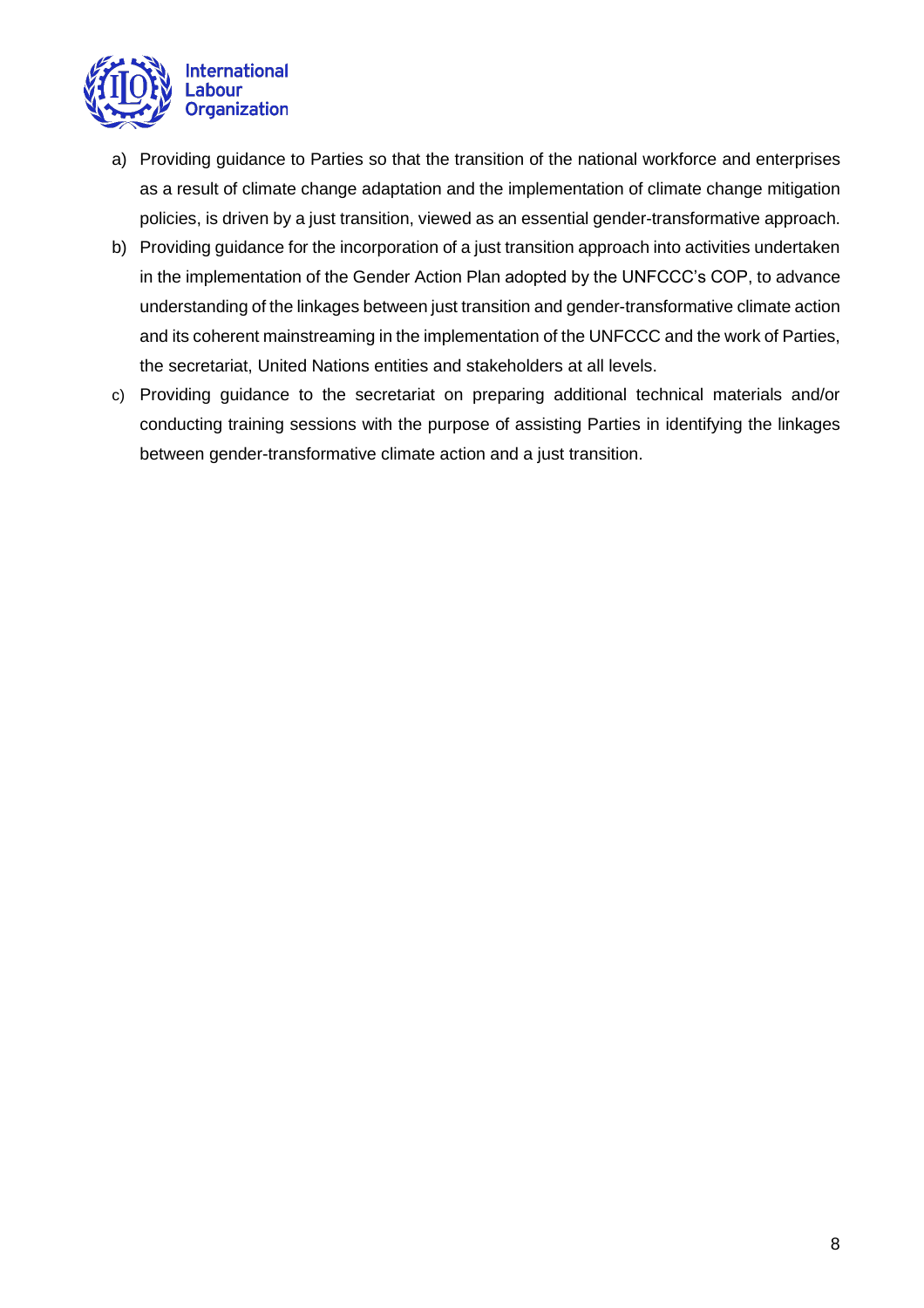a) Providing guidance to Parties so that the transition of the national workforce and enterprises as a result of climate change adaptation and the implementation of climate change mitigation policies, is driven by a just transition, viewed as an essential gender-transformative approach.
b) Providing guidance for the incorporation of a just transition approach into activities undertaken in the implementation of the Gender Action Plan adopted by the UNFCCC's COP, to advance understanding of the linkages between just transition and gender-transformative climate action and its coherent mainstreaming in the implementation of the UNFCCC and the work of Parties, the secretariat, United Nations entities and stakeholders at all levels.
c) Providing guidance to the secretariat on preparing additional technical materials and/or conducting training sessions with the purpose of assisting Parties in identifying the linkages between gender-transformative climate action and a just transition.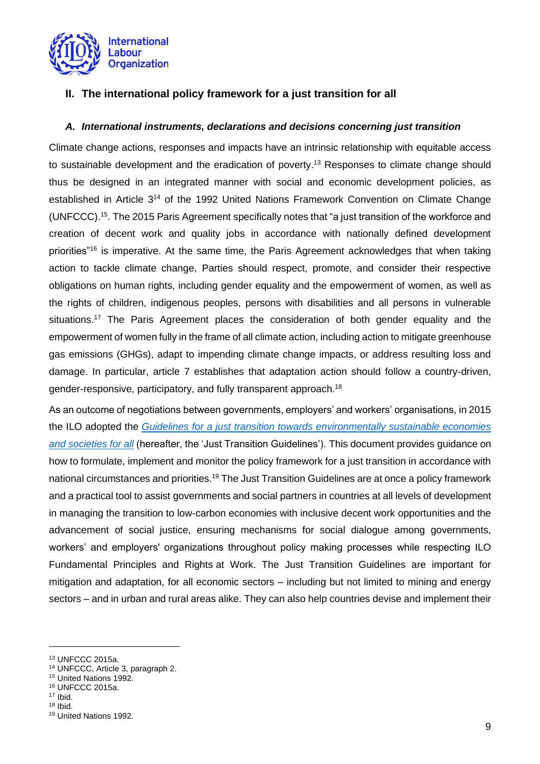## II. The international policy framework for a just transition for all

### *A. International instruments, declarations and decisions concerning just transition*

Climate change actions, responses and impacts have an intrinsic relationship with equitable access to sustainable development and the eradication of poverty.[13] Responses to climate change should thus be designed in an integrated manner with social and economic development policies, as established in Article 3[14] of the 1992 United Nations Framework Convention on Climate Change (UNFCCC).[15]. The 2015 Paris Agreement specifically notes that "a just transition of the workforce and creation of decent work and quality jobs in accordance with nationally defined development priorities"[16] is imperative. At the same time, the Paris Agreement acknowledges that when taking action to tackle climate change, Parties should respect, promote, and consider their respective obligations on human rights, including gender equality and the empowerment of women, as well as the rights of children, indigenous peoples, persons with disabilities and all persons in vulnerable situations.[17] The Paris Agreement places the consideration of both gender equality and the empowerment of women fully in the frame of all climate action, including action to mitigate greenhouse gas emissions (GHGs), adapt to impending climate change impacts, or address resulting loss and damage. In particular, article 7 establishes that adaptation action should follow a country-driven, gender-responsive, participatory, and fully transparent approach.[18]

As an outcome of negotiations between governments, employers' and workers' organisations, in 2015 the ILO adopted the *Guidelines for a just transition towards environmentally sustainable economies and societies for all* (hereafter, the 'Just Transition Guidelines'). This document provides guidance on how to formulate, implement and monitor the policy framework for a just transition in accordance with national circumstances and priorities.[19] The Just Transition Guidelines are at once a policy framework and a practical tool to assist governments and social partners in countries at all levels of development in managing the transition to low-carbon economies with inclusive decent work opportunities and the advancement of social justice, ensuring mechanisms for social dialogue among governments, workers' and employers' organizations throughout policy making processes while respecting ILO Fundamental Principles and Rights at Work. The Just Transition Guidelines are important for mitigation and adaptation, for all economic sectors – including but not limited to mining and energy sectors – and in urban and rural areas alike. They can also help countries devise and implement their

---

[13] UNFCCC 2015a.
[14] UNFCCC, Article 3, paragraph 2.
[15] United Nations 1992.
[16] UNFCCC 2015a.
[17] Ibid.
[18] Ibid.
[19] United Nations 1992.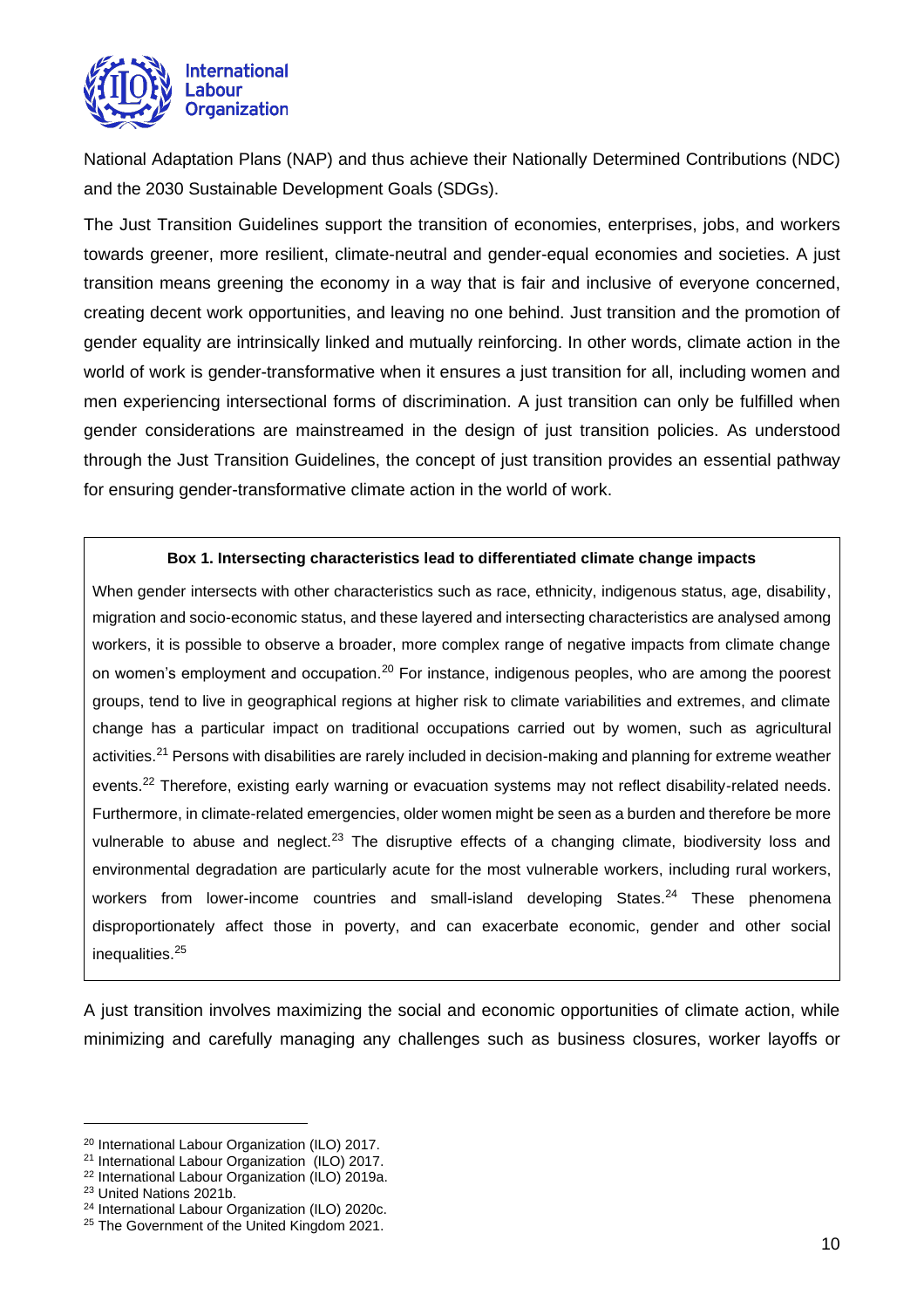National Adaptation Plans (NAP) and thus achieve their Nationally Determined Contributions (NDC) and the 2030 Sustainable Development Goals (SDGs).

The Just Transition Guidelines support the transition of economies, enterprises, jobs, and workers towards greener, more resilient, climate-neutral and gender-equal economies and societies. A just transition means greening the economy in a way that is fair and inclusive of everyone concerned, creating decent work opportunities, and leaving no one behind. Just transition and the promotion of gender equality are intrinsically linked and mutually reinforcing. In other words, climate action in the world of work is gender-transformative when it ensures a just transition for all, including women and men experiencing intersectional forms of discrimination. A just transition can only be fulfilled when gender considerations are mainstreamed in the design of just transition policies. As understood through the Just Transition Guidelines, the concept of just transition provides an essential pathway for ensuring gender-transformative climate action in the world of work.

> **Box 1. Intersecting characteristics lead to differentiated climate change impacts**
>
> When gender intersects with other characteristics such as race, ethnicity, indigenous status, age, disability, migration and socio-economic status, and these layered and intersecting characteristics are analysed among workers, it is possible to observe a broader, more complex range of negative impacts from climate change on women's employment and occupation.[20] For instance, indigenous peoples, who are among the poorest groups, tend to live in geographical regions at higher risk to climate variabilities and extremes, and climate change has a particular impact on traditional occupations carried out by women, such as agricultural activities.[21] Persons with disabilities are rarely included in decision-making and planning for extreme weather events.[22] Therefore, existing early warning or evacuation systems may not reflect disability-related needs. Furthermore, in climate-related emergencies, older women might be seen as a burden and therefore be more vulnerable to abuse and neglect.[23] The disruptive effects of a changing climate, biodiversity loss and environmental degradation are particularly acute for the most vulnerable workers, including rural workers, workers from lower-income countries and small-island developing States.[24] These phenomena disproportionately affect those in poverty, and can exacerbate economic, gender and other social inequalities.[25]

A just transition involves maximizing the social and economic opportunities of climate action, while minimizing and carefully managing any challenges such as business closures, worker layoffs or

---

[20] International Labour Organization (ILO) 2017.
[21] International Labour Organization (ILO) 2017.
[22] International Labour Organization (ILO) 2019a.
[23] United Nations 2021b.
[24] International Labour Organization (ILO) 2020c.
[25] The Government of the United Kingdom 2021.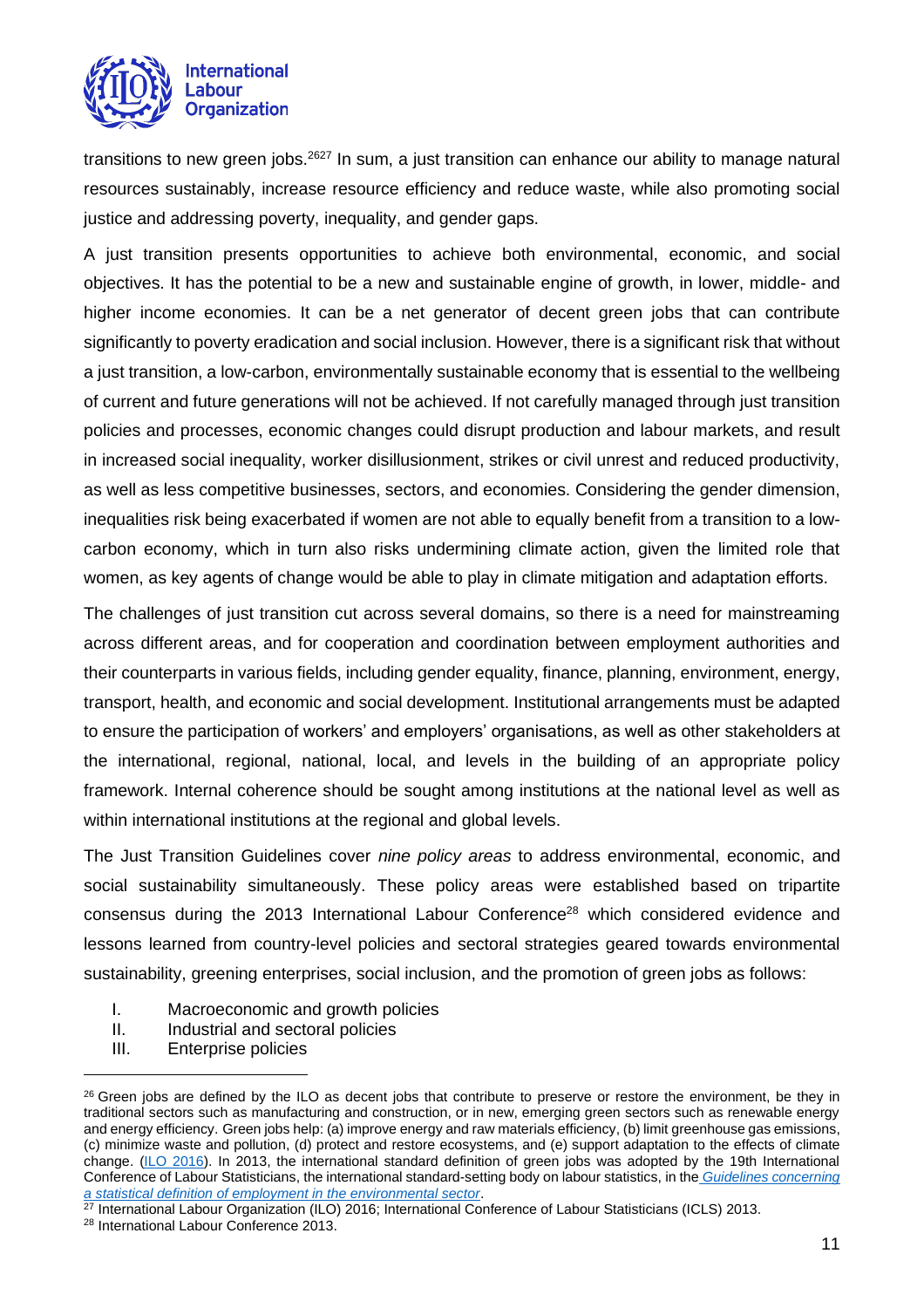transitions to new green jobs.[26][27] In sum, a just transition can enhance our ability to manage natural resources sustainably, increase resource efficiency and reduce waste, while also promoting social justice and addressing poverty, inequality, and gender gaps.

A just transition presents opportunities to achieve both environmental, economic, and social objectives. It has the potential to be a new and sustainable engine of growth, in lower, middle- and higher income economies. It can be a net generator of decent green jobs that can contribute significantly to poverty eradication and social inclusion. However, there is a significant risk that without a just transition, a low-carbon, environmentally sustainable economy that is essential to the wellbeing of current and future generations will not be achieved. If not carefully managed through just transition policies and processes, economic changes could disrupt production and labour markets, and result in increased social inequality, worker disillusionment, strikes or civil unrest and reduced productivity, as well as less competitive businesses, sectors, and economies. Considering the gender dimension, inequalities risk being exacerbated if women are not able to equally benefit from a transition to a low-carbon economy, which in turn also risks undermining climate action, given the limited role that women, as key agents of change would be able to play in climate mitigation and adaptation efforts.

The challenges of just transition cut across several domains, so there is a need for mainstreaming across different areas, and for cooperation and coordination between employment authorities and their counterparts in various fields, including gender equality, finance, planning, environment, energy, transport, health, and economic and social development. Institutional arrangements must be adapted to ensure the participation of workers' and employers' organisations, as well as other stakeholders at the international, regional, national, local, and levels in the building of an appropriate policy framework. Internal coherence should be sought among institutions at the national level as well as within international institutions at the regional and global levels.

The Just Transition Guidelines cover *nine policy areas* to address environmental, economic, and social sustainability simultaneously. These policy areas were established based on tripartite consensus during the 2013 International Labour Conference[28] which considered evidence and lessons learned from country-level policies and sectoral strategies geared towards environmental sustainability, greening enterprises, social inclusion, and the promotion of green jobs as follows:

I. Macroeconomic and growth policies
II. Industrial and sectoral policies
III. Enterprise policies

---

[26] Green jobs are defined by the ILO as decent jobs that contribute to preserve or restore the environment, be they in traditional sectors such as manufacturing and construction, or in new, emerging green sectors such as renewable energy and energy efficiency. Green jobs help: (a) improve energy and raw materials efficiency, (b) limit greenhouse gas emissions, (c) minimize waste and pollution, (d) protect and restore ecosystems, and (e) support adaptation to the effects of climate change. (ILO 2016). In 2013, the international standard definition of green jobs was adopted by the 19th International Conference of Labour Statisticians, the international standard-setting body on labour statistics, in the *Guidelines concerning a statistical definition of employment in the environmental sector*.

[27] International Labour Organization (ILO) 2016; International Conference of Labour Statisticians (ICLS) 2013.

[28] International Labour Conference 2013.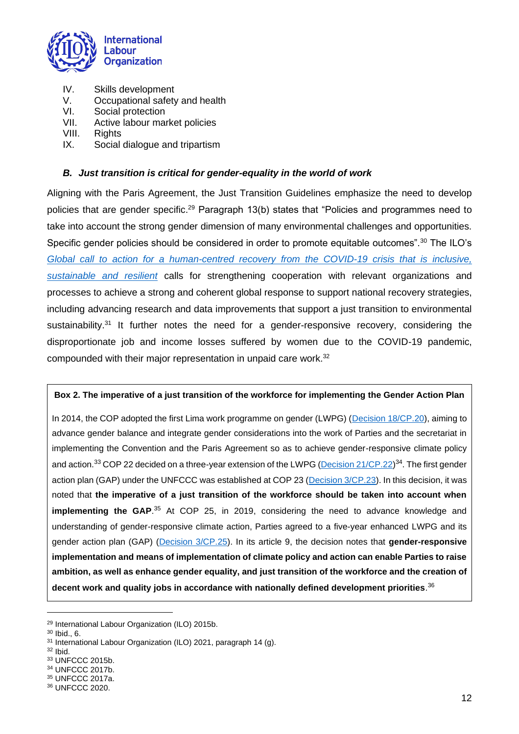IV. Skills development
V. Occupational safety and health
VI. Social protection
VII. Active labour market policies
VIII. Rights
IX. Social dialogue and tripartism

### *B. Just transition is critical for gender-equality in the world of work*

Aligning with the Paris Agreement, the Just Transition Guidelines emphasize the need to develop policies that are gender specific.[29] Paragraph 13(b) states that "Policies and programmes need to take into account the strong gender dimension of many environmental challenges and opportunities. Specific gender policies should be considered in order to promote equitable outcomes".[30] The ILO's *Global call to action for a human-centred recovery from the COVID-19 crisis that is inclusive, sustainable and resilient* calls for strengthening cooperation with relevant organizations and processes to achieve a strong and coherent global response to support national recovery strategies, including advancing research and data improvements that support a just transition to environmental sustainability.[31] It further notes the need for a gender-responsive recovery, considering the disproportionate job and income losses suffered by women due to the COVID-19 pandemic, compounded with their major representation in unpaid care work.[32]

> **Box 2. The imperative of a just transition of the workforce for implementing the Gender Action Plan**
>
> In 2014, the COP adopted the first Lima work programme on gender (LWPG) (Decision 18/CP.20), aiming to advance gender balance and integrate gender considerations into the work of Parties and the secretariat in implementing the Convention and the Paris Agreement so as to achieve gender-responsive climate policy and action.[33] COP 22 decided on a three-year extension of the LWPG (Decision 21/CP.22)[34]. The first gender action plan (GAP) under the UNFCCC was established at COP 23 (Decision 3/CP.23). In this decision, it was noted that **the imperative of a just transition of the workforce should be taken into account when implementing the GAP**.[35] At COP 25, in 2019, considering the need to advance knowledge and understanding of gender-responsive climate action, Parties agreed to a five-year enhanced LWPG and its gender action plan (GAP) (Decision 3/CP.25). In its article 9, the decision notes that **gender-responsive implementation and means of implementation of climate policy and action can enable Parties to raise ambition, as well as enhance gender equality, and just transition of the workforce and the creation of decent work and quality jobs in accordance with nationally defined development priorities**.[36]

---

[29] International Labour Organization (ILO) 2015b.
[30] Ibid., 6.
[31] International Labour Organization (ILO) 2021, paragraph 14 (g).
[32] Ibid.
[33] UNFCCC 2015b.
[34] UNFCCC 2017b.
[35] UNFCCC 2017a.
[36] UNFCCC 2020.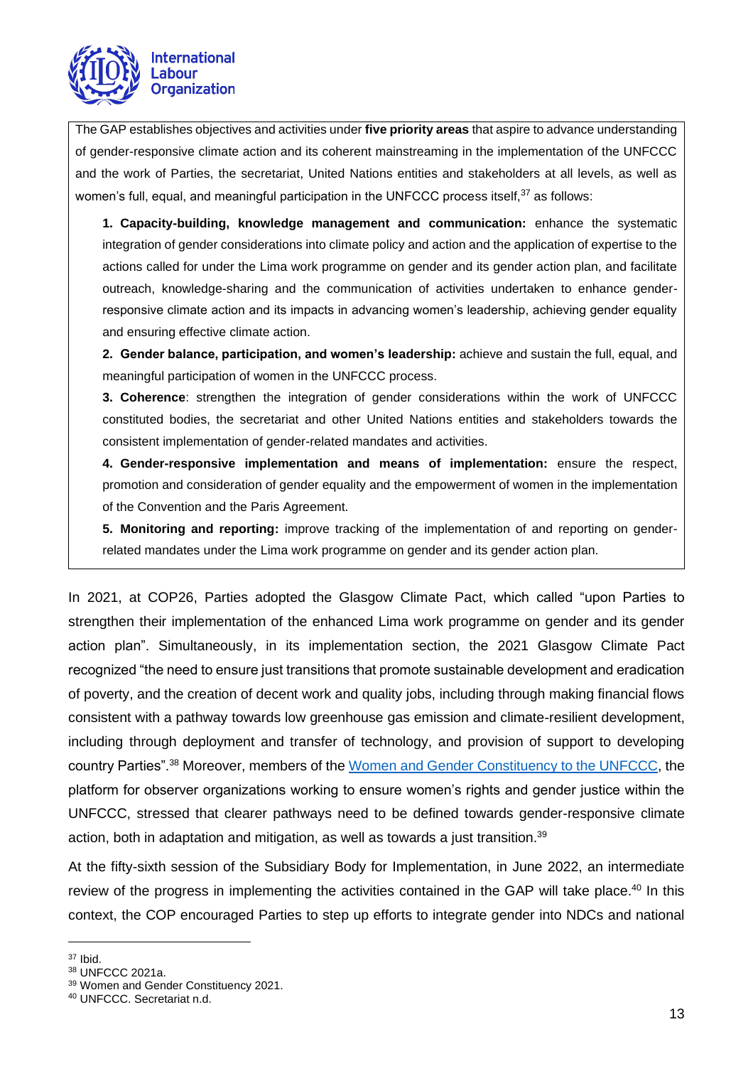The GAP establishes objectives and activities under **five priority areas** that aspire to advance understanding of gender-responsive climate action and its coherent mainstreaming in the implementation of the UNFCCC and the work of Parties, the secretariat, United Nations entities and stakeholders at all levels, as well as women's full, equal, and meaningful participation in the UNFCCC process itself,[37] as follows:

1. **Capacity-building, knowledge management and communication:** enhance the systematic integration of gender considerations into climate policy and action and the application of expertise to the actions called for under the Lima work programme on gender and its gender action plan, and facilitate outreach, knowledge-sharing and the communication of activities undertaken to enhance gender-responsive climate action and its impacts in advancing women's leadership, achieving gender equality and ensuring effective climate action.
2. **Gender balance, participation, and women's leadership:** achieve and sustain the full, equal, and meaningful participation of women in the UNFCCC process.
3. **Coherence**: strengthen the integration of gender considerations within the work of UNFCCC constituted bodies, the secretariat and other United Nations entities and stakeholders towards the consistent implementation of gender-related mandates and activities.
4. **Gender-responsive implementation and means of implementation:** ensure the respect, promotion and consideration of gender equality and the empowerment of women in the implementation of the Convention and the Paris Agreement.
5. **Monitoring and reporting:** improve tracking of the implementation of and reporting on gender-related mandates under the Lima work programme on gender and its gender action plan.

In 2021, at COP26, Parties adopted the Glasgow Climate Pact, which called "upon Parties to strengthen their implementation of the enhanced Lima work programme on gender and its gender action plan". Simultaneously, in its implementation section, the 2021 Glasgow Climate Pact recognized "the need to ensure just transitions that promote sustainable development and eradication of poverty, and the creation of decent work and quality jobs, including through making financial flows consistent with a pathway towards low greenhouse gas emission and climate-resilient development, including through deployment and transfer of technology, and provision of support to developing country Parties".[38] Moreover, members of the Women and Gender Constituency to the UNFCCC, the platform for observer organizations working to ensure women's rights and gender justice within the UNFCCC, stressed that clearer pathways need to be defined towards gender-responsive climate action, both in adaptation and mitigation, as well as towards a just transition.[39]

At the fifty-sixth session of the Subsidiary Body for Implementation, in June 2022, an intermediate review of the progress in implementing the activities contained in the GAP will take place.[40] In this context, the COP encouraged Parties to step up efforts to integrate gender into NDCs and national

[37] Ibid.
[38] UNFCCC 2021a.
[39] Women and Gender Constituency 2021.
[40] UNFCCC. Secretariat n.d.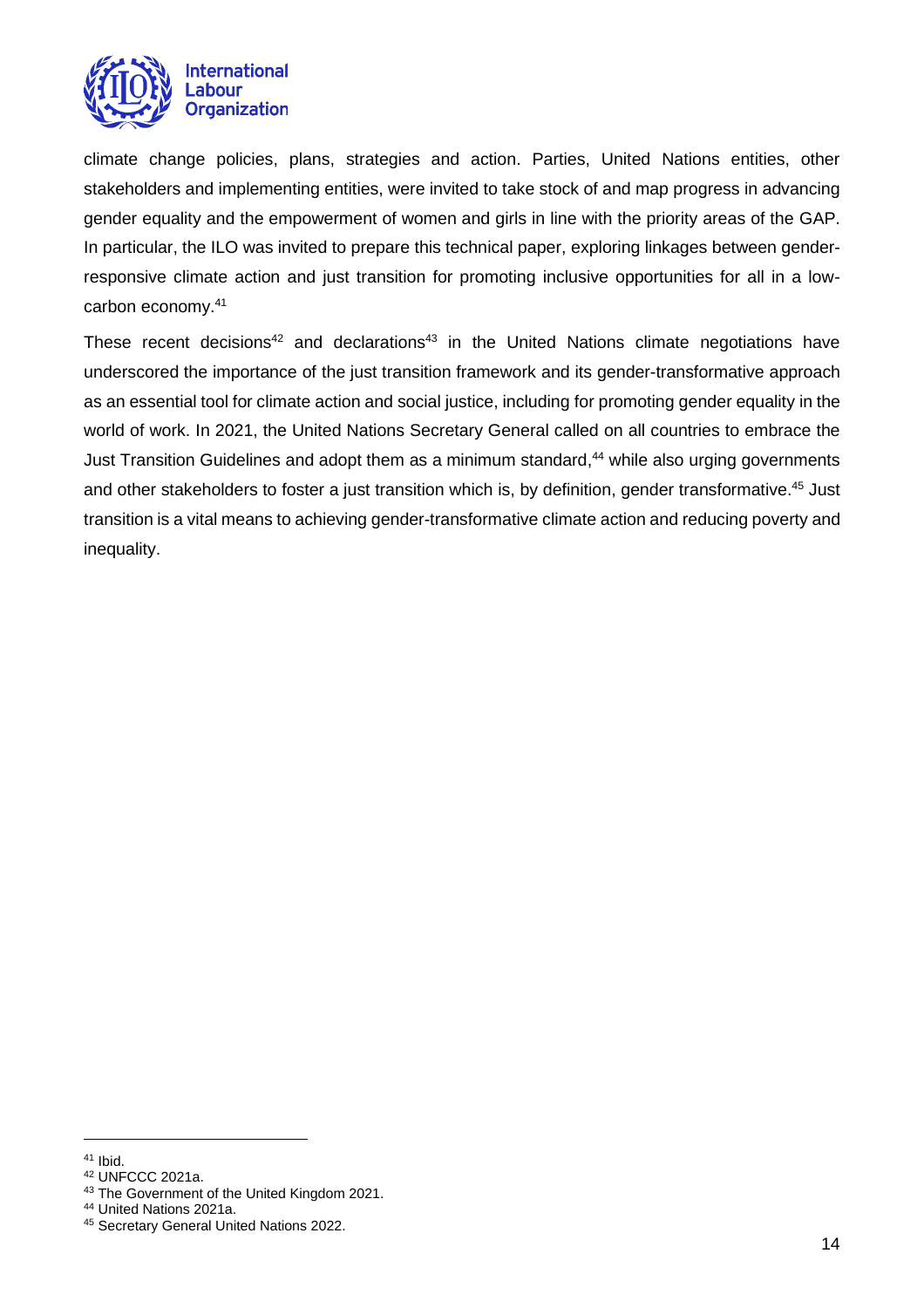climate change policies, plans, strategies and action. Parties, United Nations entities, other stakeholders and implementing entities, were invited to take stock of and map progress in advancing gender equality and the empowerment of women and girls in line with the priority areas of the GAP. In particular, the ILO was invited to prepare this technical paper, exploring linkages between gender-responsive climate action and just transition for promoting inclusive opportunities for all in a low-carbon economy.[41]

These recent decisions[42] and declarations[43] in the United Nations climate negotiations have underscored the importance of the just transition framework and its gender-transformative approach as an essential tool for climate action and social justice, including for promoting gender equality in the world of work. In 2021, the United Nations Secretary General called on all countries to embrace the Just Transition Guidelines and adopt them as a minimum standard,[44] while also urging governments and other stakeholders to foster a just transition which is, by definition, gender transformative.[45] Just transition is a vital means to achieving gender-transformative climate action and reducing poverty and inequality.

---

[41] Ibid.
[42] UNFCCC 2021a.
[43] The Government of the United Kingdom 2021.
[44] United Nations 2021a.
[45] Secretary General United Nations 2022.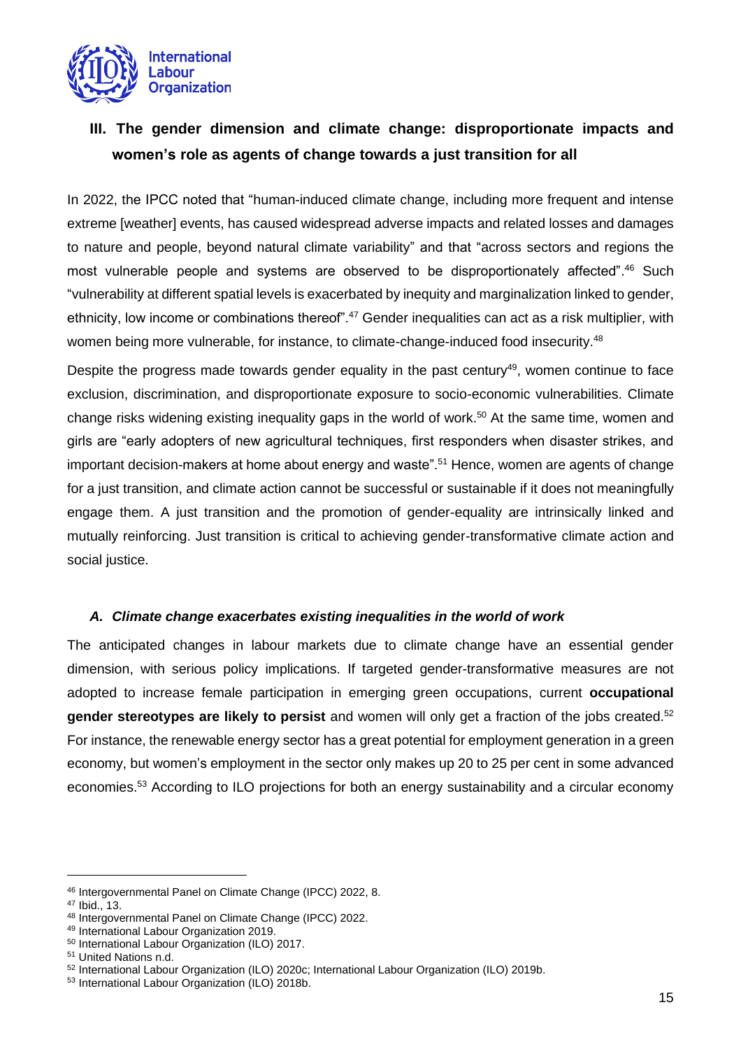## III. The gender dimension and climate change: disproportionate impacts and women's role as agents of change towards a just transition for all

In 2022, the IPCC noted that "human-induced climate change, including more frequent and intense extreme [weather] events, has caused widespread adverse impacts and related losses and damages to nature and people, beyond natural climate variability" and that "across sectors and regions the most vulnerable people and systems are observed to be disproportionately affected".[46] Such "vulnerability at different spatial levels is exacerbated by inequity and marginalization linked to gender, ethnicity, low income or combinations thereof".[47] Gender inequalities can act as a risk multiplier, with women being more vulnerable, for instance, to climate-change-induced food insecurity.[48]

Despite the progress made towards gender equality in the past century[49], women continue to face exclusion, discrimination, and disproportionate exposure to socio-economic vulnerabilities. Climate change risks widening existing inequality gaps in the world of work.[50] At the same time, women and girls are "early adopters of new agricultural techniques, first responders when disaster strikes, and important decision-makers at home about energy and waste".[51] Hence, women are agents of change for a just transition, and climate action cannot be successful or sustainable if it does not meaningfully engage them. A just transition and the promotion of gender-equality are intrinsically linked and mutually reinforcing. Just transition is critical to achieving gender-transformative climate action and social justice.

### *A. Climate change exacerbates existing inequalities in the world of work*

The anticipated changes in labour markets due to climate change have an essential gender dimension, with serious policy implications. If targeted gender-transformative measures are not adopted to increase female participation in emerging green occupations, current **occupational gender stereotypes are likely to persist** and women will only get a fraction of the jobs created.[52] For instance, the renewable energy sector has a great potential for employment generation in a green economy, but women's employment in the sector only makes up 20 to 25 per cent in some advanced economies.[53] According to ILO projections for both an energy sustainability and a circular economy

---

[46] Intergovernmental Panel on Climate Change (IPCC) 2022, 8.

[47] Ibid., 13.

[48] Intergovernmental Panel on Climate Change (IPCC) 2022.

[49] International Labour Organization 2019.

[50] International Labour Organization (ILO) 2017.

[51] United Nations n.d.

[52] International Labour Organization (ILO) 2020c; International Labour Organization (ILO) 2019b.

[53] International Labour Organization (ILO) 2018b.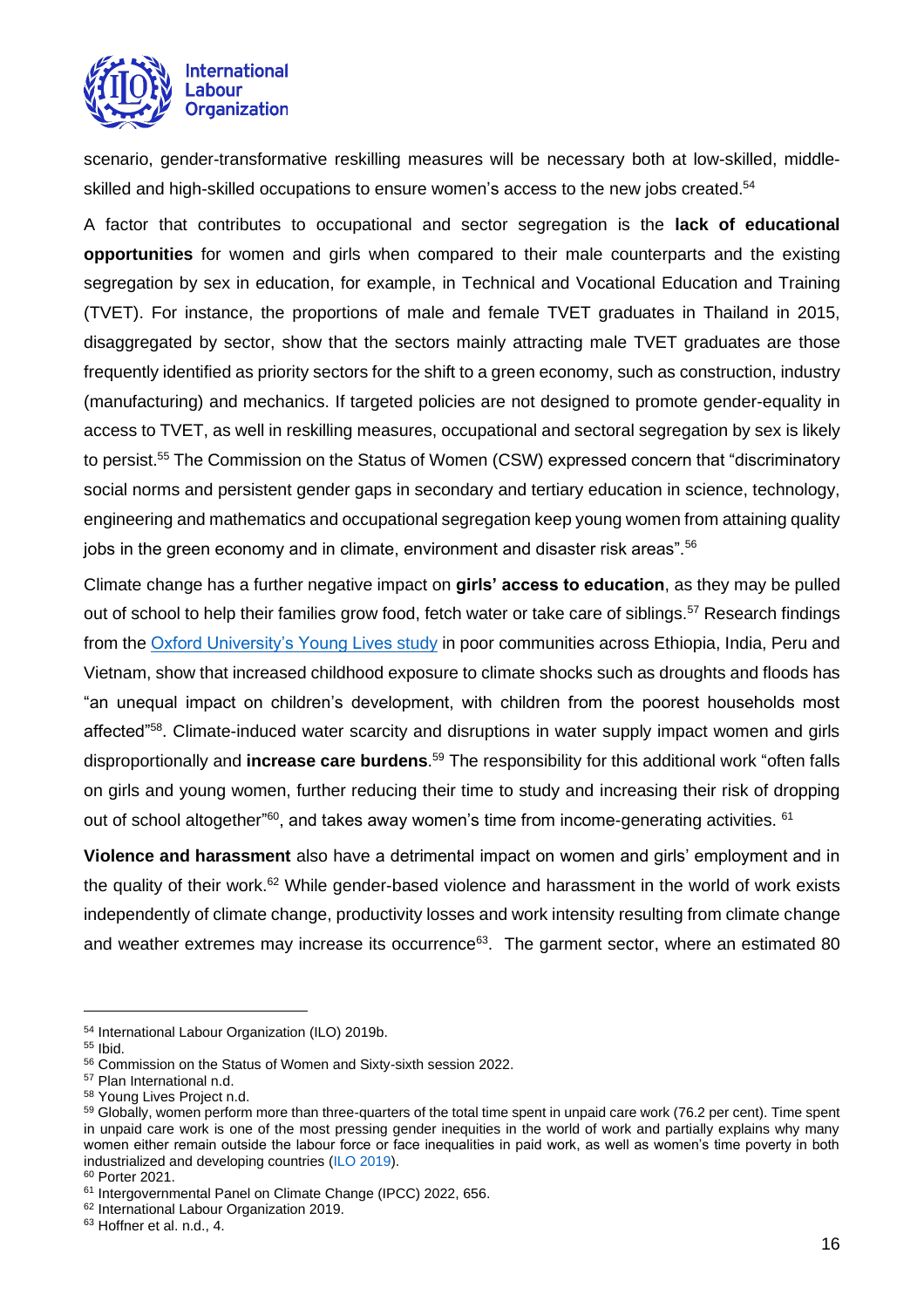scenario, gender-transformative reskilling measures will be necessary both at low-skilled, middle-skilled and high-skilled occupations to ensure women's access to the new jobs created.[54]

A factor that contributes to occupational and sector segregation is the **lack of educational opportunities** for women and girls when compared to their male counterparts and the existing segregation by sex in education, for example, in Technical and Vocational Education and Training (TVET). For instance, the proportions of male and female TVET graduates in Thailand in 2015, disaggregated by sector, show that the sectors mainly attracting male TVET graduates are those frequently identified as priority sectors for the shift to a green economy, such as construction, industry (manufacturing) and mechanics. If targeted policies are not designed to promote gender-equality in access to TVET, as well in reskilling measures, occupational and sectoral segregation by sex is likely to persist.[55] The Commission on the Status of Women (CSW) expressed concern that "discriminatory social norms and persistent gender gaps in secondary and tertiary education in science, technology, engineering and mathematics and occupational segregation keep young women from attaining quality jobs in the green economy and in climate, environment and disaster risk areas".[56]

Climate change has a further negative impact on **girls' access to education**, as they may be pulled out of school to help their families grow food, fetch water or take care of siblings.[57] Research findings from the [Oxford University's Young Lives study] in poor communities across Ethiopia, India, Peru and Vietnam, show that increased childhood exposure to climate shocks such as droughts and floods has "an unequal impact on children's development, with children from the poorest households most affected"[58]. Climate-induced water scarcity and disruptions in water supply impact women and girls disproportionally and **increase care burdens**.[59] The responsibility for this additional work "often falls on girls and young women, further reducing their time to study and increasing their risk of dropping out of school altogether"[60], and takes away women's time from income-generating activities. [61]

**Violence and harassment** also have a detrimental impact on women and girls' employment and in the quality of their work.[62] While gender-based violence and harassment in the world of work exists independently of climate change, productivity losses and work intensity resulting from climate change and weather extremes may increase its occurrence[63]. The garment sector, where an estimated 80

---

[54] International Labour Organization (ILO) 2019b.
[55] Ibid.
[56] Commission on the Status of Women and Sixty-sixth session 2022.
[57] Plan International n.d.
[58] Young Lives Project n.d.
[59] Globally, women perform more than three-quarters of the total time spent in unpaid care work (76.2 per cent). Time spent in unpaid care work is one of the most pressing gender inequities in the world of work and partially explains why many women either remain outside the labour force or face inequalities in paid work, as well as women's time poverty in both industrialized and developing countries (ILO 2019).
[60] Porter 2021.
[61] Intergovernmental Panel on Climate Change (IPCC) 2022, 656.
[62] International Labour Organization 2019.
[63] Hoffner et al. n.d., 4.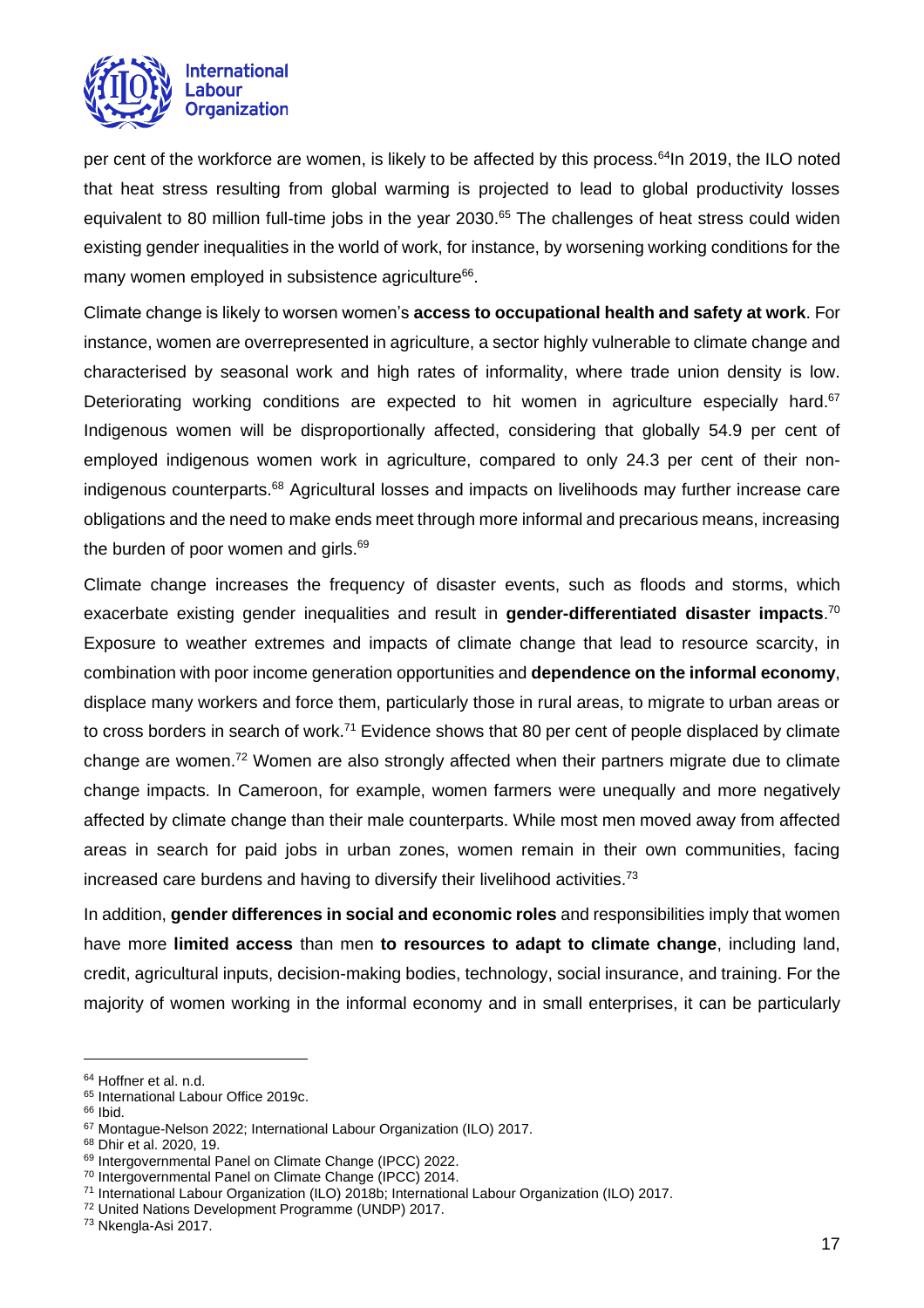per cent of the workforce are women, is likely to be affected by this process.[64]In 2019, the ILO noted that heat stress resulting from global warming is projected to lead to global productivity losses equivalent to 80 million full-time jobs in the year 2030.[65] The challenges of heat stress could widen existing gender inequalities in the world of work, for instance, by worsening working conditions for the many women employed in subsistence agriculture[66].

Climate change is likely to worsen women's **access to occupational health and safety at work**. For instance, women are overrepresented in agriculture, a sector highly vulnerable to climate change and characterised by seasonal work and high rates of informality, where trade union density is low. Deteriorating working conditions are expected to hit women in agriculture especially hard.[67] Indigenous women will be disproportionally affected, considering that globally 54.9 per cent of employed indigenous women work in agriculture, compared to only 24.3 per cent of their non-indigenous counterparts.[68] Agricultural losses and impacts on livelihoods may further increase care obligations and the need to make ends meet through more informal and precarious means, increasing the burden of poor women and girls.[69]

Climate change increases the frequency of disaster events, such as floods and storms, which exacerbate existing gender inequalities and result in **gender-differentiated disaster impacts**.[70] Exposure to weather extremes and impacts of climate change that lead to resource scarcity, in combination with poor income generation opportunities and **dependence on the informal economy**, displace many workers and force them, particularly those in rural areas, to migrate to urban areas or to cross borders in search of work.[71] Evidence shows that 80 per cent of people displaced by climate change are women.[72] Women are also strongly affected when their partners migrate due to climate change impacts. In Cameroon, for example, women farmers were unequally and more negatively affected by climate change than their male counterparts. While most men moved away from affected areas in search for paid jobs in urban zones, women remain in their own communities, facing increased care burdens and having to diversify their livelihood activities.[73]

In addition, **gender differences in social and economic roles** and responsibilities imply that women have more **limited access** than men **to resources to adapt to climate change**, including land, credit, agricultural inputs, decision-making bodies, technology, social insurance, and training. For the majority of women working in the informal economy and in small enterprises, it can be particularly

---

[64] Hoffner et al. n.d.
[65] International Labour Office 2019c.
[66] Ibid.
[67] Montague-Nelson 2022; International Labour Organization (ILO) 2017.
[68] Dhir et al. 2020, 19.
[69] Intergovernmental Panel on Climate Change (IPCC) 2022.
[70] Intergovernmental Panel on Climate Change (IPCC) 2014.
[71] International Labour Organization (ILO) 2018b; International Labour Organization (ILO) 2017.
[72] United Nations Development Programme (UNDP) 2017.
[73] Nkengla-Asi 2017.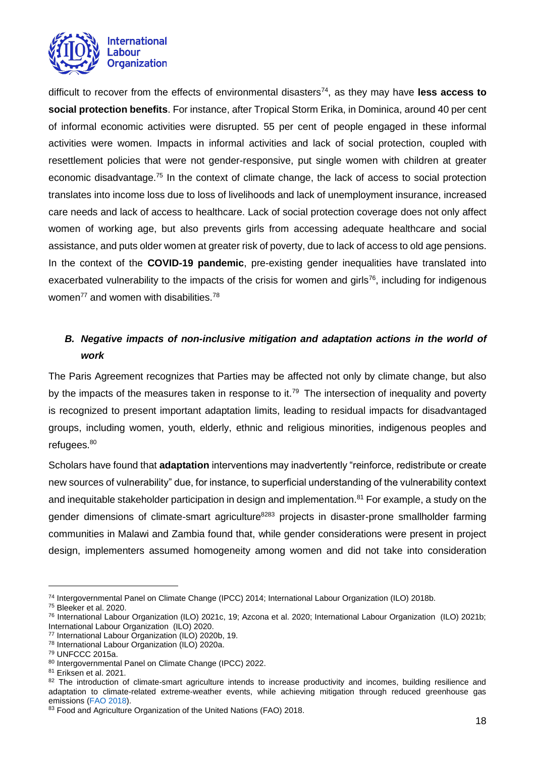difficult to recover from the effects of environmental disasters[74], as they may have **less access to social protection benefits**. For instance, after Tropical Storm Erika, in Dominica, around 40 per cent of informal economic activities were disrupted. 55 per cent of people engaged in these informal activities were women. Impacts in informal activities and lack of social protection, coupled with resettlement policies that were not gender-responsive, put single women with children at greater economic disadvantage.[75] In the context of climate change, the lack of access to social protection translates into income loss due to loss of livelihoods and lack of unemployment insurance, increased care needs and lack of access to healthcare. Lack of social protection coverage does not only affect women of working age, but also prevents girls from accessing adequate healthcare and social assistance, and puts older women at greater risk of poverty, due to lack of access to old age pensions. In the context of the **COVID-19 pandemic**, pre-existing gender inequalities have translated into exacerbated vulnerability to the impacts of the crisis for women and girls[76], including for indigenous women[77] and women with disabilities.[78]

### ***B. Negative impacts of non-inclusive mitigation and adaptation actions in the world of work***

The Paris Agreement recognizes that Parties may be affected not only by climate change, but also by the impacts of the measures taken in response to it.[79] The intersection of inequality and poverty is recognized to present important adaptation limits, leading to residual impacts for disadvantaged groups, including women, youth, elderly, ethnic and religious minorities, indigenous peoples and refugees.[80]

Scholars have found that **adaptation** interventions may inadvertently "reinforce, redistribute or create new sources of vulnerability" due, for instance, to superficial understanding of the vulnerability context and inequitable stakeholder participation in design and implementation.[81] For example, a study on the gender dimensions of climate-smart agriculture[82][83] projects in disaster-prone smallholder farming communities in Malawi and Zambia found that, while gender considerations were present in project design, implementers assumed homogeneity among women and did not take into consideration

---

[74] Intergovernmental Panel on Climate Change (IPCC) 2014; International Labour Organization (ILO) 2018b.

[75] Bleeker et al. 2020.

[76] International Labour Organization (ILO) 2021c, 19; Azcona et al. 2020; International Labour Organization (ILO) 2021b; International Labour Organization (ILO) 2020.

[77] International Labour Organization (ILO) 2020b, 19.

[78] International Labour Organization (ILO) 2020a.

[79] UNFCCC 2015a.

[80] Intergovernmental Panel on Climate Change (IPCC) 2022.

[81] Eriksen et al. 2021.

[82] The introduction of climate-smart agriculture intends to increase productivity and incomes, building resilience and adaptation to climate-related extreme-weather events, while achieving mitigation through reduced greenhouse gas emissions (FAO 2018).

[83] Food and Agriculture Organization of the United Nations (FAO) 2018.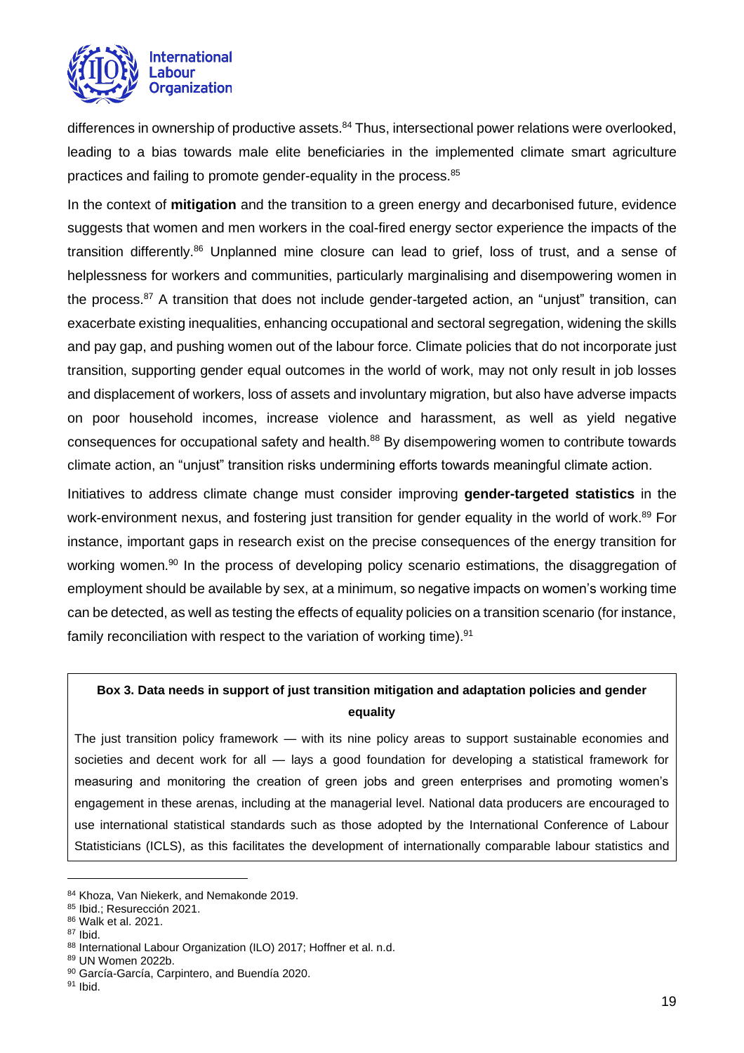differences in ownership of productive assets.[84] Thus, intersectional power relations were overlooked, leading to a bias towards male elite beneficiaries in the implemented climate smart agriculture practices and failing to promote gender-equality in the process.[85]

In the context of **mitigation** and the transition to a green energy and decarbonised future, evidence suggests that women and men workers in the coal-fired energy sector experience the impacts of the transition differently.[86] Unplanned mine closure can lead to grief, loss of trust, and a sense of helplessness for workers and communities, particularly marginalising and disempowering women in the process.[87] A transition that does not include gender-targeted action, an "unjust" transition, can exacerbate existing inequalities, enhancing occupational and sectoral segregation, widening the skills and pay gap, and pushing women out of the labour force. Climate policies that do not incorporate just transition, supporting gender equal outcomes in the world of work, may not only result in job losses and displacement of workers, loss of assets and involuntary migration, but also have adverse impacts on poor household incomes, increase violence and harassment, as well as yield negative consequences for occupational safety and health.[88] By disempowering women to contribute towards climate action, an "unjust" transition risks undermining efforts towards meaningful climate action.

Initiatives to address climate change must consider improving **gender-targeted statistics** in the work-environment nexus, and fostering just transition for gender equality in the world of work.[89] For instance, important gaps in research exist on the precise consequences of the energy transition for working women.[90] In the process of developing policy scenario estimations, the disaggregation of employment should be available by sex, at a minimum, so negative impacts on women's working time can be detected, as well as testing the effects of equality policies on a transition scenario (for instance, family reconciliation with respect to the variation of working time).[91]

**Box 3. Data needs in support of just transition mitigation and adaptation policies and gender equality**

The just transition policy framework — with its nine policy areas to support sustainable economies and societies and decent work for all — lays a good foundation for developing a statistical framework for measuring and monitoring the creation of green jobs and green enterprises and promoting women's engagement in these arenas, including at the managerial level. National data producers are encouraged to use international statistical standards such as those adopted by the International Conference of Labour Statisticians (ICLS), as this facilitates the development of internationally comparable labour statistics and

[84] Khoza, Van Niekerk, and Nemakonde 2019.
[85] Ibid.; Resurección 2021.
[86] Walk et al. 2021.
[87] Ibid.
[88] International Labour Organization (ILO) 2017; Hoffner et al. n.d.
[89] UN Women 2022b.
[90] García-García, Carpintero, and Buendía 2020.
[91] Ibid.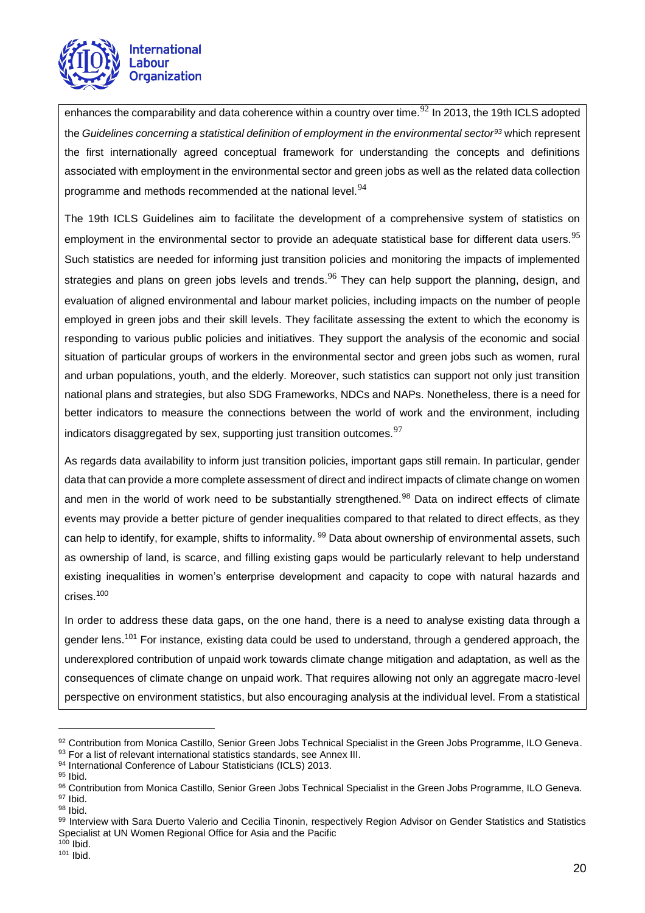enhances the comparability and data coherence within a country over time.[92] In 2013, the 19th ICLS adopted the *Guidelines concerning a statistical definition of employment in the environmental sector*[93] which represent the first internationally agreed conceptual framework for understanding the concepts and definitions associated with employment in the environmental sector and green jobs as well as the related data collection programme and methods recommended at the national level.[94]

The 19th ICLS Guidelines aim to facilitate the development of a comprehensive system of statistics on employment in the environmental sector to provide an adequate statistical base for different data users.[95] Such statistics are needed for informing just transition policies and monitoring the impacts of implemented strategies and plans on green jobs levels and trends.[96] They can help support the planning, design, and evaluation of aligned environmental and labour market policies, including impacts on the number of people employed in green jobs and their skill levels. They facilitate assessing the extent to which the economy is responding to various public policies and initiatives. They support the analysis of the economic and social situation of particular groups of workers in the environmental sector and green jobs such as women, rural and urban populations, youth, and the elderly. Moreover, such statistics can support not only just transition national plans and strategies, but also SDG Frameworks, NDCs and NAPs. Nonetheless, there is a need for better indicators to measure the connections between the world of work and the environment, including indicators disaggregated by sex, supporting just transition outcomes.[97]

As regards data availability to inform just transition policies, important gaps still remain. In particular, gender data that can provide a more complete assessment of direct and indirect impacts of climate change on women and men in the world of work need to be substantially strengthened.[98] Data on indirect effects of climate events may provide a better picture of gender inequalities compared to that related to direct effects, as they can help to identify, for example, shifts to informality. [99] Data about ownership of environmental assets, such as ownership of land, is scarce, and filling existing gaps would be particularly relevant to help understand existing inequalities in women's enterprise development and capacity to cope with natural hazards and crises.[100]

In order to address these data gaps, on the one hand, there is a need to analyse existing data through a gender lens.[101] For instance, existing data could be used to understand, through a gendered approach, the underexplored contribution of unpaid work towards climate change mitigation and adaptation, as well as the consequences of climate change on unpaid work. That requires allowing not only an aggregate macro-level perspective on environment statistics, but also encouraging analysis at the individual level. From a statistical

---

[92] Contribution from Monica Castillo, Senior Green Jobs Technical Specialist in the Green Jobs Programme, ILO Geneva.
[93] For a list of relevant international statistics standards, see Annex III.
[94] International Conference of Labour Statisticians (ICLS) 2013.
[95] Ibid.
[96] Contribution from Monica Castillo, Senior Green Jobs Technical Specialist in the Green Jobs Programme, ILO Geneva.
[97] Ibid.
[98] Ibid.
[99] Interview with Sara Duerto Valerio and Cecilia Tinonin, respectively Region Advisor on Gender Statistics and Statistics Specialist at UN Women Regional Office for Asia and the Pacific
[100] Ibid.
[101] Ibid.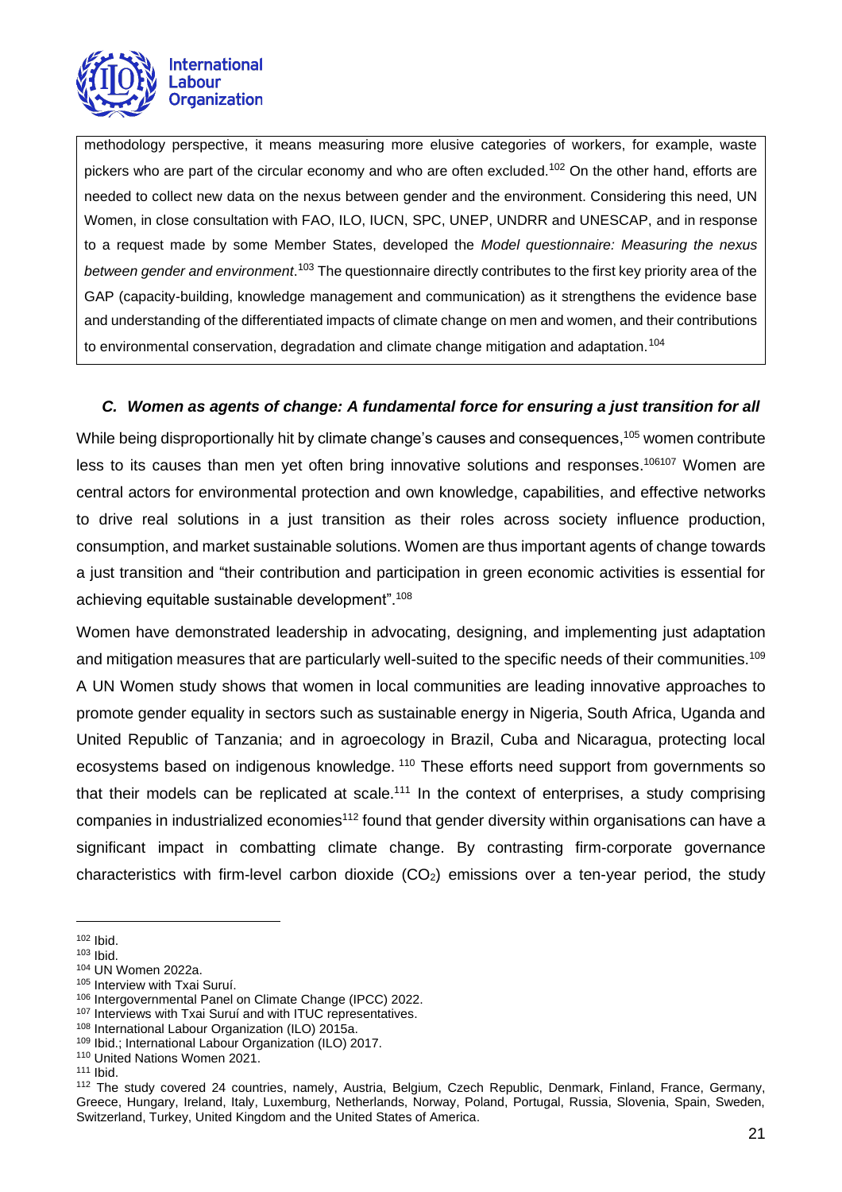methodology perspective, it means measuring more elusive categories of workers, for example, waste pickers who are part of the circular economy and who are often excluded.[102] On the other hand, efforts are needed to collect new data on the nexus between gender and the environment. Considering this need, UN Women, in close consultation with FAO, ILO, IUCN, SPC, UNEP, UNDRR and UNESCAP, and in response to a request made by some Member States, developed the *Model questionnaire: Measuring the nexus between gender and environment*.[103] The questionnaire directly contributes to the first key priority area of the GAP (capacity-building, knowledge management and communication) as it strengthens the evidence base and understanding of the differentiated impacts of climate change on men and women, and their contributions to environmental conservation, degradation and climate change mitigation and adaptation.[104]

### *C. Women as agents of change: A fundamental force for ensuring a just transition for all*

While being disproportionally hit by climate change's causes and consequences,[105] women contribute less to its causes than men yet often bring innovative solutions and responses.[106][107] Women are central actors for environmental protection and own knowledge, capabilities, and effective networks to drive real solutions in a just transition as their roles across society influence production, consumption, and market sustainable solutions. Women are thus important agents of change towards a just transition and "their contribution and participation in green economic activities is essential for achieving equitable sustainable development".[108]

Women have demonstrated leadership in advocating, designing, and implementing just adaptation and mitigation measures that are particularly well-suited to the specific needs of their communities.[109] A UN Women study shows that women in local communities are leading innovative approaches to promote gender equality in sectors such as sustainable energy in Nigeria, South Africa, Uganda and United Republic of Tanzania; and in agroecology in Brazil, Cuba and Nicaragua, protecting local ecosystems based on indigenous knowledge.[110] These efforts need support from governments so that their models can be replicated at scale.[111] In the context of enterprises, a study comprising companies in industrialized economies[112] found that gender diversity within organisations can have a significant impact in combatting climate change. By contrasting firm-corporate governance characteristics with firm-level carbon dioxide ($CO_2$) emissions over a ten-year period, the study

---

[102] Ibid.
[103] Ibid.
[104] UN Women 2022a.
[105] Interview with Txai Suruí.
[106] Intergovernmental Panel on Climate Change (IPCC) 2022.
[107] Interviews with Txai Suruí and with ITUC representatives.
[108] International Labour Organization (ILO) 2015a.
[109] Ibid.; International Labour Organization (ILO) 2017.
[110] United Nations Women 2021.
[111] Ibid.
[112] The study covered 24 countries, namely, Austria, Belgium, Czech Republic, Denmark, Finland, France, Germany, Greece, Hungary, Ireland, Italy, Luxemburg, Netherlands, Norway, Poland, Portugal, Russia, Slovenia, Spain, Sweden, Switzerland, Turkey, United Kingdom and the United States of America.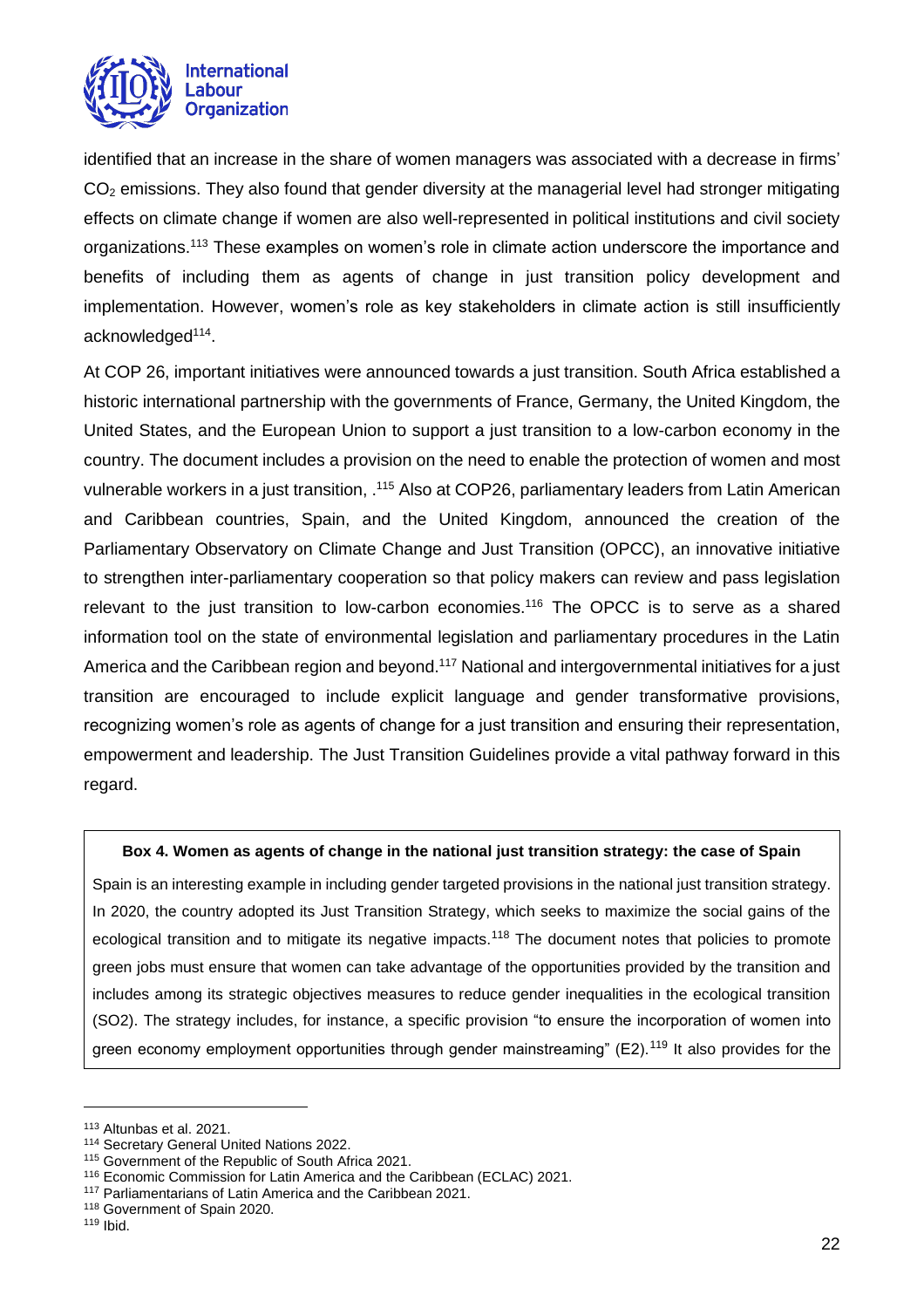identified that an increase in the share of women managers was associated with a decrease in firms' $CO_2$ emissions. They also found that gender diversity at the managerial level had stronger mitigating effects on climate change if women are also well-represented in political institutions and civil society organizations.[113] These examples on women's role in climate action underscore the importance and benefits of including them as agents of change in just transition policy development and implementation. However, women's role as key stakeholders in climate action is still insufficiently acknowledged[114].

At COP 26, important initiatives were announced towards a just transition. South Africa established a historic international partnership with the governments of France, Germany, the United Kingdom, the United States, and the European Union to support a just transition to a low-carbon economy in the country. The document includes a provision on the need to enable the protection of women and most vulnerable workers in a just transition, .[115] Also at COP26, parliamentary leaders from Latin American and Caribbean countries, Spain, and the United Kingdom, announced the creation of the Parliamentary Observatory on Climate Change and Just Transition (OPCC), an innovative initiative to strengthen inter-parliamentary cooperation so that policy makers can review and pass legislation relevant to the just transition to low-carbon economies.[116] The OPCC is to serve as a shared information tool on the state of environmental legislation and parliamentary procedures in the Latin America and the Caribbean region and beyond.[117] National and intergovernmental initiatives for a just transition are encouraged to include explicit language and gender transformative provisions, recognizing women's role as agents of change for a just transition and ensuring their representation, empowerment and leadership. The Just Transition Guidelines provide a vital pathway forward in this regard.

**Box 4. Women as agents of change in the national just transition strategy: the case of Spain**

Spain is an interesting example in including gender targeted provisions in the national just transition strategy. In 2020, the country adopted its Just Transition Strategy, which seeks to maximize the social gains of the ecological transition and to mitigate its negative impacts.[118] The document notes that policies to promote green jobs must ensure that women can take advantage of the opportunities provided by the transition and includes among its strategic objectives measures to reduce gender inequalities in the ecological transition (SO2). The strategy includes, for instance, a specific provision "to ensure the incorporation of women into green economy employment opportunities through gender mainstreaming" (E2).[119] It also provides for the

---

[113] Altunbas et al. 2021.
[114] Secretary General United Nations 2022.
[115] Government of the Republic of South Africa 2021.
[116] Economic Commission for Latin America and the Caribbean (ECLAC) 2021.
[117] Parliamentarians of Latin America and the Caribbean 2021.
[118] Government of Spain 2020.
[119] Ibid.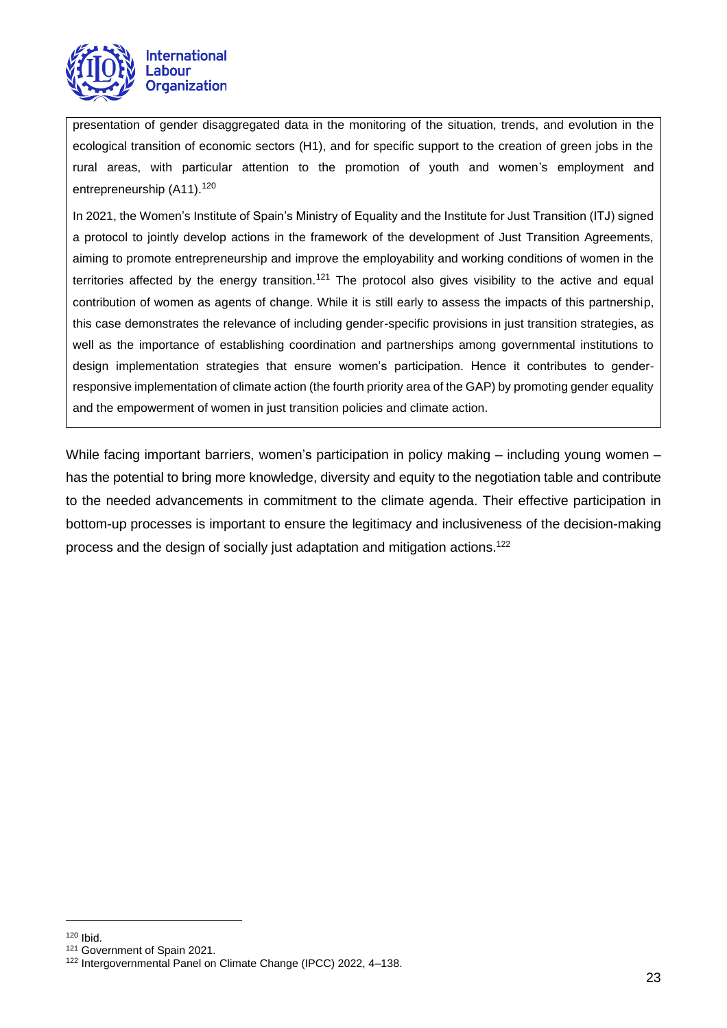presentation of gender disaggregated data in the monitoring of the situation, trends, and evolution in the ecological transition of economic sectors (H1), and for specific support to the creation of green jobs in the rural areas, with particular attention to the promotion of youth and women's employment and entrepreneurship (A11).[120]

In 2021, the Women's Institute of Spain's Ministry of Equality and the Institute for Just Transition (ITJ) signed a protocol to jointly develop actions in the framework of the development of Just Transition Agreements, aiming to promote entrepreneurship and improve the employability and working conditions of women in the territories affected by the energy transition.[121] The protocol also gives visibility to the active and equal contribution of women as agents of change. While it is still early to assess the impacts of this partnership, this case demonstrates the relevance of including gender-specific provisions in just transition strategies, as well as the importance of establishing coordination and partnerships among governmental institutions to design implementation strategies that ensure women's participation. Hence it contributes to gender-responsive implementation of climate action (the fourth priority area of the GAP) by promoting gender equality and the empowerment of women in just transition policies and climate action.

While facing important barriers, women's participation in policy making – including young women – has the potential to bring more knowledge, diversity and equity to the negotiation table and contribute to the needed advancements in commitment to the climate agenda. Their effective participation in bottom-up processes is important to ensure the legitimacy and inclusiveness of the decision-making process and the design of socially just adaptation and mitigation actions.[122]

[120] Ibid.

[121] Government of Spain 2021.

[122] Intergovernmental Panel on Climate Change (IPCC) 2022, 4–138.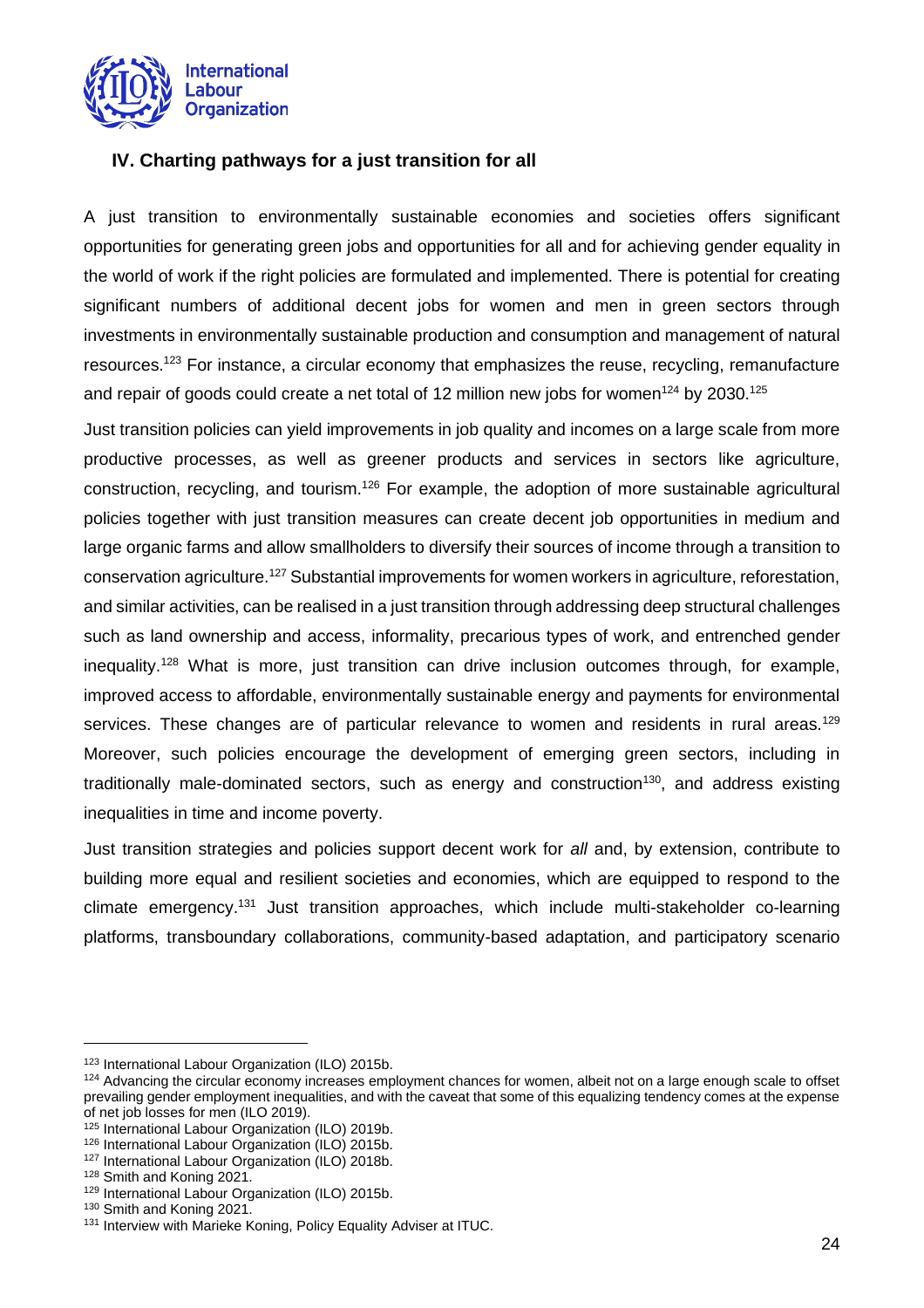## IV. Charting pathways for a just transition for all

A just transition to environmentally sustainable economies and societies offers significant opportunities for generating green jobs and opportunities for all and for achieving gender equality in the world of work if the right policies are formulated and implemented. There is potential for creating significant numbers of additional decent jobs for women and men in green sectors through investments in environmentally sustainable production and consumption and management of natural resources.[123] For instance, a circular economy that emphasizes the reuse, recycling, remanufacture and repair of goods could create a net total of 12 million new jobs for women[124] by 2030.[125]

Just transition policies can yield improvements in job quality and incomes on a large scale from more productive processes, as well as greener products and services in sectors like agriculture, construction, recycling, and tourism.[126] For example, the adoption of more sustainable agricultural policies together with just transition measures can create decent job opportunities in medium and large organic farms and allow smallholders to diversify their sources of income through a transition to conservation agriculture.[127] Substantial improvements for women workers in agriculture, reforestation, and similar activities, can be realised in a just transition through addressing deep structural challenges such as land ownership and access, informality, precarious types of work, and entrenched gender inequality.[128] What is more, just transition can drive inclusion outcomes through, for example, improved access to affordable, environmentally sustainable energy and payments for environmental services. These changes are of particular relevance to women and residents in rural areas.[129] Moreover, such policies encourage the development of emerging green sectors, including in traditionally male-dominated sectors, such as energy and construction[130], and address existing inequalities in time and income poverty.

Just transition strategies and policies support decent work for *all* and, by extension, contribute to building more equal and resilient societies and economies, which are equipped to respond to the climate emergency.[131] Just transition approaches, which include multi-stakeholder co-learning platforms, transboundary collaborations, community-based adaptation, and participatory scenario

---

[123] International Labour Organization (ILO) 2015b.

[124] Advancing the circular economy increases employment chances for women, albeit not on a large enough scale to offset prevailing gender employment inequalities, and with the caveat that some of this equalizing tendency comes at the expense of net job losses for men (ILO 2019).

[125] International Labour Organization (ILO) 2019b.

[126] International Labour Organization (ILO) 2015b.

[127] International Labour Organization (ILO) 2018b.

[128] Smith and Koning 2021.

[129] International Labour Organization (ILO) 2015b.

[130] Smith and Koning 2021.

[131] Interview with Marieke Koning, Policy Equality Adviser at ITUC.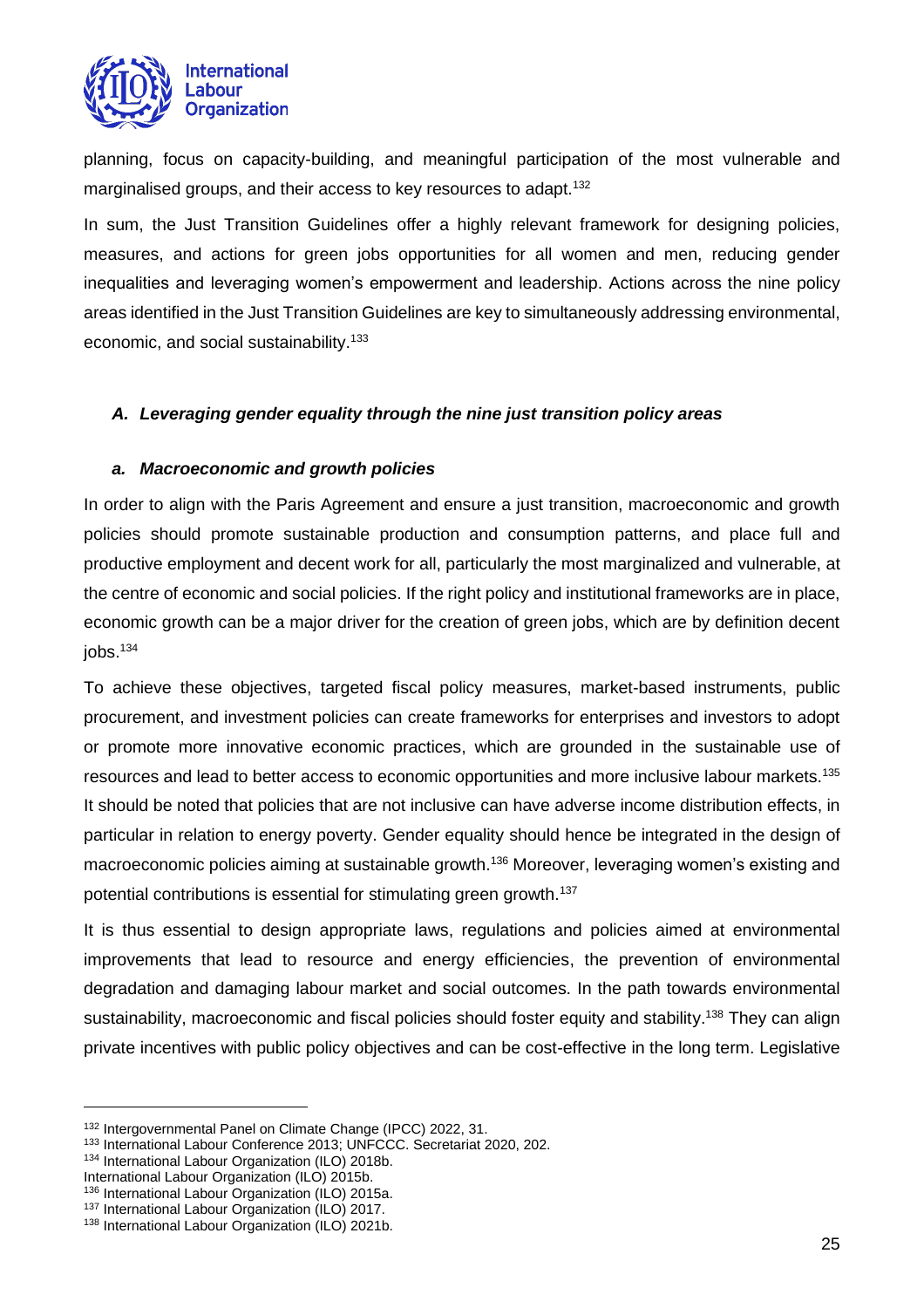planning, focus on capacity-building, and meaningful participation of the most vulnerable and marginalised groups, and their access to key resources to adapt.[132]

In sum, the Just Transition Guidelines offer a highly relevant framework for designing policies, measures, and actions for green jobs opportunities for all women and men, reducing gender inequalities and leveraging women's empowerment and leadership. Actions across the nine policy areas identified in the Just Transition Guidelines are key to simultaneously addressing environmental, economic, and social sustainability.[133]

### *A. Leveraging gender equality through the nine just transition policy areas*

#### *a. Macroeconomic and growth policies*

In order to align with the Paris Agreement and ensure a just transition, macroeconomic and growth policies should promote sustainable production and consumption patterns, and place full and productive employment and decent work for all, particularly the most marginalized and vulnerable, at the centre of economic and social policies. If the right policy and institutional frameworks are in place, economic growth can be a major driver for the creation of green jobs, which are by definition decent jobs.[134]

To achieve these objectives, targeted fiscal policy measures, market-based instruments, public procurement, and investment policies can create frameworks for enterprises and investors to adopt or promote more innovative economic practices, which are grounded in the sustainable use of resources and lead to better access to economic opportunities and more inclusive labour markets.[135] It should be noted that policies that are not inclusive can have adverse income distribution effects, in particular in relation to energy poverty. Gender equality should hence be integrated in the design of macroeconomic policies aiming at sustainable growth.[136] Moreover, leveraging women's existing and potential contributions is essential for stimulating green growth.[137]

It is thus essential to design appropriate laws, regulations and policies aimed at environmental improvements that lead to resource and energy efficiencies, the prevention of environmental degradation and damaging labour market and social outcomes. In the path towards environmental sustainability, macroeconomic and fiscal policies should foster equity and stability.[138] They can align private incentives with public policy objectives and can be cost-effective in the long term. Legislative

---

[132] Intergovernmental Panel on Climate Change (IPCC) 2022, 31.

[133] International Labour Conference 2013; UNFCCC. Secretariat 2020, 202.

[134] International Labour Organization (ILO) 2018b.

International Labour Organization (ILO) 2015b.

[136] International Labour Organization (ILO) 2015a.

[137] International Labour Organization (ILO) 2017.

[138] International Labour Organization (ILO) 2021b.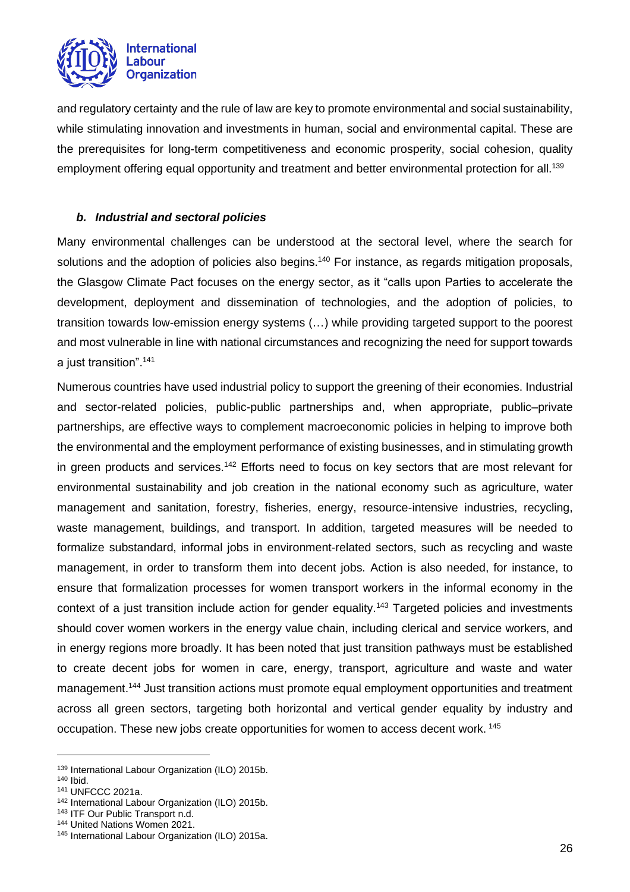and regulatory certainty and the rule of law are key to promote environmental and social sustainability, while stimulating innovation and investments in human, social and environmental capital. These are the prerequisites for long-term competitiveness and economic prosperity, social cohesion, quality employment offering equal opportunity and treatment and better environmental protection for all.[139]

### *b. Industrial and sectoral policies*

Many environmental challenges can be understood at the sectoral level, where the search for solutions and the adoption of policies also begins.[140] For instance, as regards mitigation proposals, the Glasgow Climate Pact focuses on the energy sector, as it "calls upon Parties to accelerate the development, deployment and dissemination of technologies, and the adoption of policies, to transition towards low-emission energy systems (…) while providing targeted support to the poorest and most vulnerable in line with national circumstances and recognizing the need for support towards a just transition".[141]

Numerous countries have used industrial policy to support the greening of their economies. Industrial and sector-related policies, public-public partnerships and, when appropriate, public–private partnerships, are effective ways to complement macroeconomic policies in helping to improve both the environmental and the employment performance of existing businesses, and in stimulating growth in green products and services.[142] Efforts need to focus on key sectors that are most relevant for environmental sustainability and job creation in the national economy such as agriculture, water management and sanitation, forestry, fisheries, energy, resource-intensive industries, recycling, waste management, buildings, and transport. In addition, targeted measures will be needed to formalize substandard, informal jobs in environment-related sectors, such as recycling and waste management, in order to transform them into decent jobs. Action is also needed, for instance, to ensure that formalization processes for women transport workers in the informal economy in the context of a just transition include action for gender equality.[143] Targeted policies and investments should cover women workers in the energy value chain, including clerical and service workers, and in energy regions more broadly. It has been noted that just transition pathways must be established to create decent jobs for women in care, energy, transport, agriculture and waste and water management.[144] Just transition actions must promote equal employment opportunities and treatment across all green sectors, targeting both horizontal and vertical gender equality by industry and occupation. These new jobs create opportunities for women to access decent work.[145]

---

[139] International Labour Organization (ILO) 2015b.
[140] Ibid.
[141] UNFCCC 2021a.
[142] International Labour Organization (ILO) 2015b.
[143] ITF Our Public Transport n.d.
[144] United Nations Women 2021.
[145] International Labour Organization (ILO) 2015a.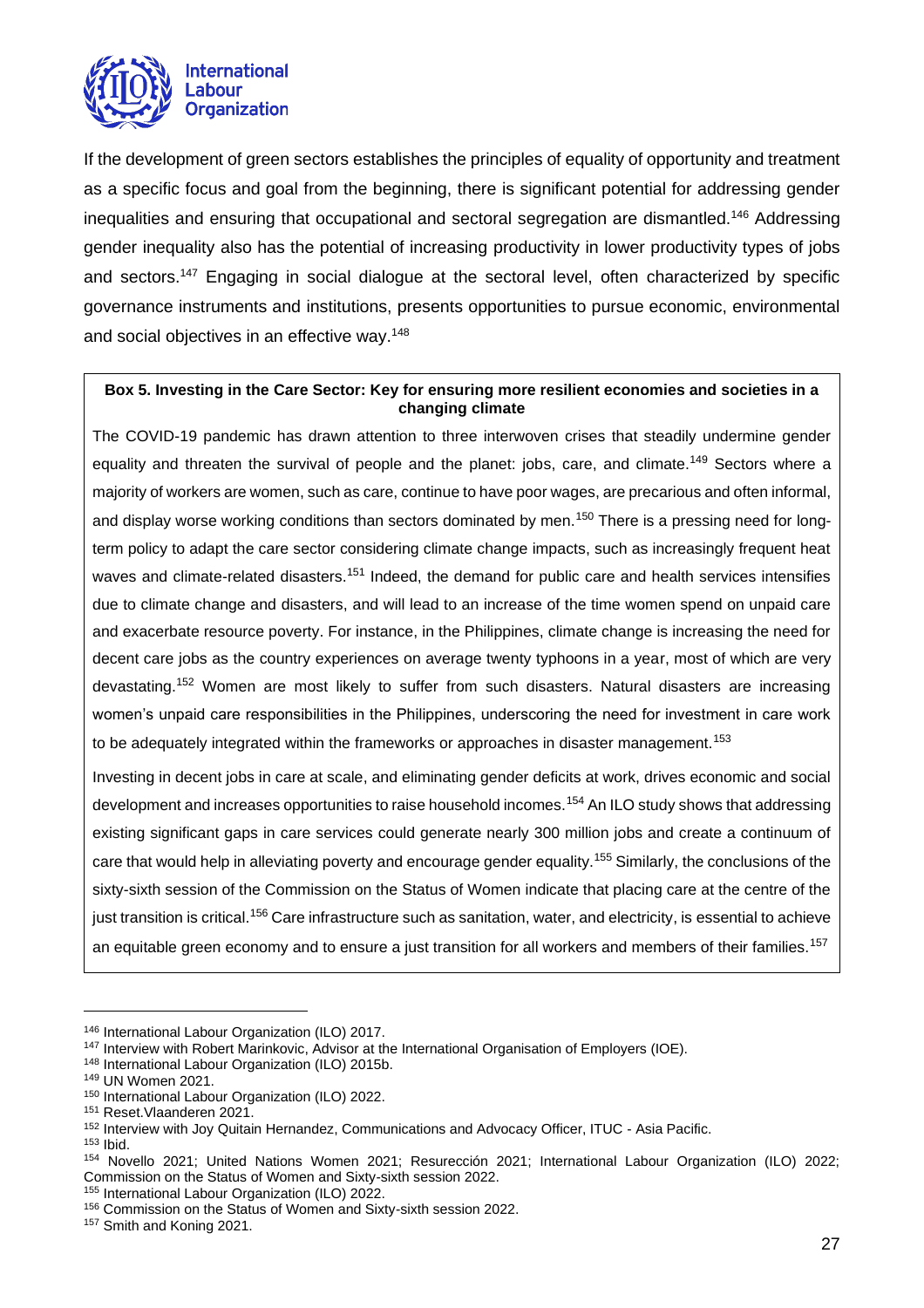If the development of green sectors establishes the principles of equality of opportunity and treatment as a specific focus and goal from the beginning, there is significant potential for addressing gender inequalities and ensuring that occupational and sectoral segregation are dismantled.[146] Addressing gender inequality also has the potential of increasing productivity in lower productivity types of jobs and sectors.[147] Engaging in social dialogue at the sectoral level, often characterized by specific governance instruments and institutions, presents opportunities to pursue economic, environmental and social objectives in an effective way.[148]

**Box 5. Investing in the Care Sector: Key for ensuring more resilient economies and societies in a changing climate**

The COVID-19 pandemic has drawn attention to three interwoven crises that steadily undermine gender equality and threaten the survival of people and the planet: jobs, care, and climate.[149] Sectors where a majority of workers are women, such as care, continue to have poor wages, are precarious and often informal, and display worse working conditions than sectors dominated by men.[150] There is a pressing need for long-term policy to adapt the care sector considering climate change impacts, such as increasingly frequent heat waves and climate-related disasters.[151] Indeed, the demand for public care and health services intensifies due to climate change and disasters, and will lead to an increase of the time women spend on unpaid care and exacerbate resource poverty. For instance, in the Philippines, climate change is increasing the need for decent care jobs as the country experiences on average twenty typhoons in a year, most of which are very devastating.[152] Women are most likely to suffer from such disasters. Natural disasters are increasing women's unpaid care responsibilities in the Philippines, underscoring the need for investment in care work to be adequately integrated within the frameworks or approaches in disaster management.[153]

Investing in decent jobs in care at scale, and eliminating gender deficits at work, drives economic and social development and increases opportunities to raise household incomes.[154] An ILO study shows that addressing existing significant gaps in care services could generate nearly 300 million jobs and create a continuum of care that would help in alleviating poverty and encourage gender equality.[155] Similarly, the conclusions of the sixty-sixth session of the Commission on the Status of Women indicate that placing care at the centre of the just transition is critical.[156] Care infrastructure such as sanitation, water, and electricity, is essential to achieve an equitable green economy and to ensure a just transition for all workers and members of their families.[157]

---

[146] International Labour Organization (ILO) 2017.
[147] Interview with Robert Marinkovic, Advisor at the International Organisation of Employers (IOE).
[148] International Labour Organization (ILO) 2015b.
[149] UN Women 2021.
[150] International Labour Organization (ILO) 2022.
[151] Reset.Vlaanderen 2021.
[152] Interview with Joy Quitain Hernandez, Communications and Advocacy Officer, ITUC - Asia Pacific.
[153] Ibid.
[154] Novello 2021; United Nations Women 2021; Resurección 2021; International Labour Organization (ILO) 2022; Commission on the Status of Women and Sixty-sixth session 2022.
[155] International Labour Organization (ILO) 2022.
[156] Commission on the Status of Women and Sixty-sixth session 2022.
[157] Smith and Koning 2021.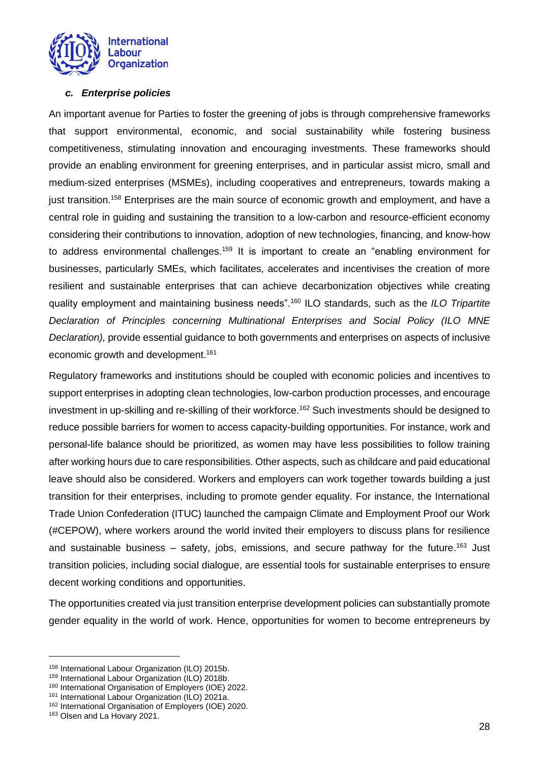### *c. Enterprise policies*

An important avenue for Parties to foster the greening of jobs is through comprehensive frameworks that support environmental, economic, and social sustainability while fostering business competitiveness, stimulating innovation and encouraging investments. These frameworks should provide an enabling environment for greening enterprises, and in particular assist micro, small and medium-sized enterprises (MSMEs), including cooperatives and entrepreneurs, towards making a just transition.[158] Enterprises are the main source of economic growth and employment, and have a central role in guiding and sustaining the transition to a low-carbon and resource-efficient economy considering their contributions to innovation, adoption of new technologies, financing, and know-how to address environmental challenges.[159] It is important to create an "enabling environment for businesses, particularly SMEs, which facilitates, accelerates and incentivises the creation of more resilient and sustainable enterprises that can achieve decarbonization objectives while creating quality employment and maintaining business needs".[160] ILO standards, such as the *ILO Tripartite Declaration of Principles concerning Multinational Enterprises and Social Policy (ILO MNE Declaration),* provide essential guidance to both governments and enterprises on aspects of inclusive economic growth and development.[161]

Regulatory frameworks and institutions should be coupled with economic policies and incentives to support enterprises in adopting clean technologies, low-carbon production processes, and encourage investment in up-skilling and re-skilling of their workforce.[162] Such investments should be designed to reduce possible barriers for women to access capacity-building opportunities. For instance, work and personal-life balance should be prioritized, as women may have less possibilities to follow training after working hours due to care responsibilities. Other aspects, such as childcare and paid educational leave should also be considered. Workers and employers can work together towards building a just transition for their enterprises, including to promote gender equality. For instance, the International Trade Union Confederation (ITUC) launched the campaign Climate and Employment Proof our Work (#CEPOW), where workers around the world invited their employers to discuss plans for resilience and sustainable business – safety, jobs, emissions, and secure pathway for the future.[163] Just transition policies, including social dialogue, are essential tools for sustainable enterprises to ensure decent working conditions and opportunities.

The opportunities created via just transition enterprise development policies can substantially promote gender equality in the world of work. Hence, opportunities for women to become entrepreneurs by

[158] International Labour Organization (ILO) 2015b.
[159] International Labour Organization (ILO) 2018b.
[160] International Organisation of Employers (IOE) 2022.
[161] International Labour Organization (ILO) 2021a.
[162] International Organisation of Employers (IOE) 2020.
[163] Olsen and La Hovary 2021.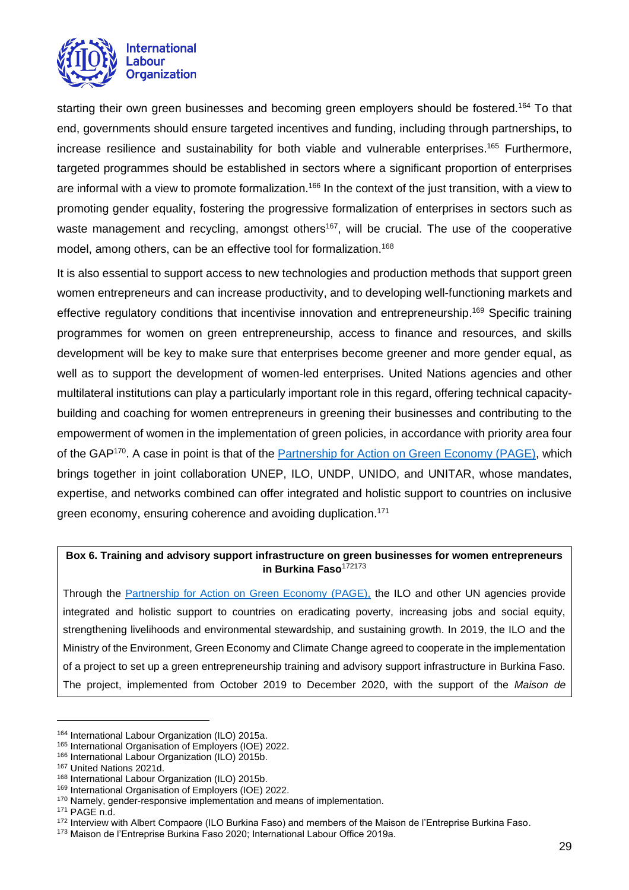starting their own green businesses and becoming green employers should be fostered.[164] To that end, governments should ensure targeted incentives and funding, including through partnerships, to increase resilience and sustainability for both viable and vulnerable enterprises.[165] Furthermore, targeted programmes should be established in sectors where a significant proportion of enterprises are informal with a view to promote formalization.[166] In the context of the just transition, with a view to promoting gender equality, fostering the progressive formalization of enterprises in sectors such as waste management and recycling, amongst others[167], will be crucial. The use of the cooperative model, among others, can be an effective tool for formalization.[168]

It is also essential to support access to new technologies and production methods that support green women entrepreneurs and can increase productivity, and to developing well-functioning markets and effective regulatory conditions that incentivise innovation and entrepreneurship.[169] Specific training programmes for women on green entrepreneurship, access to finance and resources, and skills development will be key to make sure that enterprises become greener and more gender equal, as well as to support the development of women-led enterprises. United Nations agencies and other multilateral institutions can play a particularly important role in this regard, offering technical capacity-building and coaching for women entrepreneurs in greening their businesses and contributing to the empowerment of women in the implementation of green policies, in accordance with priority area four of the GAP[170]. A case in point is that of the [Partnership for Action on Green Economy (PAGE)](), which brings together in joint collaboration UNEP, ILO, UNDP, UNIDO, and UNITAR, whose mandates, expertise, and networks combined can offer integrated and holistic support to countries on inclusive green economy, ensuring coherence and avoiding duplication.[171]

**Box 6. Training and advisory support infrastructure on green businesses for women entrepreneurs in Burkina Faso**[172][173]

Through the [Partnership for Action on Green Economy (PAGE),]() the ILO and other UN agencies provide integrated and holistic support to countries on eradicating poverty, increasing jobs and social equity, strengthening livelihoods and environmental stewardship, and sustaining growth. In 2019, the ILO and the Ministry of the Environment, Green Economy and Climate Change agreed to cooperate in the implementation of a project to set up a green entrepreneurship training and advisory support infrastructure in Burkina Faso. The project, implemented from October 2019 to December 2020, with the support of the *Maison de*

---

[164] International Labour Organization (ILO) 2015a.
[165] International Organisation of Employers (IOE) 2022.
[166] International Labour Organization (ILO) 2015b.
[167] United Nations 2021d.
[168] International Labour Organization (ILO) 2015b.
[169] International Organisation of Employers (IOE) 2022.
[170] Namely, gender-responsive implementation and means of implementation.
[171] PAGE n.d.
[172] Interview with Albert Compaore (ILO Burkina Faso) and members of the Maison de l'Entreprise Burkina Faso.
[173] Maison de l'Entreprise Burkina Faso 2020; International Labour Office 2019a.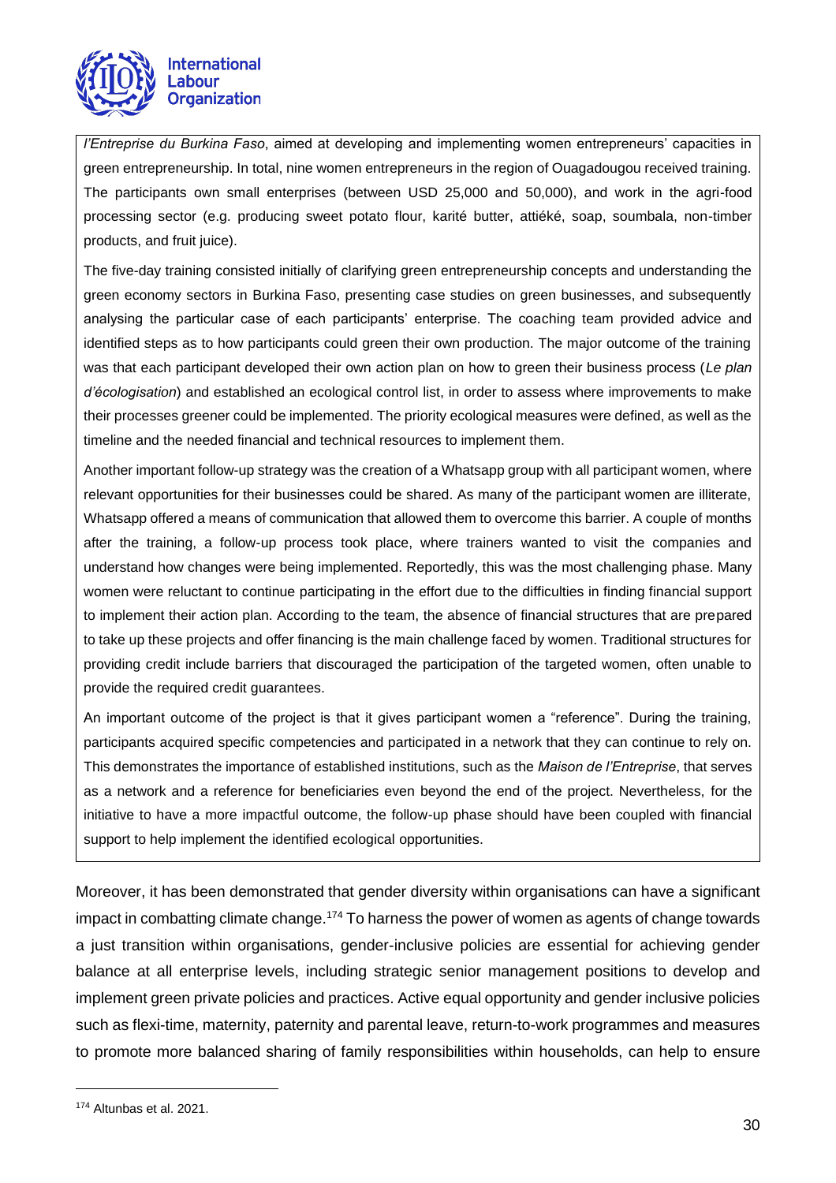*l'Entreprise du Burkina Faso*, aimed at developing and implementing women entrepreneurs' capacities in green entrepreneurship. In total, nine women entrepreneurs in the region of Ouagadougou received training. The participants own small enterprises (between USD 25,000 and 50,000), and work in the agri-food processing sector (e.g. producing sweet potato flour, karité butter, attiéké, soap, soumbala, non-timber products, and fruit juice).

The five-day training consisted initially of clarifying green entrepreneurship concepts and understanding the green economy sectors in Burkina Faso, presenting case studies on green businesses, and subsequently analysing the particular case of each participants' enterprise. The coaching team provided advice and identified steps as to how participants could green their own production. The major outcome of the training was that each participant developed their own action plan on how to green their business process (*Le plan d'écologisation*) and established an ecological control list, in order to assess where improvements to make their processes greener could be implemented. The priority ecological measures were defined, as well as the timeline and the needed financial and technical resources to implement them.

Another important follow-up strategy was the creation of a Whatsapp group with all participant women, where relevant opportunities for their businesses could be shared. As many of the participant women are illiterate, Whatsapp offered a means of communication that allowed them to overcome this barrier. A couple of months after the training, a follow-up process took place, where trainers wanted to visit the companies and understand how changes were being implemented. Reportedly, this was the most challenging phase. Many women were reluctant to continue participating in the effort due to the difficulties in finding financial support to implement their action plan. According to the team, the absence of financial structures that are prepared to take up these projects and offer financing is the main challenge faced by women. Traditional structures for providing credit include barriers that discouraged the participation of the targeted women, often unable to provide the required credit guarantees.

An important outcome of the project is that it gives participant women a "reference". During the training, participants acquired specific competencies and participated in a network that they can continue to rely on. This demonstrates the importance of established institutions, such as the *Maison de l'Entreprise*, that serves as a network and a reference for beneficiaries even beyond the end of the project. Nevertheless, for the initiative to have a more impactful outcome, the follow-up phase should have been coupled with financial support to help implement the identified ecological opportunities.

Moreover, it has been demonstrated that gender diversity within organisations can have a significant impact in combatting climate change.[174] To harness the power of women as agents of change towards a just transition within organisations, gender-inclusive policies are essential for achieving gender balance at all enterprise levels, including strategic senior management positions to develop and implement green private policies and practices. Active equal opportunity and gender inclusive policies such as flexi-time, maternity, paternity and parental leave, return-to-work programmes and measures to promote more balanced sharing of family responsibilities within households, can help to ensure

[174] Altunbas et al. 2021.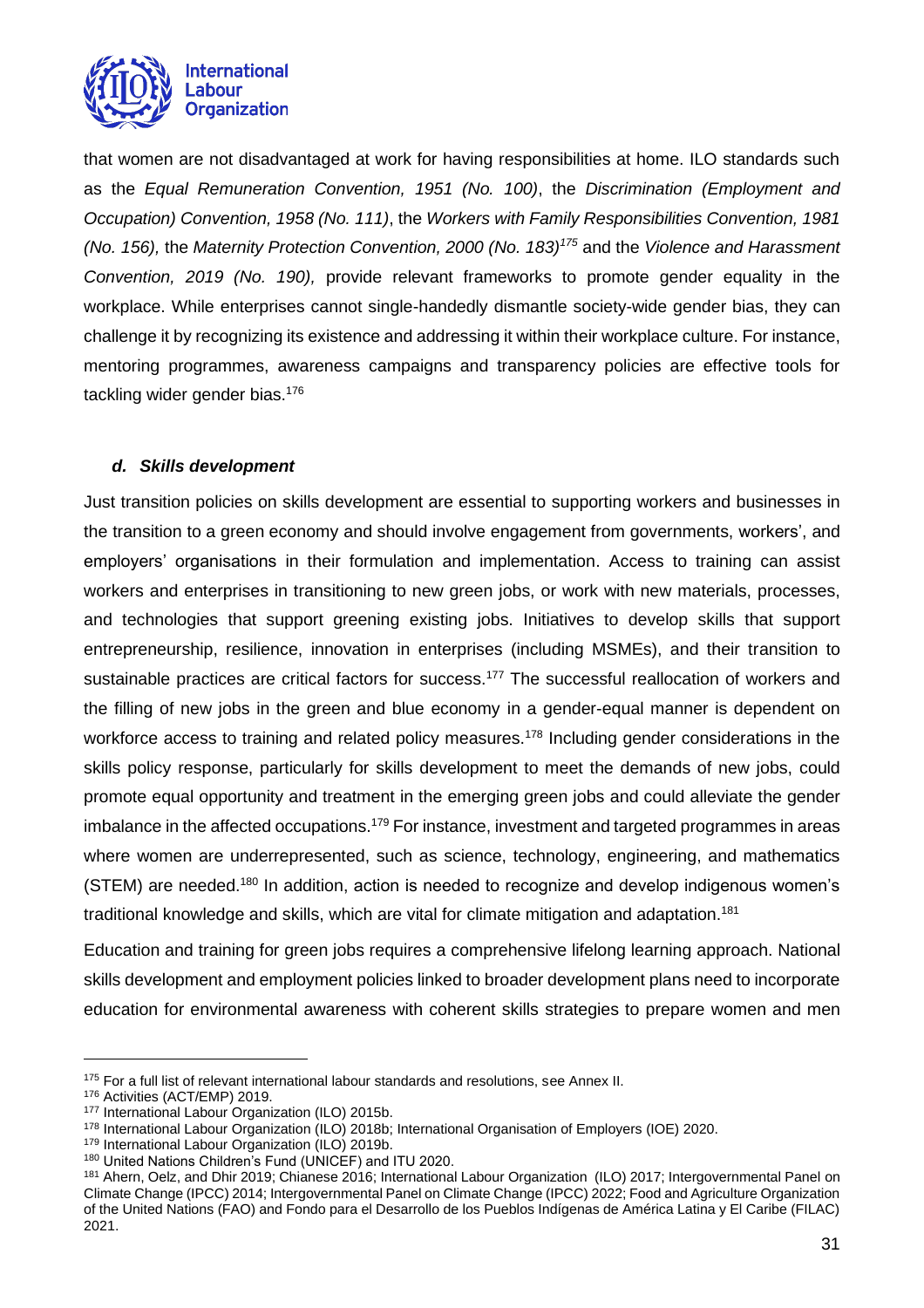that women are not disadvantaged at work for having responsibilities at home. ILO standards such as the *Equal Remuneration Convention, 1951 (No. 100)*, the *Discrimination (Employment and Occupation) Convention, 1958 (No. 111)*, the *Workers with Family Responsibilities Convention, 1981 (No. 156),* the *Maternity Protection Convention, 2000 (No. 183)*[175] and the *Violence and Harassment Convention, 2019 (No. 190),* provide relevant frameworks to promote gender equality in the workplace. While enterprises cannot single-handedly dismantle society-wide gender bias, they can challenge it by recognizing its existence and addressing it within their workplace culture. For instance, mentoring programmes, awareness campaigns and transparency policies are effective tools for tackling wider gender bias.[176]

#### *d. Skills development*

Just transition policies on skills development are essential to supporting workers and businesses in the transition to a green economy and should involve engagement from governments, workers', and employers' organisations in their formulation and implementation. Access to training can assist workers and enterprises in transitioning to new green jobs, or work with new materials, processes, and technologies that support greening existing jobs. Initiatives to develop skills that support entrepreneurship, resilience, innovation in enterprises (including MSMEs), and their transition to sustainable practices are critical factors for success.[177] The successful reallocation of workers and the filling of new jobs in the green and blue economy in a gender-equal manner is dependent on workforce access to training and related policy measures.[178] Including gender considerations in the skills policy response, particularly for skills development to meet the demands of new jobs, could promote equal opportunity and treatment in the emerging green jobs and could alleviate the gender imbalance in the affected occupations.[179] For instance, investment and targeted programmes in areas where women are underrepresented, such as science, technology, engineering, and mathematics (STEM) are needed.[180] In addition, action is needed to recognize and develop indigenous women's traditional knowledge and skills, which are vital for climate mitigation and adaptation.[181]

Education and training for green jobs requires a comprehensive lifelong learning approach. National skills development and employment policies linked to broader development plans need to incorporate education for environmental awareness with coherent skills strategies to prepare women and men

---

[175] For a full list of relevant international labour standards and resolutions, see Annex II.

[176] Activities (ACT/EMP) 2019.

[177] International Labour Organization (ILO) 2015b.

[178] International Labour Organization (ILO) 2018b; International Organisation of Employers (IOE) 2020.

[179] International Labour Organization (ILO) 2019b.

[180] United Nations Children's Fund (UNICEF) and ITU 2020.

[181] Ahern, Oelz, and Dhir 2019; Chianese 2016; International Labour Organization (ILO) 2017; Intergovernmental Panel on Climate Change (IPCC) 2014; Intergovernmental Panel on Climate Change (IPCC) 2022; Food and Agriculture Organization of the United Nations (FAO) and Fondo para el Desarrollo de los Pueblos Indígenas de América Latina y El Caribe (FILAC) 2021.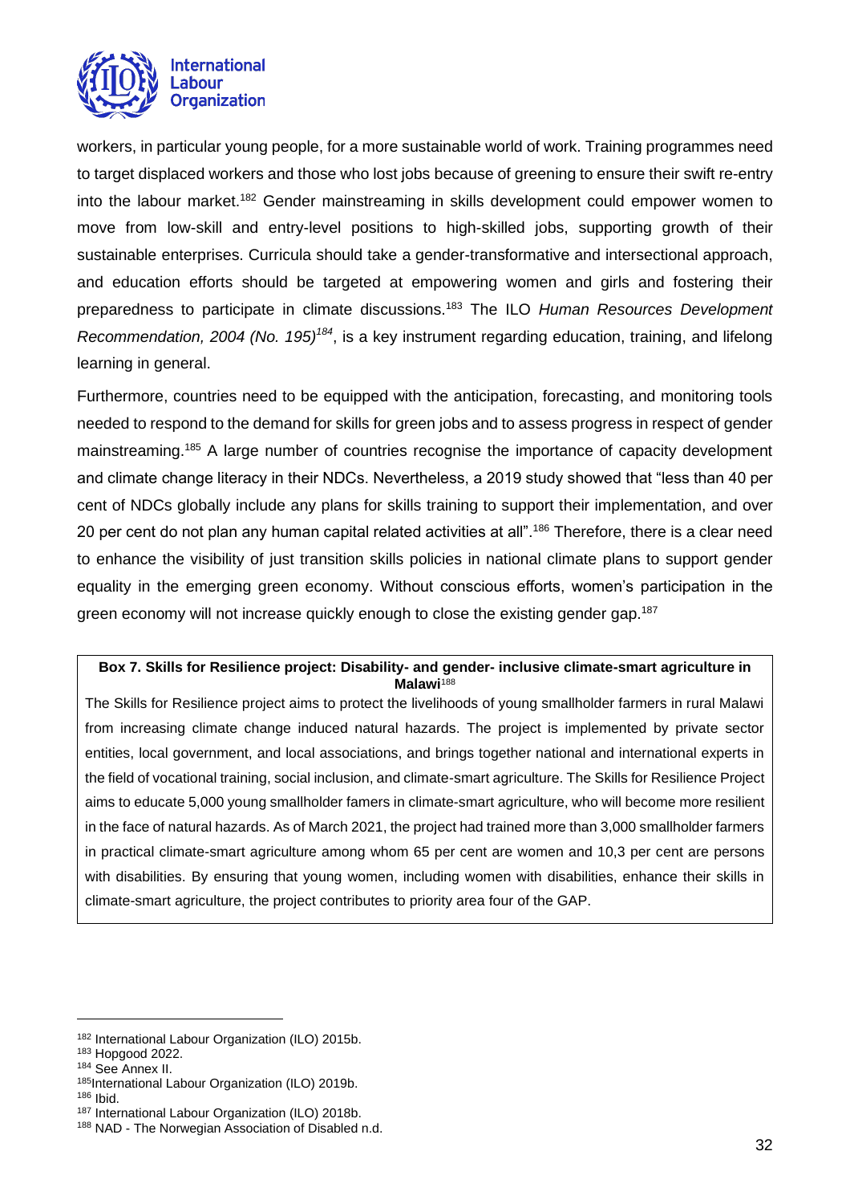workers, in particular young people, for a more sustainable world of work. Training programmes need to target displaced workers and those who lost jobs because of greening to ensure their swift re-entry into the labour market.[182] Gender mainstreaming in skills development could empower women to move from low-skill and entry-level positions to high-skilled jobs, supporting growth of their sustainable enterprises. Curricula should take a gender-transformative and intersectional approach, and education efforts should be targeted at empowering women and girls and fostering their preparedness to participate in climate discussions.[183] The ILO *Human Resources Development Recommendation, 2004 (No. 195)*[184], is a key instrument regarding education, training, and lifelong learning in general.

Furthermore, countries need to be equipped with the anticipation, forecasting, and monitoring tools needed to respond to the demand for skills for green jobs and to assess progress in respect of gender mainstreaming.[185] A large number of countries recognise the importance of capacity development and climate change literacy in their NDCs. Nevertheless, a 2019 study showed that "less than 40 per cent of NDCs globally include any plans for skills training to support their implementation, and over 20 per cent do not plan any human capital related activities at all".[186] Therefore, there is a clear need to enhance the visibility of just transition skills policies in national climate plans to support gender equality in the emerging green economy. Without conscious efforts, women's participation in the green economy will not increase quickly enough to close the existing gender gap.[187]

**Box 7. Skills for Resilience project: Disability- and gender- inclusive climate-smart agriculture in Malawi**[188]

The Skills for Resilience project aims to protect the livelihoods of young smallholder farmers in rural Malawi from increasing climate change induced natural hazards. The project is implemented by private sector entities, local government, and local associations, and brings together national and international experts in the field of vocational training, social inclusion, and climate-smart agriculture. The Skills for Resilience Project aims to educate 5,000 young smallholder famers in climate-smart agriculture, who will become more resilient in the face of natural hazards. As of March 2021, the project had trained more than 3,000 smallholder farmers in practical climate-smart agriculture among whom 65 per cent are women and 10,3 per cent are persons with disabilities. By ensuring that young women, including women with disabilities, enhance their skills in climate-smart agriculture, the project contributes to priority area four of the GAP.

---

[182] International Labour Organization (ILO) 2015b.
[183] Hopgood 2022.
[184] See Annex II.
[185] International Labour Organization (ILO) 2019b.
[186] Ibid.
[187] International Labour Organization (ILO) 2018b.
[188] NAD - The Norwegian Association of Disabled n.d.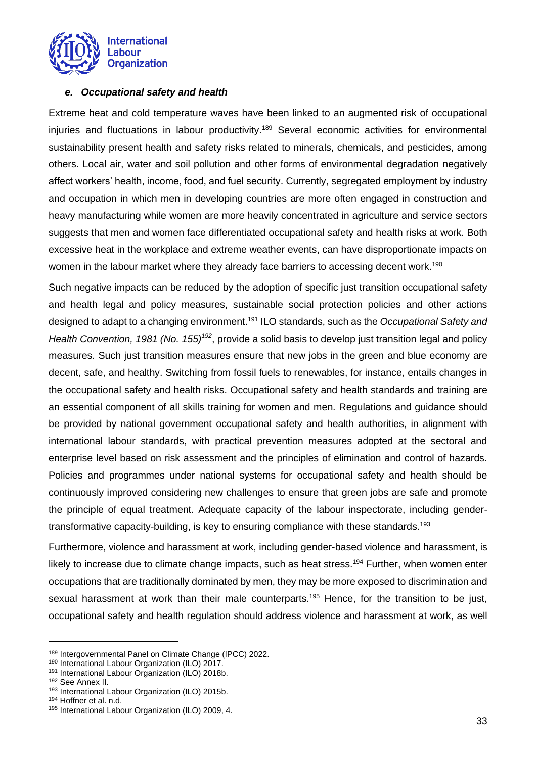#### *e. Occupational safety and health*

Extreme heat and cold temperature waves have been linked to an augmented risk of occupational injuries and fluctuations in labour productivity.[189] Several economic activities for environmental sustainability present health and safety risks related to minerals, chemicals, and pesticides, among others. Local air, water and soil pollution and other forms of environmental degradation negatively affect workers' health, income, food, and fuel security. Currently, segregated employment by industry and occupation in which men in developing countries are more often engaged in construction and heavy manufacturing while women are more heavily concentrated in agriculture and service sectors suggests that men and women face differentiated occupational safety and health risks at work. Both excessive heat in the workplace and extreme weather events, can have disproportionate impacts on women in the labour market where they already face barriers to accessing decent work.[190]

Such negative impacts can be reduced by the adoption of specific just transition occupational safety and health legal and policy measures, sustainable social protection policies and other actions designed to adapt to a changing environment.[191] ILO standards, such as the *Occupational Safety and Health Convention, 1981 (No. 155)*[192], provide a solid basis to develop just transition legal and policy measures. Such just transition measures ensure that new jobs in the green and blue economy are decent, safe, and healthy. Switching from fossil fuels to renewables, for instance, entails changes in the occupational safety and health risks. Occupational safety and health standards and training are an essential component of all skills training for women and men. Regulations and guidance should be provided by national government occupational safety and health authorities, in alignment with international labour standards, with practical prevention measures adopted at the sectoral and enterprise level based on risk assessment and the principles of elimination and control of hazards. Policies and programmes under national systems for occupational safety and health should be continuously improved considering new challenges to ensure that green jobs are safe and promote the principle of equal treatment. Adequate capacity of the labour inspectorate, including gender-transformative capacity-building, is key to ensuring compliance with these standards.[193]

Furthermore, violence and harassment at work, including gender-based violence and harassment, is likely to increase due to climate change impacts, such as heat stress.[194] Further, when women enter occupations that are traditionally dominated by men, they may be more exposed to discrimination and sexual harassment at work than their male counterparts.[195] Hence, for the transition to be just, occupational safety and health regulation should address violence and harassment at work, as well

---

[189] Intergovernmental Panel on Climate Change (IPCC) 2022.
[190] International Labour Organization (ILO) 2017.
[191] International Labour Organization (ILO) 2018b.
[192] See Annex II.
[193] International Labour Organization (ILO) 2015b.
[194] Hoffner et al. n.d.
[195] International Labour Organization (ILO) 2009, 4.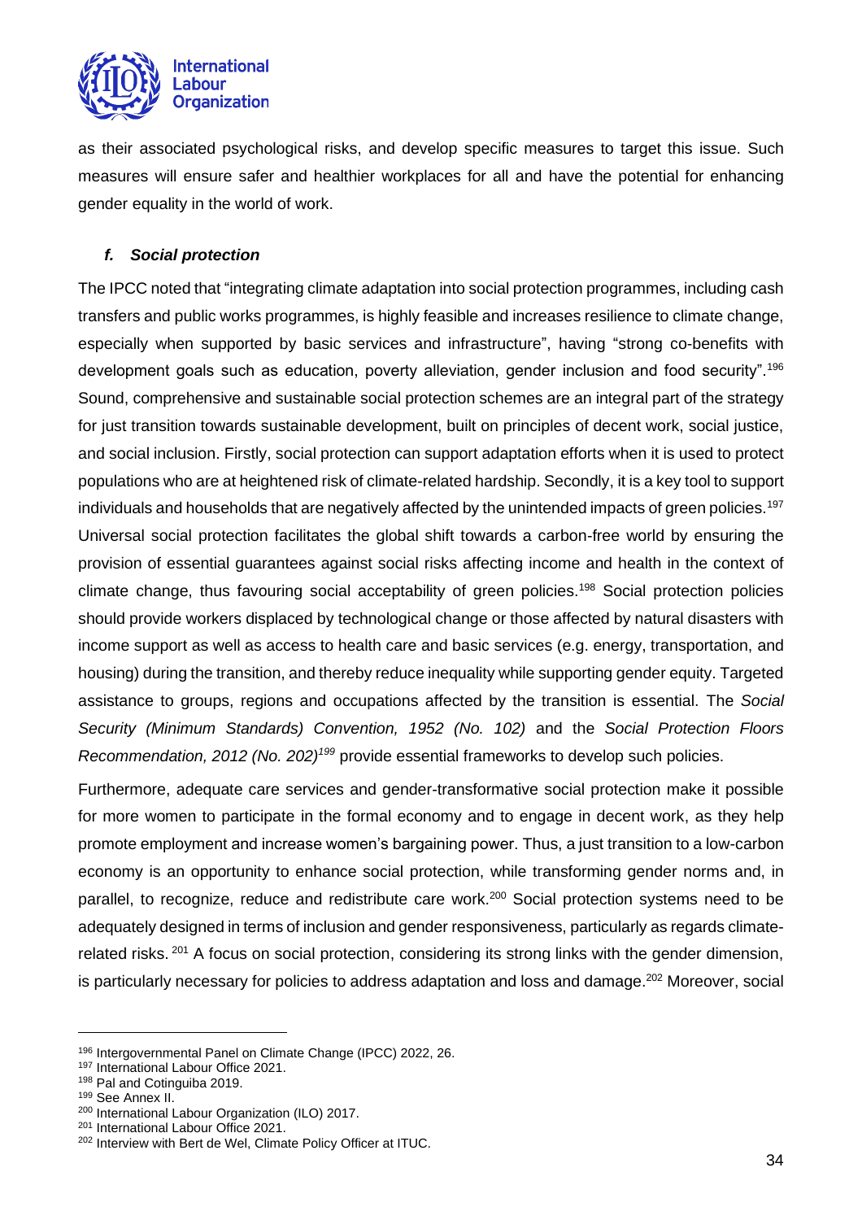as their associated psychological risks, and develop specific measures to target this issue. Such measures will ensure safer and healthier workplaces for all and have the potential for enhancing gender equality in the world of work.

### *f. Social protection*

The IPCC noted that "integrating climate adaptation into social protection programmes, including cash transfers and public works programmes, is highly feasible and increases resilience to climate change, especially when supported by basic services and infrastructure", having "strong co-benefits with development goals such as education, poverty alleviation, gender inclusion and food security".[196] Sound, comprehensive and sustainable social protection schemes are an integral part of the strategy for just transition towards sustainable development, built on principles of decent work, social justice, and social inclusion. Firstly, social protection can support adaptation efforts when it is used to protect populations who are at heightened risk of climate-related hardship. Secondly, it is a key tool to support individuals and households that are negatively affected by the unintended impacts of green policies.[197] Universal social protection facilitates the global shift towards a carbon-free world by ensuring the provision of essential guarantees against social risks affecting income and health in the context of climate change, thus favouring social acceptability of green policies.[198] Social protection policies should provide workers displaced by technological change or those affected by natural disasters with income support as well as access to health care and basic services (e.g. energy, transportation, and housing) during the transition, and thereby reduce inequality while supporting gender equity. Targeted assistance to groups, regions and occupations affected by the transition is essential. The *Social Security (Minimum Standards) Convention, 1952 (No. 102)* and the *Social Protection Floors Recommendation, 2012 (No. 202)*[199] provide essential frameworks to develop such policies.

Furthermore, adequate care services and gender-transformative social protection make it possible for more women to participate in the formal economy and to engage in decent work, as they help promote employment and increase women's bargaining power. Thus, a just transition to a low-carbon economy is an opportunity to enhance social protection, while transforming gender norms and, in parallel, to recognize, reduce and redistribute care work.[200] Social protection systems need to be adequately designed in terms of inclusion and gender responsiveness, particularly as regards climate-related risks.[201] A focus on social protection, considering its strong links with the gender dimension, is particularly necessary for policies to address adaptation and loss and damage.[202] Moreover, social

---

[196] Intergovernmental Panel on Climate Change (IPCC) 2022, 26.
[197] International Labour Office 2021.
[198] Pal and Cotinguiba 2019.
[199] See Annex II.
[200] International Labour Organization (ILO) 2017.
[201] International Labour Office 2021.
[202] Interview with Bert de Wel, Climate Policy Officer at ITUC.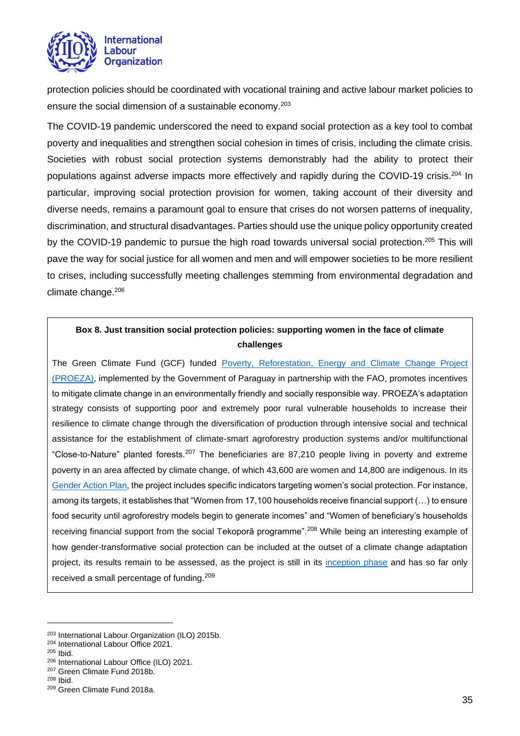protection policies should be coordinated with vocational training and active labour market policies to ensure the social dimension of a sustainable economy.[203]

The COVID-19 pandemic underscored the need to expand social protection as a key tool to combat poverty and inequalities and strengthen social cohesion in times of crisis, including the climate crisis. Societies with robust social protection systems demonstrably had the ability to protect their populations against adverse impacts more effectively and rapidly during the COVID-19 crisis.[204] In particular, improving social protection provision for women, taking account of their diversity and diverse needs, remains a paramount goal to ensure that crises do not worsen patterns of inequality, discrimination, and structural disadvantages. Parties should use the unique policy opportunity created by the COVID-19 pandemic to pursue the high road towards universal social protection.[205] This will pave the way for social justice for all women and men and will empower societies to be more resilient to crises, including successfully meeting challenges stemming from environmental degradation and climate change.[206]

> **Box 8. Just transition social protection policies: supporting women in the face of climate challenges**
>
> The Green Climate Fund (GCF) funded Poverty, Reforestation, Energy and Climate Change Project (PROEZA), implemented by the Government of Paraguay in partnership with the FAO, promotes incentives to mitigate climate change in an environmentally friendly and socially responsible way. PROEZA's adaptation strategy consists of supporting poor and extremely poor rural vulnerable households to increase their resilience to climate change through the diversification of production through intensive social and technical assistance for the establishment of climate-smart agroforestry production systems and/or multifunctional "Close-to-Nature" planted forests.[207] The beneficiaries are 87,210 people living in poverty and extreme poverty in an area affected by climate change, of which 43,600 are women and 14,800 are indigenous. In its Gender Action Plan, the project includes specific indicators targeting women's social protection. For instance, among its targets, it establishes that "Women from 17,100 households receive financial support (…) to ensure food security until agroforestry models begin to generate incomes" and "Women of beneficiary's households receiving financial support from the social Tekoporã programme".[208] While being an interesting example of how gender-transformative social protection can be included at the outset of a climate change adaptation project, its results remain to be assessed, as the project is still in its inception phase and has so far only received a small percentage of funding.[209]

---

[203] International Labour Organization (ILO) 2015b.
[204] International Labour Office 2021.
[205] Ibid.
[206] International Labour Office (ILO) 2021.
[207] Green Climate Fund 2018b.
[208] Ibid.
[209] Green Climate Fund 2018a.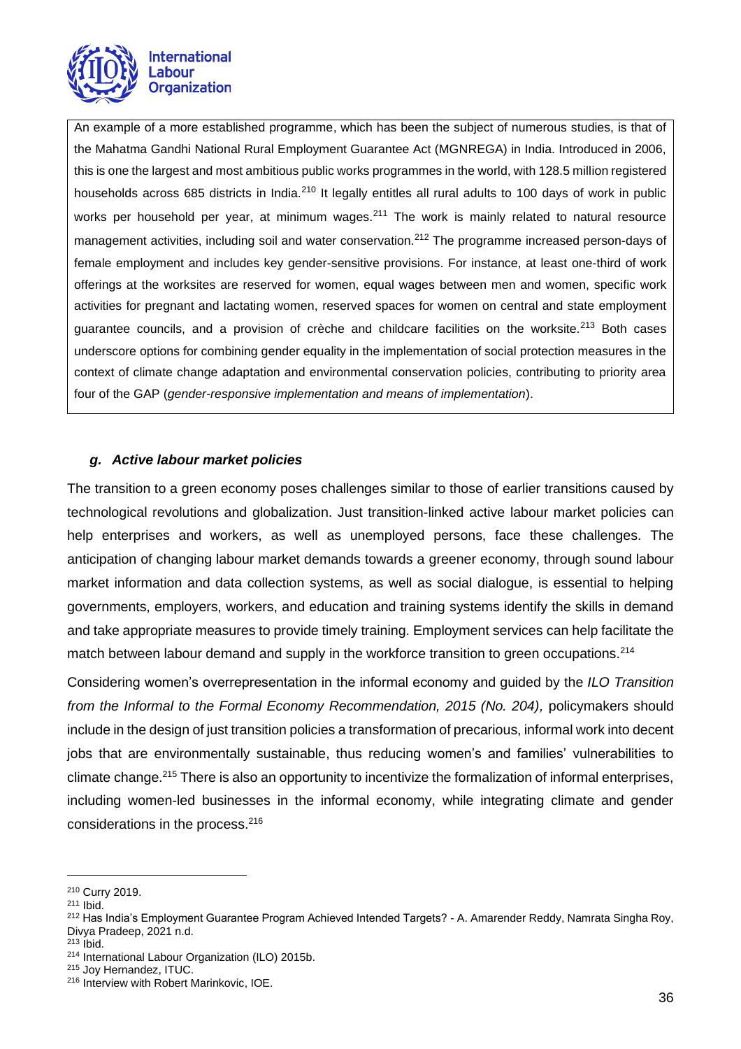An example of a more established programme, which has been the subject of numerous studies, is that of the Mahatma Gandhi National Rural Employment Guarantee Act (MGNREGA) in India. Introduced in 2006, this is one the largest and most ambitious public works programmes in the world, with 128.5 million registered households across 685 districts in India.[210] It legally entitles all rural adults to 100 days of work in public works per household per year, at minimum wages.[211] The work is mainly related to natural resource management activities, including soil and water conservation.[212] The programme increased person-days of female employment and includes key gender-sensitive provisions. For instance, at least one-third of work offerings at the worksites are reserved for women, equal wages between men and women, specific work activities for pregnant and lactating women, reserved spaces for women on central and state employment guarantee councils, and a provision of crèche and childcare facilities on the worksite.[213] Both cases underscore options for combining gender equality in the implementation of social protection measures in the context of climate change adaptation and environmental conservation policies, contributing to priority area four of the GAP (*gender-responsive implementation and means of implementation*).

#### *g. Active labour market policies*

The transition to a green economy poses challenges similar to those of earlier transitions caused by technological revolutions and globalization. Just transition-linked active labour market policies can help enterprises and workers, as well as unemployed persons, face these challenges. The anticipation of changing labour market demands towards a greener economy, through sound labour market information and data collection systems, as well as social dialogue, is essential to helping governments, employers, workers, and education and training systems identify the skills in demand and take appropriate measures to provide timely training. Employment services can help facilitate the match between labour demand and supply in the workforce transition to green occupations.[214]

Considering women's overrepresentation in the informal economy and guided by the *ILO Transition from the Informal to the Formal Economy Recommendation, 2015 (No. 204),* policymakers should include in the design of just transition policies a transformation of precarious, informal work into decent jobs that are environmentally sustainable, thus reducing women's and families' vulnerabilities to climate change.[215] There is also an opportunity to incentivize the formalization of informal enterprises, including women-led businesses in the informal economy, while integrating climate and gender considerations in the process.[216]

---

[210] Curry 2019.
[211] Ibid.
[212] Has India's Employment Guarantee Program Achieved Intended Targets? - A. Amarender Reddy, Namrata Singha Roy, Divya Pradeep, 2021 n.d.
[213] Ibid.
[214] International Labour Organization (ILO) 2015b.
[215] Joy Hernandez, ITUC.
[216] Interview with Robert Marinkovic, IOE.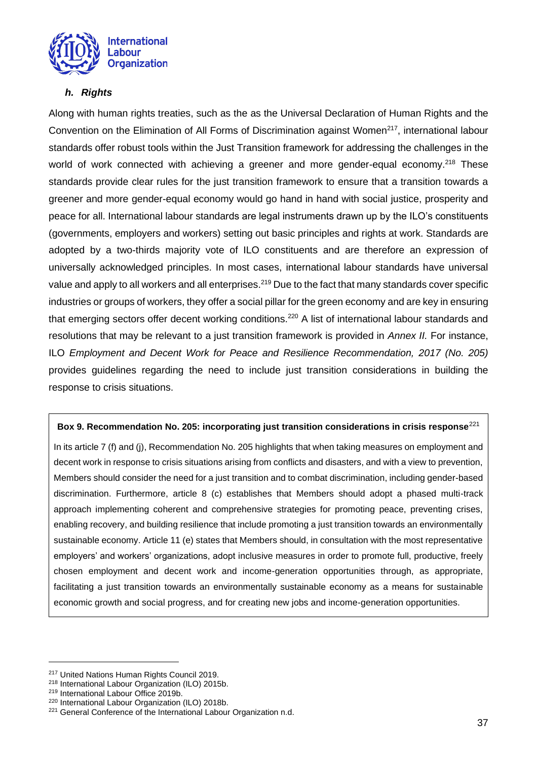#### *h. Rights*

Along with human rights treaties, such as the as the Universal Declaration of Human Rights and the Convention on the Elimination of All Forms of Discrimination against Women[217], international labour standards offer robust tools within the Just Transition framework for addressing the challenges in the world of work connected with achieving a greener and more gender-equal economy.[218] These standards provide clear rules for the just transition framework to ensure that a transition towards a greener and more gender-equal economy would go hand in hand with social justice, prosperity and peace for all. International labour standards are legal instruments drawn up by the ILO's constituents (governments, employers and workers) setting out basic principles and rights at work. Standards are adopted by a two-thirds majority vote of ILO constituents and are therefore an expression of universally acknowledged principles. In most cases, international labour standards have universal value and apply to all workers and all enterprises.[219] Due to the fact that many standards cover specific industries or groups of workers, they offer a social pillar for the green economy and are key in ensuring that emerging sectors offer decent working conditions.[220] A list of international labour standards and resolutions that may be relevant to a just transition framework is provided in *Annex II.* For instance, ILO *Employment and Decent Work for Peace and Resilience Recommendation, 2017 (No. 205)* provides guidelines regarding the need to include just transition considerations in building the response to crisis situations.

**Box 9. Recommendation No. 205: incorporating just transition considerations in crisis response**[221]

In its article 7 (f) and (j), Recommendation No. 205 highlights that when taking measures on employment and decent work in response to crisis situations arising from conflicts and disasters, and with a view to prevention, Members should consider the need for a just transition and to combat discrimination, including gender-based discrimination. Furthermore, article 8 (c) establishes that Members should adopt a phased multi-track approach implementing coherent and comprehensive strategies for promoting peace, preventing crises, enabling recovery, and building resilience that include promoting a just transition towards an environmentally sustainable economy. Article 11 (e) states that Members should, in consultation with the most representative employers' and workers' organizations, adopt inclusive measures in order to promote full, productive, freely chosen employment and decent work and income-generation opportunities through, as appropriate, facilitating a just transition towards an environmentally sustainable economy as a means for sustainable economic growth and social progress, and for creating new jobs and income-generation opportunities.

---

[217] United Nations Human Rights Council 2019.
[218] International Labour Organization (ILO) 2015b.
[219] International Labour Office 2019b.
[220] International Labour Organization (ILO) 2018b.
[221] General Conference of the International Labour Organization n.d.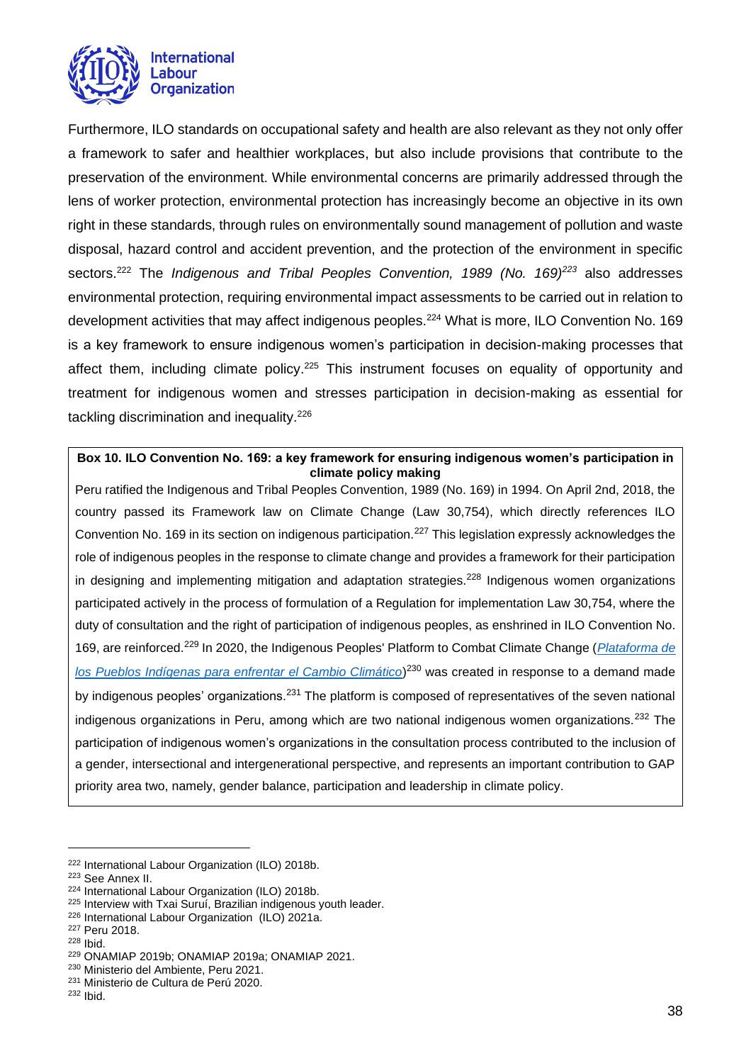Furthermore, ILO standards on occupational safety and health are also relevant as they not only offer a framework to safer and healthier workplaces, but also include provisions that contribute to the preservation of the environment. While environmental concerns are primarily addressed through the lens of worker protection, environmental protection has increasingly become an objective in its own right in these standards, through rules on environmentally sound management of pollution and waste disposal, hazard control and accident prevention, and the protection of the environment in specific sectors.[222] The *Indigenous and Tribal Peoples Convention, 1989 (No. 169)*[223] also addresses environmental protection, requiring environmental impact assessments to be carried out in relation to development activities that may affect indigenous peoples.[224] What is more, ILO Convention No. 169 is a key framework to ensure indigenous women's participation in decision-making processes that affect them, including climate policy.[225] This instrument focuses on equality of opportunity and treatment for indigenous women and stresses participation in decision-making as essential for tackling discrimination and inequality.[226]

**Box 10. ILO Convention No. 169: a key framework for ensuring indigenous women's participation in climate policy making**

Peru ratified the Indigenous and Tribal Peoples Convention, 1989 (No. 169) in 1994. On April 2nd, 2018, the country passed its Framework law on Climate Change (Law 30,754), which directly references ILO Convention No. 169 in its section on indigenous participation.[227] This legislation expressly acknowledges the role of indigenous peoples in the response to climate change and provides a framework for their participation in designing and implementing mitigation and adaptation strategies.[228] Indigenous women organizations participated actively in the process of formulation of a Regulation for implementation Law 30,754, where the duty of consultation and the right of participation of indigenous peoples, as enshrined in ILO Convention No. 169, are reinforced.[229] In 2020, the Indigenous Peoples' Platform to Combat Climate Change (*Plataforma de los Pueblos Indígenas para enfrentar el Cambio Climático*)[230] was created in response to a demand made by indigenous peoples' organizations.[231] The platform is composed of representatives of the seven national indigenous organizations in Peru, among which are two national indigenous women organizations.[232] The participation of indigenous women's organizations in the consultation process contributed to the inclusion of a gender, intersectional and intergenerational perspective, and represents an important contribution to GAP priority area two, namely, gender balance, participation and leadership in climate policy.

---

[222] International Labour Organization (ILO) 2018b.
[223] See Annex II.
[224] International Labour Organization (ILO) 2018b.
[225] Interview with Txai Suruí, Brazilian indigenous youth leader.
[226] International Labour Organization (ILO) 2021a.
[227] Peru 2018.
[228] Ibid.
[229] ONAMIAP 2019b; ONAMIAP 2019a; ONAMIAP 2021.
[230] Ministerio del Ambiente, Peru 2021.
[231] Ministerio de Cultura de Perú 2020.
[232] Ibid.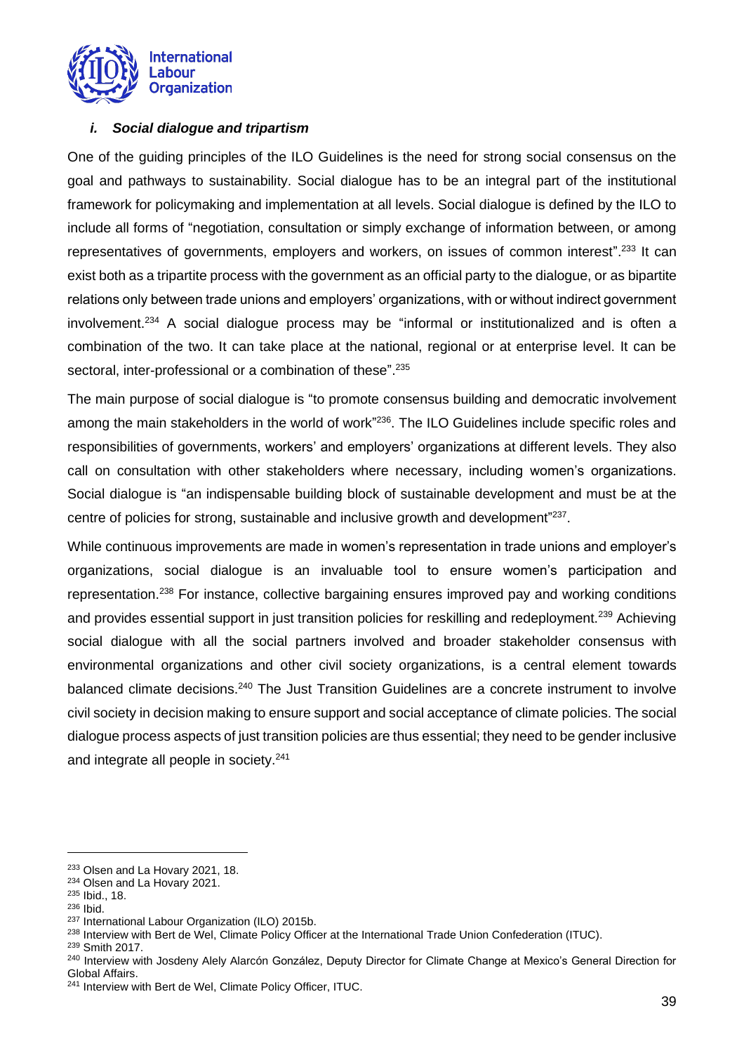#### *i. Social dialogue and tripartism*

One of the guiding principles of the ILO Guidelines is the need for strong social consensus on the goal and pathways to sustainability. Social dialogue has to be an integral part of the institutional framework for policymaking and implementation at all levels. Social dialogue is defined by the ILO to include all forms of "negotiation, consultation or simply exchange of information between, or among representatives of governments, employers and workers, on issues of common interest".[233] It can exist both as a tripartite process with the government as an official party to the dialogue, or as bipartite relations only between trade unions and employers' organizations, with or without indirect government involvement.[234] A social dialogue process may be "informal or institutionalized and is often a combination of the two. It can take place at the national, regional or at enterprise level. It can be sectoral, inter-professional or a combination of these".[235]

The main purpose of social dialogue is "to promote consensus building and democratic involvement among the main stakeholders in the world of work"[236]. The ILO Guidelines include specific roles and responsibilities of governments, workers' and employers' organizations at different levels. They also call on consultation with other stakeholders where necessary, including women's organizations. Social dialogue is "an indispensable building block of sustainable development and must be at the centre of policies for strong, sustainable and inclusive growth and development"[237].

While continuous improvements are made in women's representation in trade unions and employer's organizations, social dialogue is an invaluable tool to ensure women's participation and representation.[238] For instance, collective bargaining ensures improved pay and working conditions and provides essential support in just transition policies for reskilling and redeployment.[239] Achieving social dialogue with all the social partners involved and broader stakeholder consensus with environmental organizations and other civil society organizations, is a central element towards balanced climate decisions.[240] The Just Transition Guidelines are a concrete instrument to involve civil society in decision making to ensure support and social acceptance of climate policies. The social dialogue process aspects of just transition policies are thus essential; they need to be gender inclusive and integrate all people in society.[241]

---

[233] Olsen and La Hovary 2021, 18.
[234] Olsen and La Hovary 2021.
[235] Ibid., 18.
[236] Ibid.
[237] International Labour Organization (ILO) 2015b.
[238] Interview with Bert de Wel, Climate Policy Officer at the International Trade Union Confederation (ITUC).
[239] Smith 2017.
[240] Interview with Josdeny Alely Alarcón González, Deputy Director for Climate Change at Mexico's General Direction for Global Affairs.
[241] Interview with Bert de Wel, Climate Policy Officer, ITUC.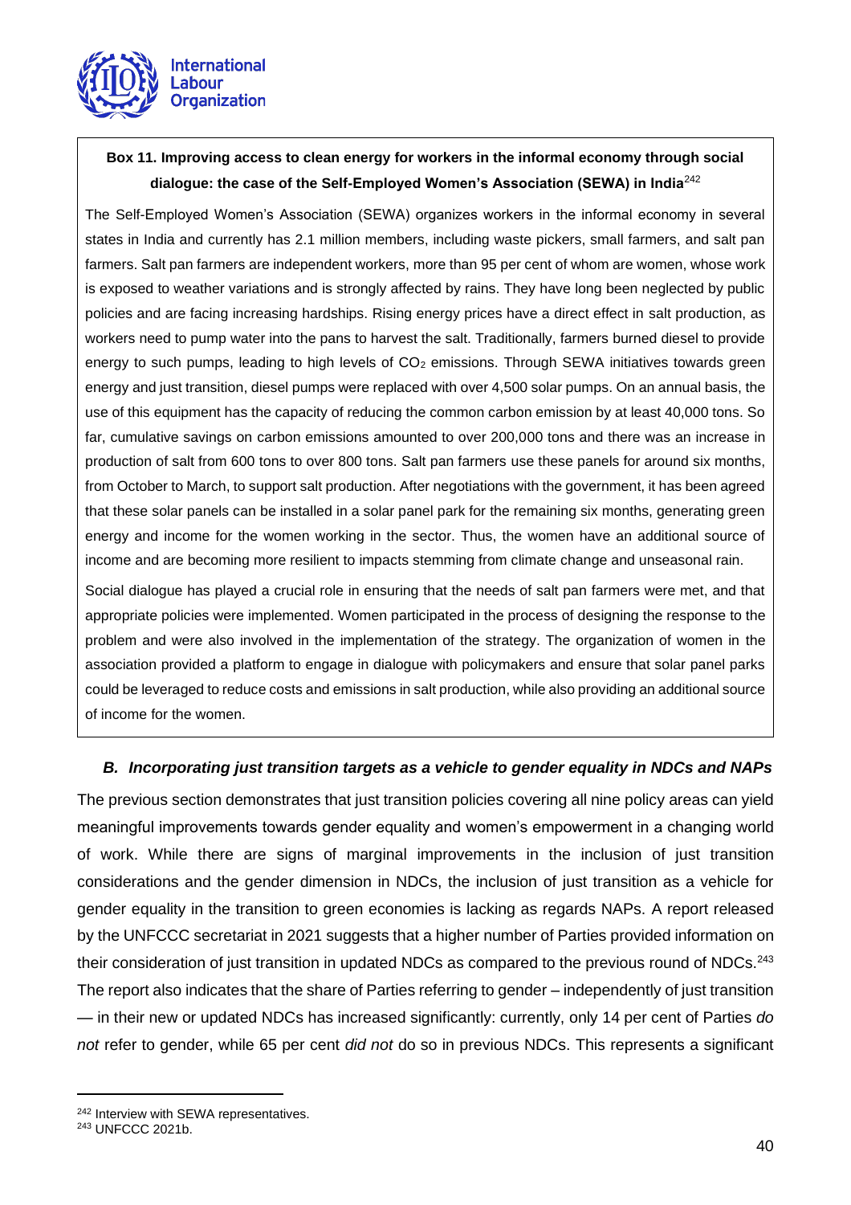**Box 11. Improving access to clean energy for workers in the informal economy through social dialogue: the case of the Self-Employed Women's Association (SEWA) in India**[242]

The Self-Employed Women's Association (SEWA) organizes workers in the informal economy in several states in India and currently has 2.1 million members, including waste pickers, small farmers, and salt pan farmers. Salt pan farmers are independent workers, more than 95 per cent of whom are women, whose work is exposed to weather variations and is strongly affected by rains. They have long been neglected by public policies and are facing increasing hardships. Rising energy prices have a direct effect in salt production, as workers need to pump water into the pans to harvest the salt. Traditionally, farmers burned diesel to provide energy to such pumps, leading to high levels of $CO_2$ emissions. Through SEWA initiatives towards green energy and just transition, diesel pumps were replaced with over 4,500 solar pumps. On an annual basis, the use of this equipment has the capacity of reducing the common carbon emission by at least 40,000 tons. So far, cumulative savings on carbon emissions amounted to over 200,000 tons and there was an increase in production of salt from 600 tons to over 800 tons. Salt pan farmers use these panels for around six months, from October to March, to support salt production. After negotiations with the government, it has been agreed that these solar panels can be installed in a solar panel park for the remaining six months, generating green energy and income for the women working in the sector. Thus, the women have an additional source of income and are becoming more resilient to impacts stemming from climate change and unseasonal rain.

Social dialogue has played a crucial role in ensuring that the needs of salt pan farmers were met, and that appropriate policies were implemented. Women participated in the process of designing the response to the problem and were also involved in the implementation of the strategy. The organization of women in the association provided a platform to engage in dialogue with policymakers and ensure that solar panel parks could be leveraged to reduce costs and emissions in salt production, while also providing an additional source of income for the women.

### *B. Incorporating just transition targets as a vehicle to gender equality in NDCs and NAPs*

The previous section demonstrates that just transition policies covering all nine policy areas can yield meaningful improvements towards gender equality and women's empowerment in a changing world of work. While there are signs of marginal improvements in the inclusion of just transition considerations and the gender dimension in NDCs, the inclusion of just transition as a vehicle for gender equality in the transition to green economies is lacking as regards NAPs. A report released by the UNFCCC secretariat in 2021 suggests that a higher number of Parties provided information on their consideration of just transition in updated NDCs as compared to the previous round of NDCs.[243] The report also indicates that the share of Parties referring to gender – independently of just transition — in their new or updated NDCs has increased significantly: currently, only 14 per cent of Parties *do not* refer to gender, while 65 per cent *did not* do so in previous NDCs. This represents a significant

---

[242] Interview with SEWA representatives.

[243] UNFCCC 2021b.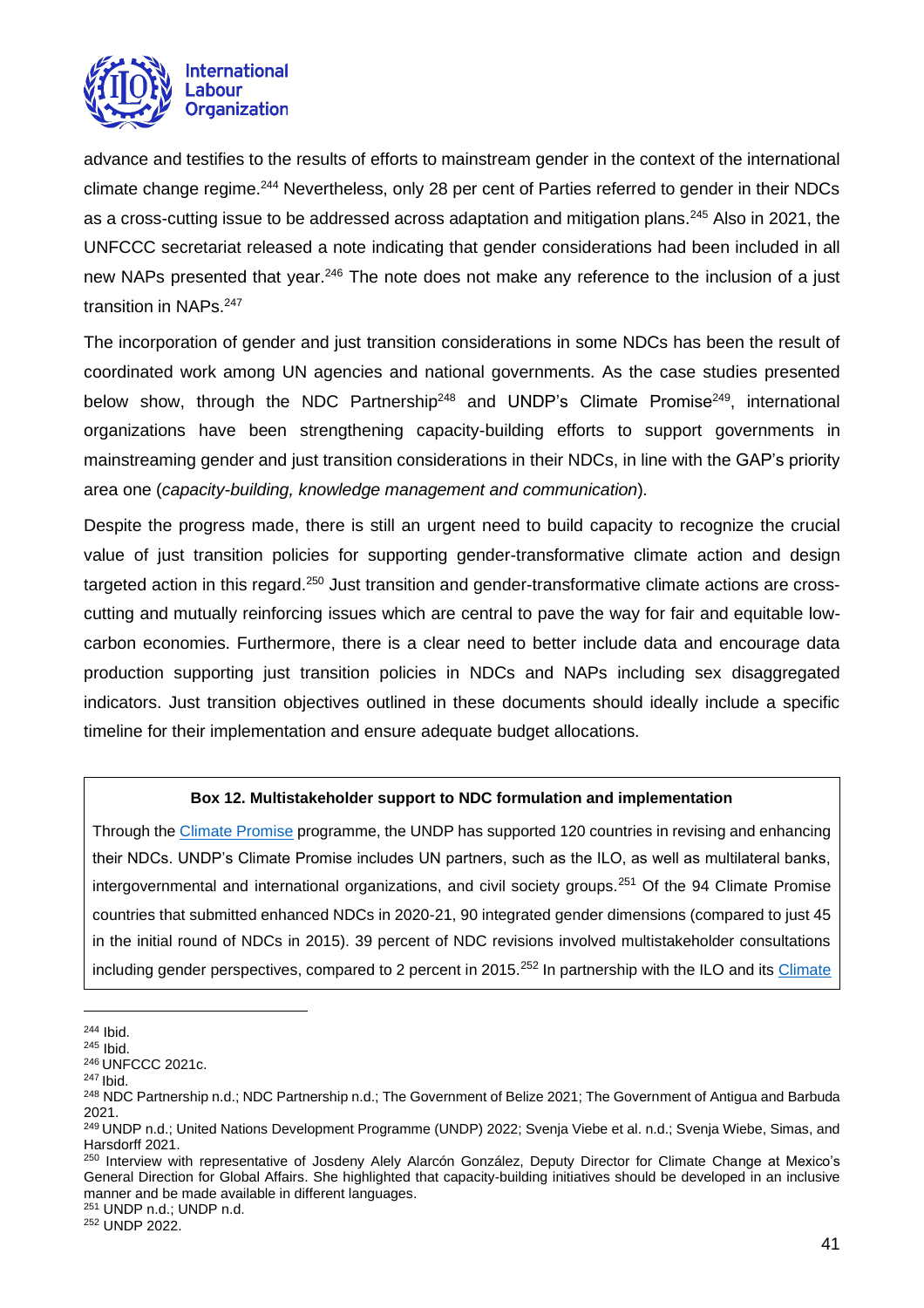advance and testifies to the results of efforts to mainstream gender in the context of the international climate change regime.[244] Nevertheless, only 28 per cent of Parties referred to gender in their NDCs as a cross-cutting issue to be addressed across adaptation and mitigation plans.[245] Also in 2021, the UNFCCC secretariat released a note indicating that gender considerations had been included in all new NAPs presented that year.[246] The note does not make any reference to the inclusion of a just transition in NAPs.[247]

The incorporation of gender and just transition considerations in some NDCs has been the result of coordinated work among UN agencies and national governments. As the case studies presented below show, through the NDC Partnership[248] and UNDP's Climate Promise[249], international organizations have been strengthening capacity-building efforts to support governments in mainstreaming gender and just transition considerations in their NDCs, in line with the GAP's priority area one (*capacity-building, knowledge management and communication*).

Despite the progress made, there is still an urgent need to build capacity to recognize the crucial value of just transition policies for supporting gender-transformative climate action and design targeted action in this regard.[250] Just transition and gender-transformative climate actions are cross-cutting and mutually reinforcing issues which are central to pave the way for fair and equitable low-carbon economies. Furthermore, there is a clear need to better include data and encourage data production supporting just transition policies in NDCs and NAPs including sex disaggregated indicators. Just transition objectives outlined in these documents should ideally include a specific timeline for their implementation and ensure adequate budget allocations.

**Box 12. Multistakeholder support to NDC formulation and implementation**

Through the Climate Promise programme, the UNDP has supported 120 countries in revising and enhancing their NDCs. UNDP's Climate Promise includes UN partners, such as the ILO, as well as multilateral banks, intergovernmental and international organizations, and civil society groups.[251] Of the 94 Climate Promise countries that submitted enhanced NDCs in 2020-21, 90 integrated gender dimensions (compared to just 45 in the initial round of NDCs in 2015). 39 percent of NDC revisions involved multistakeholder consultations including gender perspectives, compared to 2 percent in 2015.[252] In partnership with the ILO and its Climate

---

[244] Ibid.
[245] Ibid.
[246] UNFCCC 2021c.
[247] Ibid.
[248] NDC Partnership n.d.; NDC Partnership n.d.; The Government of Belize 2021; The Government of Antigua and Barbuda 2021.
[249] UNDP n.d.; United Nations Development Programme (UNDP) 2022; Svenja Viebe et al. n.d.; Svenja Wiebe, Simas, and Harsdorff 2021.
[250] Interview with representative of Josdeny Alely Alarcón González, Deputy Director for Climate Change at Mexico's General Direction for Global Affairs. She highlighted that capacity-building initiatives should be developed in an inclusive manner and be made available in different languages.
[251] UNDP n.d.; UNDP n.d.
[252] UNDP 2022.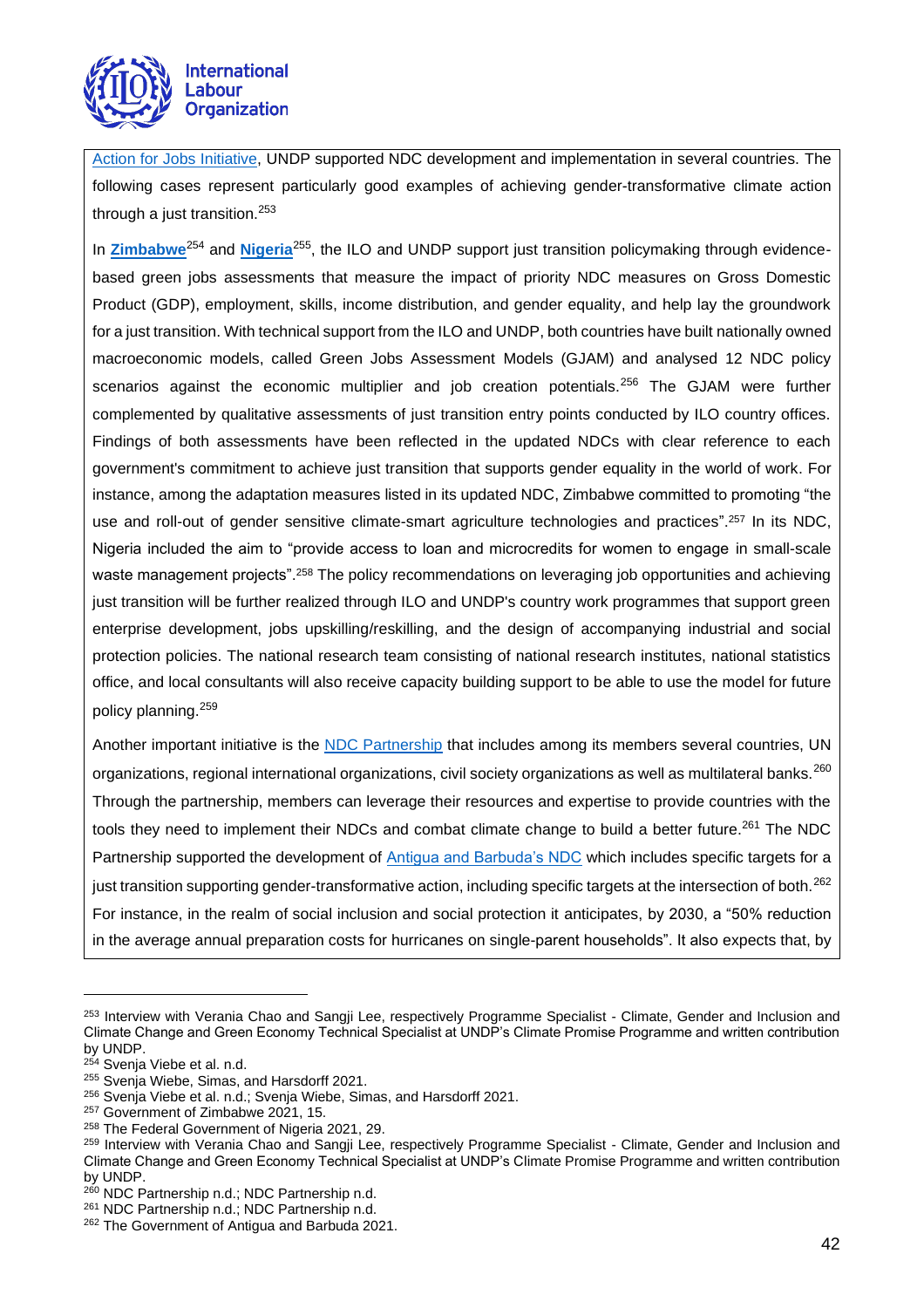Action for Jobs Initiative, UNDP supported NDC development and implementation in several countries. The following cases represent particularly good examples of achieving gender-transformative climate action through a just transition.[253]

In **Zimbabwe**[254] and **Nigeria**[255], the ILO and UNDP support just transition policymaking through evidence-based green jobs assessments that measure the impact of priority NDC measures on Gross Domestic Product (GDP), employment, skills, income distribution, and gender equality, and help lay the groundwork for a just transition. With technical support from the ILO and UNDP, both countries have built nationally owned macroeconomic models, called Green Jobs Assessment Models (GJAM) and analysed 12 NDC policy scenarios against the economic multiplier and job creation potentials.[256] The GJAM were further complemented by qualitative assessments of just transition entry points conducted by ILO country offices. Findings of both assessments have been reflected in the updated NDCs with clear reference to each government's commitment to achieve just transition that supports gender equality in the world of work. For instance, among the adaptation measures listed in its updated NDC, Zimbabwe committed to promoting "the use and roll-out of gender sensitive climate-smart agriculture technologies and practices".[257] In its NDC, Nigeria included the aim to "provide access to loan and microcredits for women to engage in small-scale waste management projects".[258] The policy recommendations on leveraging job opportunities and achieving just transition will be further realized through ILO and UNDP's country work programmes that support green enterprise development, jobs upskilling/reskilling, and the design of accompanying industrial and social protection policies. The national research team consisting of national research institutes, national statistics office, and local consultants will also receive capacity building support to be able to use the model for future policy planning.[259]

Another important initiative is the NDC Partnership that includes among its members several countries, UN organizations, regional international organizations, civil society organizations as well as multilateral banks.[260] Through the partnership, members can leverage their resources and expertise to provide countries with the tools they need to implement their NDCs and combat climate change to build a better future.[261] The NDC Partnership supported the development of Antigua and Barbuda's NDC which includes specific targets for a just transition supporting gender-transformative action, including specific targets at the intersection of both.[262] For instance, in the realm of social inclusion and social protection it anticipates, by 2030, a "50% reduction in the average annual preparation costs for hurricanes on single-parent households". It also expects that, by

---

[253] Interview with Verania Chao and Sangji Lee, respectively Programme Specialist - Climate, Gender and Inclusion and Climate Change and Green Economy Technical Specialist at UNDP's Climate Promise Programme and written contribution by UNDP.

[254] Svenja Viebe et al. n.d.

[255] Svenja Wiebe, Simas, and Harsdorff 2021.

[256] Svenja Viebe et al. n.d.; Svenja Wiebe, Simas, and Harsdorff 2021.

[257] Government of Zimbabwe 2021, 15.

[258] The Federal Government of Nigeria 2021, 29.

[259] Interview with Verania Chao and Sangji Lee, respectively Programme Specialist - Climate, Gender and Inclusion and Climate Change and Green Economy Technical Specialist at UNDP's Climate Promise Programme and written contribution by UNDP.

[260] NDC Partnership n.d.; NDC Partnership n.d.

[261] NDC Partnership n.d.; NDC Partnership n.d.

[262] The Government of Antigua and Barbuda 2021.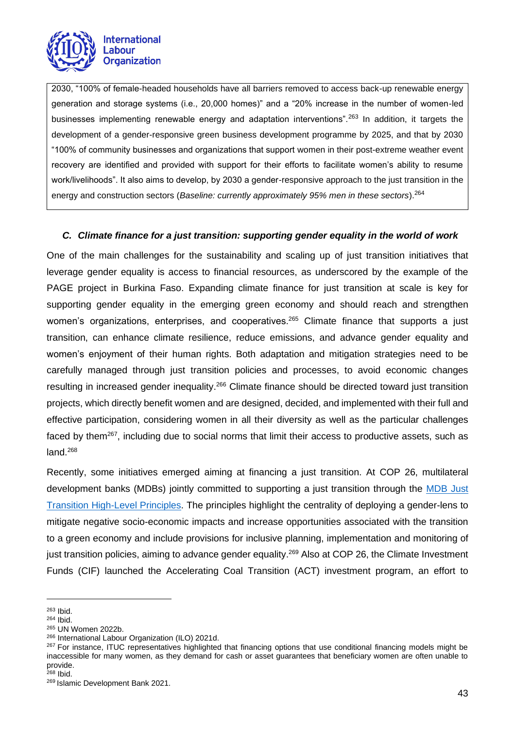2030, "100% of female-headed households have all barriers removed to access back-up renewable energy generation and storage systems (i.e., 20,000 homes)" and a "20% increase in the number of women-led businesses implementing renewable energy and adaptation interventions".[263] In addition, it targets the development of a gender-responsive green business development programme by 2025, and that by 2030 "100% of community businesses and organizations that support women in their post-extreme weather event recovery are identified and provided with support for their efforts to facilitate women's ability to resume work/livelihoods". It also aims to develop, by 2030 a gender-responsive approach to the just transition in the energy and construction sectors (*Baseline: currently approximately 95% men in these sectors*).[264]

### *C. Climate finance for a just transition: supporting gender equality in the world of work*

One of the main challenges for the sustainability and scaling up of just transition initiatives that leverage gender equality is access to financial resources, as underscored by the example of the PAGE project in Burkina Faso. Expanding climate finance for just transition at scale is key for supporting gender equality in the emerging green economy and should reach and strengthen women's organizations, enterprises, and cooperatives.[265] Climate finance that supports a just transition, can enhance climate resilience, reduce emissions, and advance gender equality and women's enjoyment of their human rights. Both adaptation and mitigation strategies need to be carefully managed through just transition policies and processes, to avoid economic changes resulting in increased gender inequality.[266] Climate finance should be directed toward just transition projects, which directly benefit women and are designed, decided, and implemented with their full and effective participation, considering women in all their diversity as well as the particular challenges faced by them[267], including due to social norms that limit their access to productive assets, such as land.[268]

Recently, some initiatives emerged aiming at financing a just transition. At COP 26, multilateral development banks (MDBs) jointly committed to supporting a just transition through the MDB Just Transition High-Level Principles. The principles highlight the centrality of deploying a gender-lens to mitigate negative socio-economic impacts and increase opportunities associated with the transition to a green economy and include provisions for inclusive planning, implementation and monitoring of just transition policies, aiming to advance gender equality.[269] Also at COP 26, the Climate Investment Funds (CIF) launched the Accelerating Coal Transition (ACT) investment program, an effort to

---

[263] Ibid.

[264] Ibid.

[265] UN Women 2022b.

[266] International Labour Organization (ILO) 2021d.

[267] For instance, ITUC representatives highlighted that financing options that use conditional financing models might be inaccessible for many women, as they demand for cash or asset guarantees that beneficiary women are often unable to provide.

[268] Ibid.

[269] Islamic Development Bank 2021.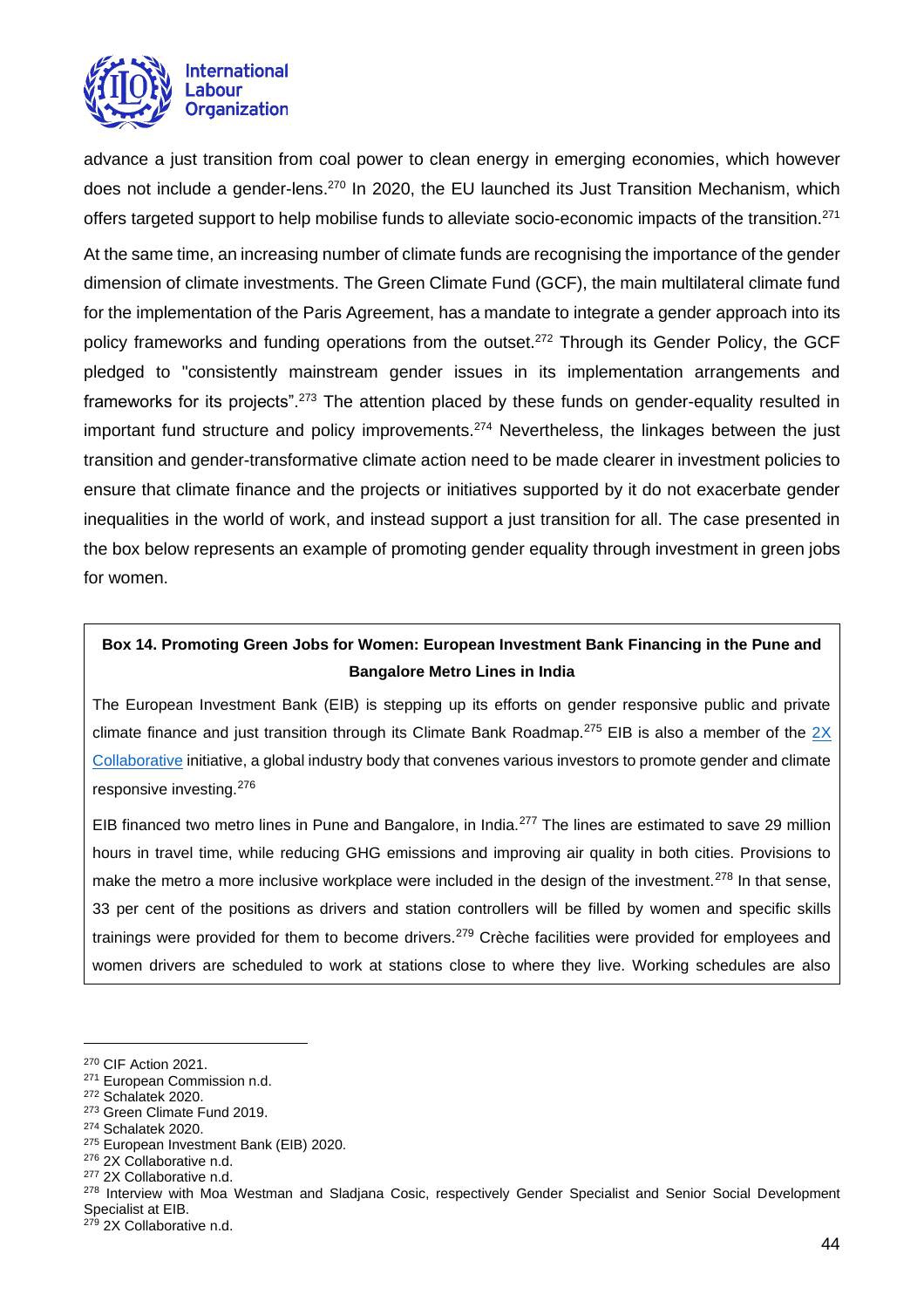advance a just transition from coal power to clean energy in emerging economies, which however does not include a gender-lens.[270] In 2020, the EU launched its Just Transition Mechanism, which offers targeted support to help mobilise funds to alleviate socio-economic impacts of the transition.[271]

At the same time, an increasing number of climate funds are recognising the importance of the gender dimension of climate investments. The Green Climate Fund (GCF), the main multilateral climate fund for the implementation of the Paris Agreement, has a mandate to integrate a gender approach into its policy frameworks and funding operations from the outset.[272] Through its Gender Policy, the GCF pledged to "consistently mainstream gender issues in its implementation arrangements and frameworks for its projects".[273] The attention placed by these funds on gender-equality resulted in important fund structure and policy improvements.[274] Nevertheless, the linkages between the just transition and gender-transformative climate action need to be made clearer in investment policies to ensure that climate finance and the projects or initiatives supported by it do not exacerbate gender inequalities in the world of work, and instead support a just transition for all. The case presented in the box below represents an example of promoting gender equality through investment in green jobs for women.

**Box 14. Promoting Green Jobs for Women: European Investment Bank Financing in the Pune and Bangalore Metro Lines in India**

The European Investment Bank (EIB) is stepping up its efforts on gender responsive public and private climate finance and just transition through its Climate Bank Roadmap.[275] EIB is also a member of the 2X Collaborative initiative, a global industry body that convenes various investors to promote gender and climate responsive investing.[276]

EIB financed two metro lines in Pune and Bangalore, in India.[277] The lines are estimated to save 29 million hours in travel time, while reducing GHG emissions and improving air quality in both cities. Provisions to make the metro a more inclusive workplace were included in the design of the investment.[278] In that sense, 33 per cent of the positions as drivers and station controllers will be filled by women and specific skills trainings were provided for them to become drivers.[279] Crèche facilities were provided for employees and women drivers are scheduled to work at stations close to where they live. Working schedules are also

---

[270] CIF Action 2021.
[271] European Commission n.d.
[272] Schalatek 2020.
[273] Green Climate Fund 2019.
[274] Schalatek 2020.
[275] European Investment Bank (EIB) 2020.
[276] 2X Collaborative n.d.
[277] 2X Collaborative n.d.
[278] Interview with Moa Westman and Sladjana Cosic, respectively Gender Specialist and Senior Social Development Specialist at EIB.
[279] 2X Collaborative n.d.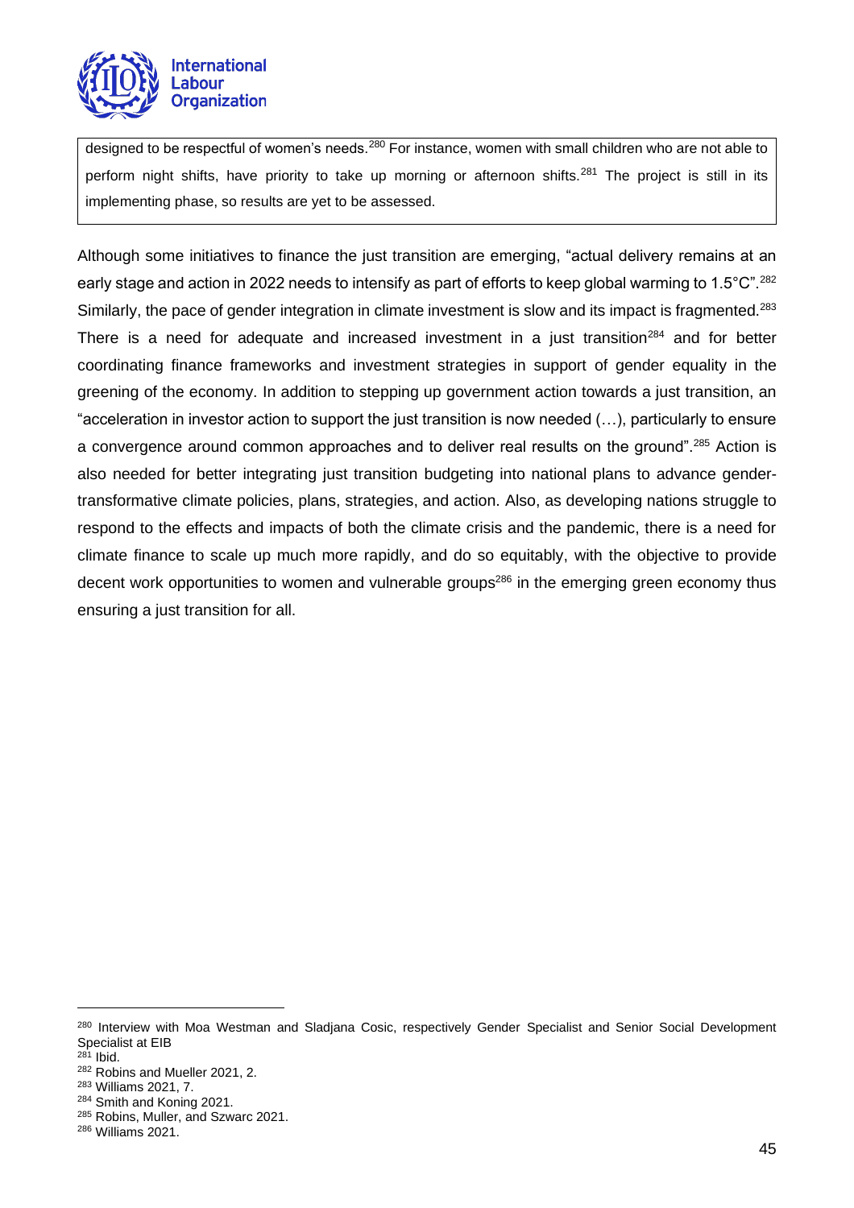designed to be respectful of women's needs.[280] For instance, women with small children who are not able to perform night shifts, have priority to take up morning or afternoon shifts.[281] The project is still in its implementing phase, so results are yet to be assessed.

Although some initiatives to finance the just transition are emerging, "actual delivery remains at an early stage and action in 2022 needs to intensify as part of efforts to keep global warming to 1.5°C".[282] Similarly, the pace of gender integration in climate investment is slow and its impact is fragmented.[283] There is a need for adequate and increased investment in a just transition[284] and for better coordinating finance frameworks and investment strategies in support of gender equality in the greening of the economy. In addition to stepping up government action towards a just transition, an "acceleration in investor action to support the just transition is now needed (…), particularly to ensure a convergence around common approaches and to deliver real results on the ground".[285] Action is also needed for better integrating just transition budgeting into national plans to advance gender-transformative climate policies, plans, strategies, and action. Also, as developing nations struggle to respond to the effects and impacts of both the climate crisis and the pandemic, there is a need for climate finance to scale up much more rapidly, and do so equitably, with the objective to provide decent work opportunities to women and vulnerable groups[286] in the emerging green economy thus ensuring a just transition for all.

---

[280] Interview with Moa Westman and Sladjana Cosic, respectively Gender Specialist and Senior Social Development Specialist at EIB

[281] Ibid.

[282] Robins and Mueller 2021, 2.

[283] Williams 2021, 7.

[284] Smith and Koning 2021.

[285] Robins, Muller, and Szwarc 2021.

[286] Williams 2021.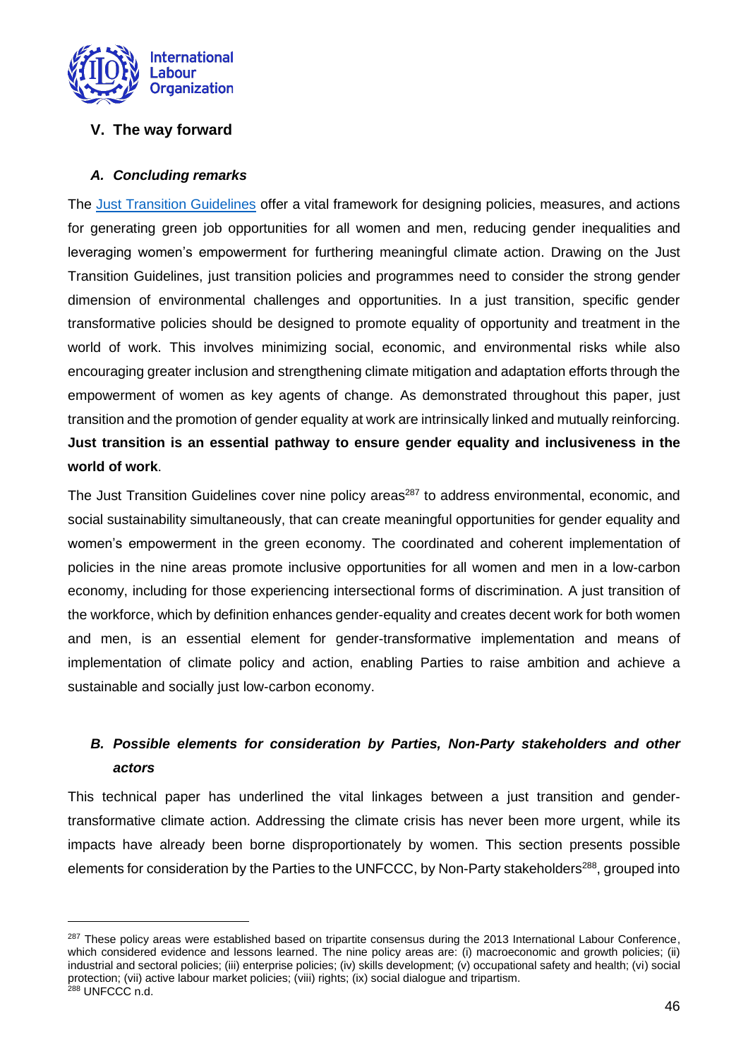## V. The way forward

### *A. Concluding remarks*

The [Just Transition Guidelines](#) offer a vital framework for designing policies, measures, and actions for generating green job opportunities for all women and men, reducing gender inequalities and leveraging women's empowerment for furthering meaningful climate action. Drawing on the Just Transition Guidelines, just transition policies and programmes need to consider the strong gender dimension of environmental challenges and opportunities. In a just transition, specific gender transformative policies should be designed to promote equality of opportunity and treatment in the world of work. This involves minimizing social, economic, and environmental risks while also encouraging greater inclusion and strengthening climate mitigation and adaptation efforts through the empowerment of women as key agents of change. As demonstrated throughout this paper, just transition and the promotion of gender equality at work are intrinsically linked and mutually reinforcing. **Just transition is an essential pathway to ensure gender equality and inclusiveness in the world of work**.

The Just Transition Guidelines cover nine policy areas[287] to address environmental, economic, and social sustainability simultaneously, that can create meaningful opportunities for gender equality and women's empowerment in the green economy. The coordinated and coherent implementation of policies in the nine areas promote inclusive opportunities for all women and men in a low-carbon economy, including for those experiencing intersectional forms of discrimination. A just transition of the workforce, which by definition enhances gender-equality and creates decent work for both women and men, is an essential element for gender-transformative implementation and means of implementation of climate policy and action, enabling Parties to raise ambition and achieve a sustainable and socially just low-carbon economy.

### *B. Possible elements for consideration by Parties, Non-Party stakeholders and other actors*

This technical paper has underlined the vital linkages between a just transition and gender-transformative climate action. Addressing the climate crisis has never been more urgent, while its impacts have already been borne disproportionately by women. This section presents possible elements for consideration by the Parties to the UNFCCC, by Non-Party stakeholders[288], grouped into

---

[287] These policy areas were established based on tripartite consensus during the 2013 International Labour Conference, which considered evidence and lessons learned. The nine policy areas are: (i) macroeconomic and growth policies; (ii) industrial and sectoral policies; (iii) enterprise policies; (iv) skills development; (v) occupational safety and health; (vi) social protection; (vii) active labour market policies; (viii) rights; (ix) social dialogue and tripartism.

[288] UNFCCC n.d.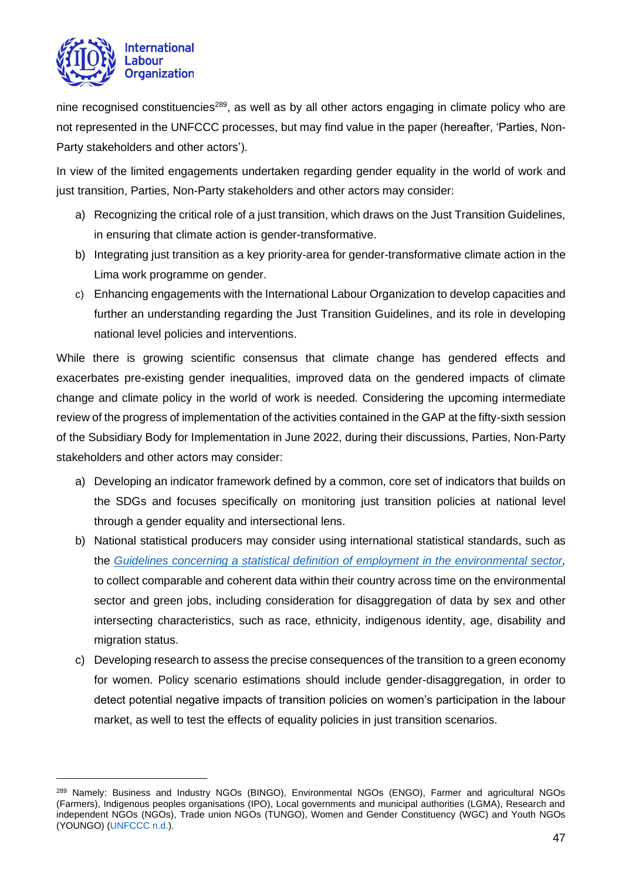nine recognised constituencies[289], as well as by all other actors engaging in climate policy who are not represented in the UNFCCC processes, but may find value in the paper (hereafter, 'Parties, Non-Party stakeholders and other actors').

In view of the limited engagements undertaken regarding gender equality in the world of work and just transition, Parties, Non-Party stakeholders and other actors may consider:

a) Recognizing the critical role of a just transition, which draws on the Just Transition Guidelines, in ensuring that climate action is gender-transformative.
b) Integrating just transition as a key priority-area for gender-transformative climate action in the Lima work programme on gender.
c) Enhancing engagements with the International Labour Organization to develop capacities and further an understanding regarding the Just Transition Guidelines, and its role in developing national level policies and interventions.

While there is growing scientific consensus that climate change has gendered effects and exacerbates pre-existing gender inequalities, improved data on the gendered impacts of climate change and climate policy in the world of work is needed. Considering the upcoming intermediate review of the progress of implementation of the activities contained in the GAP at the fifty-sixth session of the Subsidiary Body for Implementation in June 2022, during their discussions, Parties, Non-Party stakeholders and other actors may consider:

a) Developing an indicator framework defined by a common, core set of indicators that builds on the SDGs and focuses specifically on monitoring just transition policies at national level through a gender equality and intersectional lens.
b) National statistical producers may consider using international statistical standards, such as the *Guidelines concerning a statistical definition of employment in the environmental sector*, to collect comparable and coherent data within their country across time on the environmental sector and green jobs, including consideration for disaggregation of data by sex and other intersecting characteristics, such as race, ethnicity, indigenous identity, age, disability and migration status.
c) Developing research to assess the precise consequences of the transition to a green economy for women. Policy scenario estimations should include gender-disaggregation, in order to detect potential negative impacts of transition policies on women's participation in the labour market, as well to test the effects of equality policies in just transition scenarios.

---

[289] Namely: Business and Industry NGOs (BINGO), Environmental NGOs (ENGO), Farmer and agricultural NGOs (Farmers), Indigenous peoples organisations (IPO), Local governments and municipal authorities (LGMA), Research and independent NGOs (NGOs), Trade union NGOs (TUNGO), Women and Gender Constituency (WGC) and Youth NGOs (YOUNGO) (UNFCCC n.d.).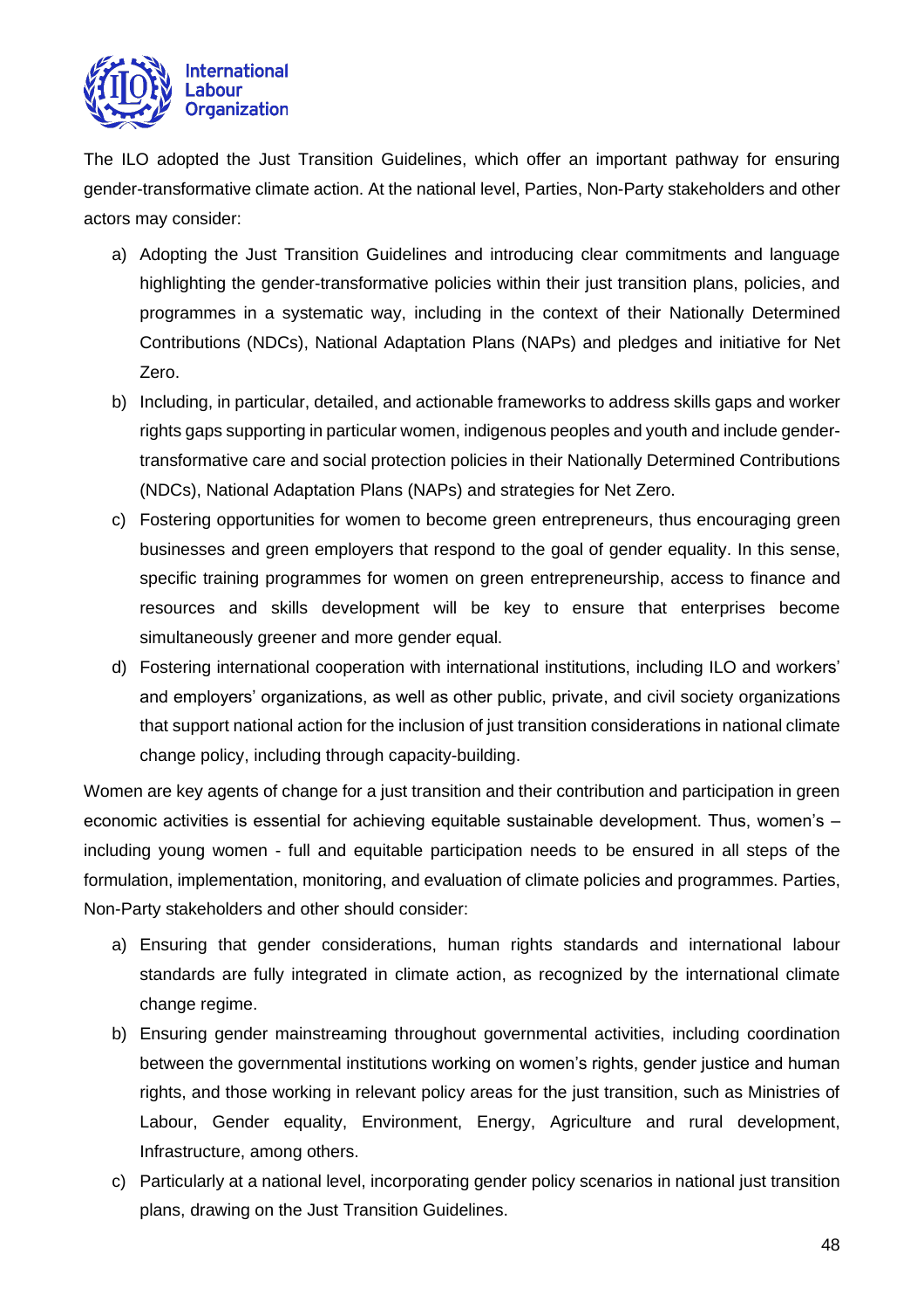The ILO adopted the Just Transition Guidelines, which offer an important pathway for ensuring gender-transformative climate action. At the national level, Parties, Non-Party stakeholders and other actors may consider:

a) Adopting the Just Transition Guidelines and introducing clear commitments and language highlighting the gender-transformative policies within their just transition plans, policies, and programmes in a systematic way, including in the context of their Nationally Determined Contributions (NDCs), National Adaptation Plans (NAPs) and pledges and initiative for Net Zero.

b) Including, in particular, detailed, and actionable frameworks to address skills gaps and worker rights gaps supporting in particular women, indigenous peoples and youth and include gender-transformative care and social protection policies in their Nationally Determined Contributions (NDCs), National Adaptation Plans (NAPs) and strategies for Net Zero.

c) Fostering opportunities for women to become green entrepreneurs, thus encouraging green businesses and green employers that respond to the goal of gender equality. In this sense, specific training programmes for women on green entrepreneurship, access to finance and resources and skills development will be key to ensure that enterprises become simultaneously greener and more gender equal.

d) Fostering international cooperation with international institutions, including ILO and workers' and employers' organizations, as well as other public, private, and civil society organizations that support national action for the inclusion of just transition considerations in national climate change policy, including through capacity-building.

Women are key agents of change for a just transition and their contribution and participation in green economic activities is essential for achieving equitable sustainable development. Thus, women's – including young women - full and equitable participation needs to be ensured in all steps of the formulation, implementation, monitoring, and evaluation of climate policies and programmes. Parties, Non-Party stakeholders and other should consider:

a) Ensuring that gender considerations, human rights standards and international labour standards are fully integrated in climate action, as recognized by the international climate change regime.

b) Ensuring gender mainstreaming throughout governmental activities, including coordination between the governmental institutions working on women's rights, gender justice and human rights, and those working in relevant policy areas for the just transition, such as Ministries of Labour, Gender equality, Environment, Energy, Agriculture and rural development, Infrastructure, among others.

c) Particularly at a national level, incorporating gender policy scenarios in national just transition plans, drawing on the Just Transition Guidelines.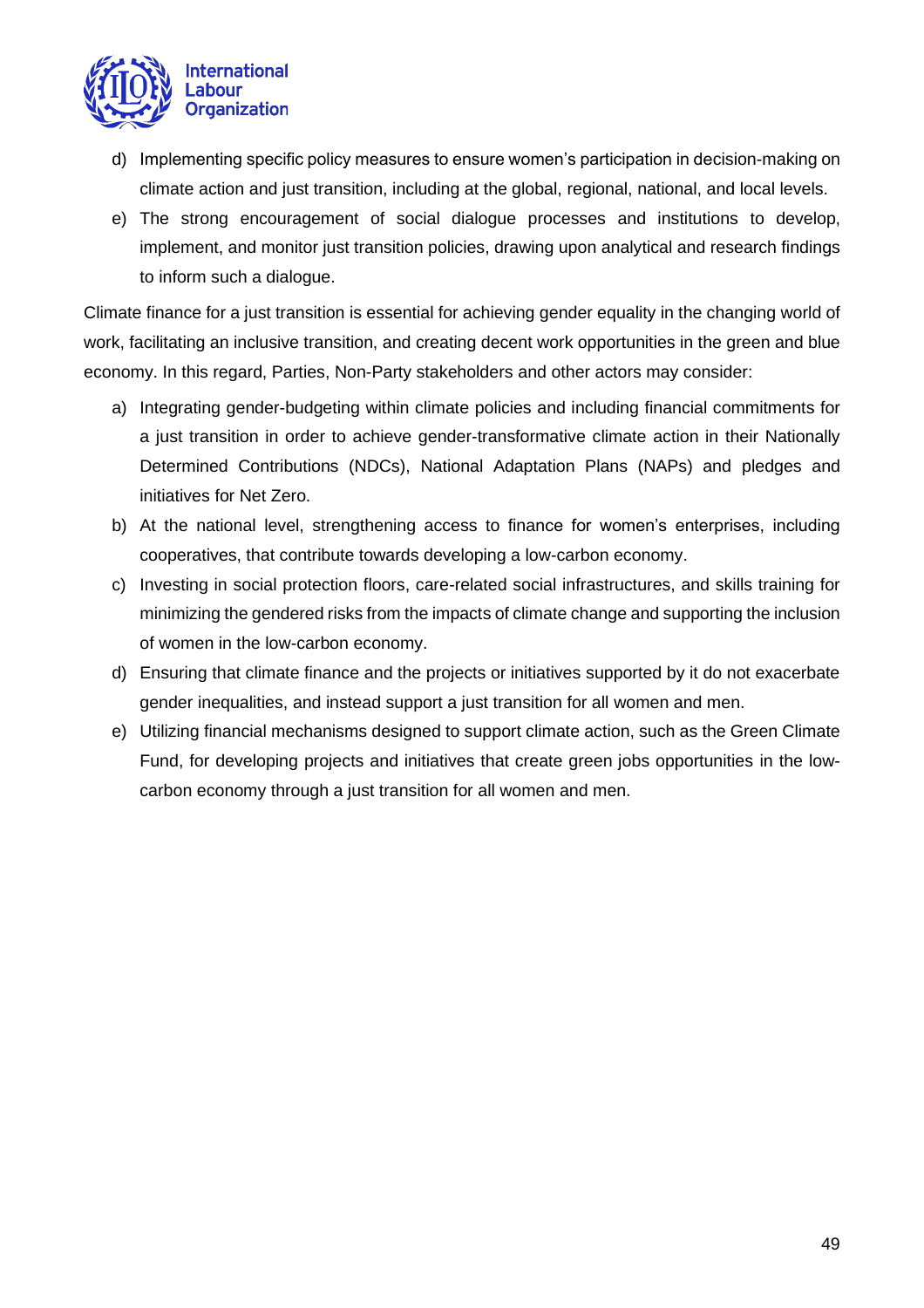d) Implementing specific policy measures to ensure women's participation in decision-making on climate action and just transition, including at the global, regional, national, and local levels.
e) The strong encouragement of social dialogue processes and institutions to develop, implement, and monitor just transition policies, drawing upon analytical and research findings to inform such a dialogue.

Climate finance for a just transition is essential for achieving gender equality in the changing world of work, facilitating an inclusive transition, and creating decent work opportunities in the green and blue economy. In this regard, Parties, Non-Party stakeholders and other actors may consider:

a) Integrating gender-budgeting within climate policies and including financial commitments for a just transition in order to achieve gender-transformative climate action in their Nationally Determined Contributions (NDCs), National Adaptation Plans (NAPs) and pledges and initiatives for Net Zero.
b) At the national level, strengthening access to finance for women's enterprises, including cooperatives, that contribute towards developing a low-carbon economy.
c) Investing in social protection floors, care-related social infrastructures, and skills training for minimizing the gendered risks from the impacts of climate change and supporting the inclusion of women in the low-carbon economy.
d) Ensuring that climate finance and the projects or initiatives supported by it do not exacerbate gender inequalities, and instead support a just transition for all women and men.
e) Utilizing financial mechanisms designed to support climate action, such as the Green Climate Fund, for developing projects and initiatives that create green jobs opportunities in the low-carbon economy through a just transition for all women and men.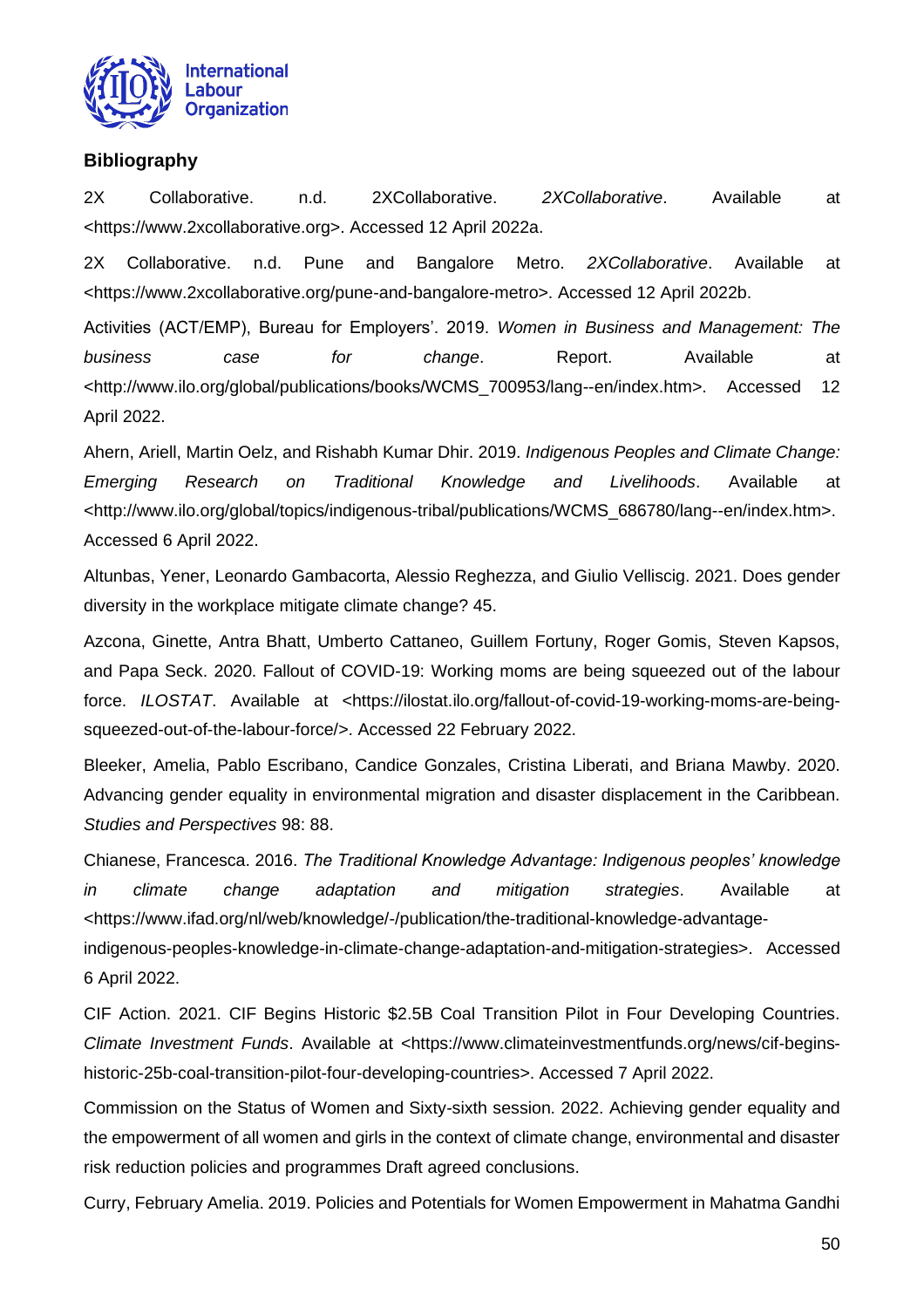## Bibliography

2X Collaborative. n.d. 2XCollaborative. *2XCollaborative*. Available at <https://www.2xcollaborative.org>. Accessed 12 April 2022a.

2X Collaborative. n.d. Pune and Bangalore Metro. *2XCollaborative*. Available at <https://www.2xcollaborative.org/pune-and-bangalore-metro>. Accessed 12 April 2022b.

Activities (ACT/EMP), Bureau for Employers'. 2019. *Women in Business and Management: The business case for change*. Report. Available at <http://www.ilo.org/global/publications/books/WCMS_700953/lang--en/index.htm>. Accessed 12 April 2022.

Ahern, Ariell, Martin Oelz, and Rishabh Kumar Dhir. 2019. *Indigenous Peoples and Climate Change: Emerging Research on Traditional Knowledge and Livelihoods*. Available at <http://www.ilo.org/global/topics/indigenous-tribal/publications/WCMS_686780/lang--en/index.htm>. Accessed 6 April 2022.

Altunbas, Yener, Leonardo Gambacorta, Alessio Reghezza, and Giulio Velliscig. 2021. Does gender diversity in the workplace mitigate climate change? 45.

Azcona, Ginette, Antra Bhatt, Umberto Cattaneo, Guillem Fortuny, Roger Gomis, Steven Kapsos, and Papa Seck. 2020. Fallout of COVID-19: Working moms are being squeezed out of the labour force. *ILOSTAT*. Available at <https://ilostat.ilo.org/fallout-of-covid-19-working-moms-are-being-squeezed-out-of-the-labour-force/>. Accessed 22 February 2022.

Bleeker, Amelia, Pablo Escribano, Candice Gonzales, Cristina Liberati, and Briana Mawby. 2020. Advancing gender equality in environmental migration and disaster displacement in the Caribbean. *Studies and Perspectives* 98: 88.

Chianese, Francesca. 2016. *The Traditional Knowledge Advantage: Indigenous peoples' knowledge in climate change adaptation and mitigation strategies*. Available at <https://www.ifad.org/nl/web/knowledge/-/publication/the-traditional-knowledge-advantage-indigenous-peoples-knowledge-in-climate-change-adaptation-and-mitigation-strategies>. Accessed 6 April 2022.

CIF Action. 2021. CIF Begins Historic $2.5B Coal Transition Pilot in Four Developing Countries. *Climate Investment Funds*. Available at <https://www.climateinvestmentfunds.org/news/cif-begins-historic-25b-coal-transition-pilot-four-developing-countries>. Accessed 7 April 2022.

Commission on the Status of Women and Sixty-sixth session. 2022. Achieving gender equality and the empowerment of all women and girls in the context of climate change, environmental and disaster risk reduction policies and programmes Draft agreed conclusions.

Curry, February Amelia. 2019. Policies and Potentials for Women Empowerment in Mahatma Gandhi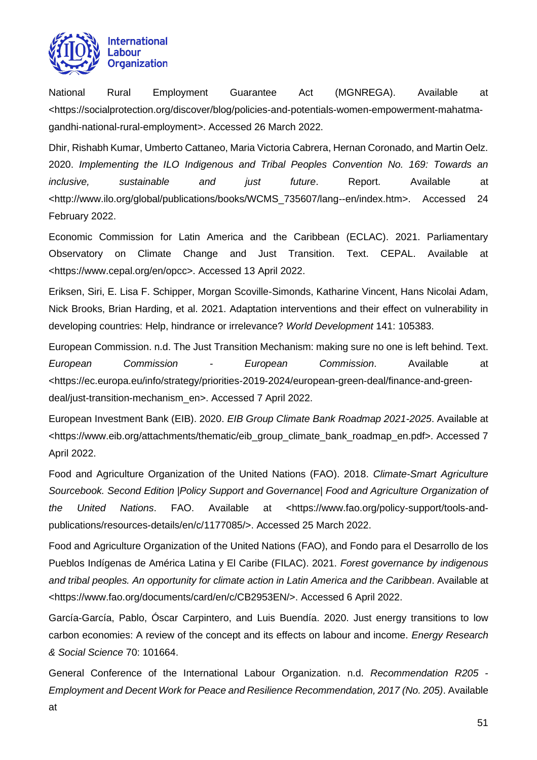National Rural Employment Guarantee Act (MGNREGA). Available at <https://socialprotection.org/discover/blog/policies-and-potentials-women-empowerment-mahatma-gandhi-national-rural-employment>. Accessed 26 March 2022.

Dhir, Rishabh Kumar, Umberto Cattaneo, Maria Victoria Cabrera, Hernan Coronado, and Martin Oelz. 2020. *Implementing the ILO Indigenous and Tribal Peoples Convention No. 169: Towards an inclusive, sustainable and just future*. Report. Available at <http://www.ilo.org/global/publications/books/WCMS_735607/lang--en/index.htm>. Accessed 24 February 2022.

Economic Commission for Latin America and the Caribbean (ECLAC). 2021. Parliamentary Observatory on Climate Change and Just Transition. Text. CEPAL. Available at <https://www.cepal.org/en/opcc>. Accessed 13 April 2022.

Eriksen, Siri, E. Lisa F. Schipper, Morgan Scoville-Simonds, Katharine Vincent, Hans Nicolai Adam, Nick Brooks, Brian Harding, et al. 2021. Adaptation interventions and their effect on vulnerability in developing countries: Help, hindrance or irrelevance? *World Development* 141: 105383.

European Commission. n.d. The Just Transition Mechanism: making sure no one is left behind. Text. *European Commission - European Commission*. Available at <https://ec.europa.eu/info/strategy/priorities-2019-2024/european-green-deal/finance-and-green-deal/just-transition-mechanism_en>. Accessed 7 April 2022.

European Investment Bank (EIB). 2020. *EIB Group Climate Bank Roadmap 2021-2025*. Available at <https://www.eib.org/attachments/thematic/eib_group_climate_bank_roadmap_en.pdf>. Accessed 7 April 2022.

Food and Agriculture Organization of the United Nations (FAO). 2018. *Climate-Smart Agriculture Sourcebook. Second Edition |Policy Support and Governance| Food and Agriculture Organization of the United Nations*. FAO. Available at <https://www.fao.org/policy-support/tools-and-publications/resources-details/en/c/1177085/>. Accessed 25 March 2022.

Food and Agriculture Organization of the United Nations (FAO), and Fondo para el Desarrollo de los Pueblos Indígenas de América Latina y El Caribe (FILAC). 2021. *Forest governance by indigenous and tribal peoples. An opportunity for climate action in Latin America and the Caribbean*. Available at <https://www.fao.org/documents/card/en/c/CB2953EN/>. Accessed 6 April 2022.

García-García, Pablo, Óscar Carpintero, and Luis Buendía. 2020. Just energy transitions to low carbon economies: A review of the concept and its effects on labour and income. *Energy Research & Social Science* 70: 101664.

General Conference of the International Labour Organization. n.d. *Recommendation R205 - Employment and Decent Work for Peace and Resilience Recommendation, 2017 (No. 205)*. Available at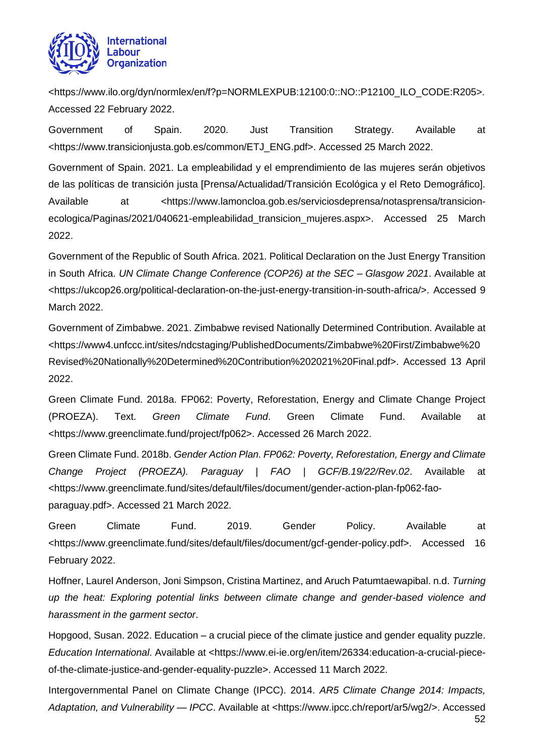<https://www.ilo.org/dyn/normlex/en/f?p=NORMLEXPUB:12100:0::NO::P12100_ILO_CODE:R205>. Accessed 22 February 2022.

Government of Spain. 2020. Just Transition Strategy. Available at <https://www.transicionjusta.gob.es/common/ETJ_ENG.pdf>. Accessed 25 March 2022.

Government of Spain. 2021. La empleabilidad y el emprendimiento de las mujeres serán objetivos de las políticas de transición justa [Prensa/Actualidad/Transición Ecológica y el Reto Demográfico]. Available at <https://www.lamoncloa.gob.es/serviciosdeprensa/notasprensa/transicion-ecologica/Paginas/2021/040621-empleabilidad_transicion_mujeres.aspx>. Accessed 25 March 2022.

Government of the Republic of South Africa. 2021. Political Declaration on the Just Energy Transition in South Africa. *UN Climate Change Conference (COP26) at the SEC – Glasgow 2021*. Available at <https://ukcop26.org/political-declaration-on-the-just-energy-transition-in-south-africa/>. Accessed 9 March 2022.

Government of Zimbabwe. 2021. Zimbabwe revised Nationally Determined Contribution. Available at <https://www4.unfccc.int/sites/ndcstaging/PublishedDocuments/Zimbabwe%20First/Zimbabwe%20Revised%20Nationally%20Determined%20Contribution%202021%20Final.pdf>. Accessed 13 April 2022.

Green Climate Fund. 2018a. FP062: Poverty, Reforestation, Energy and Climate Change Project (PROEZA). Text. *Green Climate Fund*. Green Climate Fund. Available at <https://www.greenclimate.fund/project/fp062>. Accessed 26 March 2022.

Green Climate Fund. 2018b. *Gender Action Plan. FP062: Poverty, Reforestation, Energy and Climate Change Project (PROEZA). Paraguay | FAO | GCF/B.19/22/Rev.02*. Available at <https://www.greenclimate.fund/sites/default/files/document/gender-action-plan-fp062-fao-paraguay.pdf>. Accessed 21 March 2022.

Green Climate Fund. 2019. Gender Policy. Available at <https://www.greenclimate.fund/sites/default/files/document/gcf-gender-policy.pdf>. Accessed 16 February 2022.

Hoffner, Laurel Anderson, Joni Simpson, Cristina Martinez, and Aruch Patumtaewapibal. n.d. *Turning up the heat: Exploring potential links between climate change and gender-based violence and harassment in the garment sector*.

Hopgood, Susan. 2022. Education – a crucial piece of the climate justice and gender equality puzzle. *Education International*. Available at <https://www.ei-ie.org/en/item/26334:education-a-crucial-piece-of-the-climate-justice-and-gender-equality-puzzle>. Accessed 11 March 2022.

Intergovernmental Panel on Climate Change (IPCC). 2014. *AR5 Climate Change 2014: Impacts, Adaptation, and Vulnerability — IPCC*. Available at <https://www.ipcc.ch/report/ar5/wg2/>. Accessed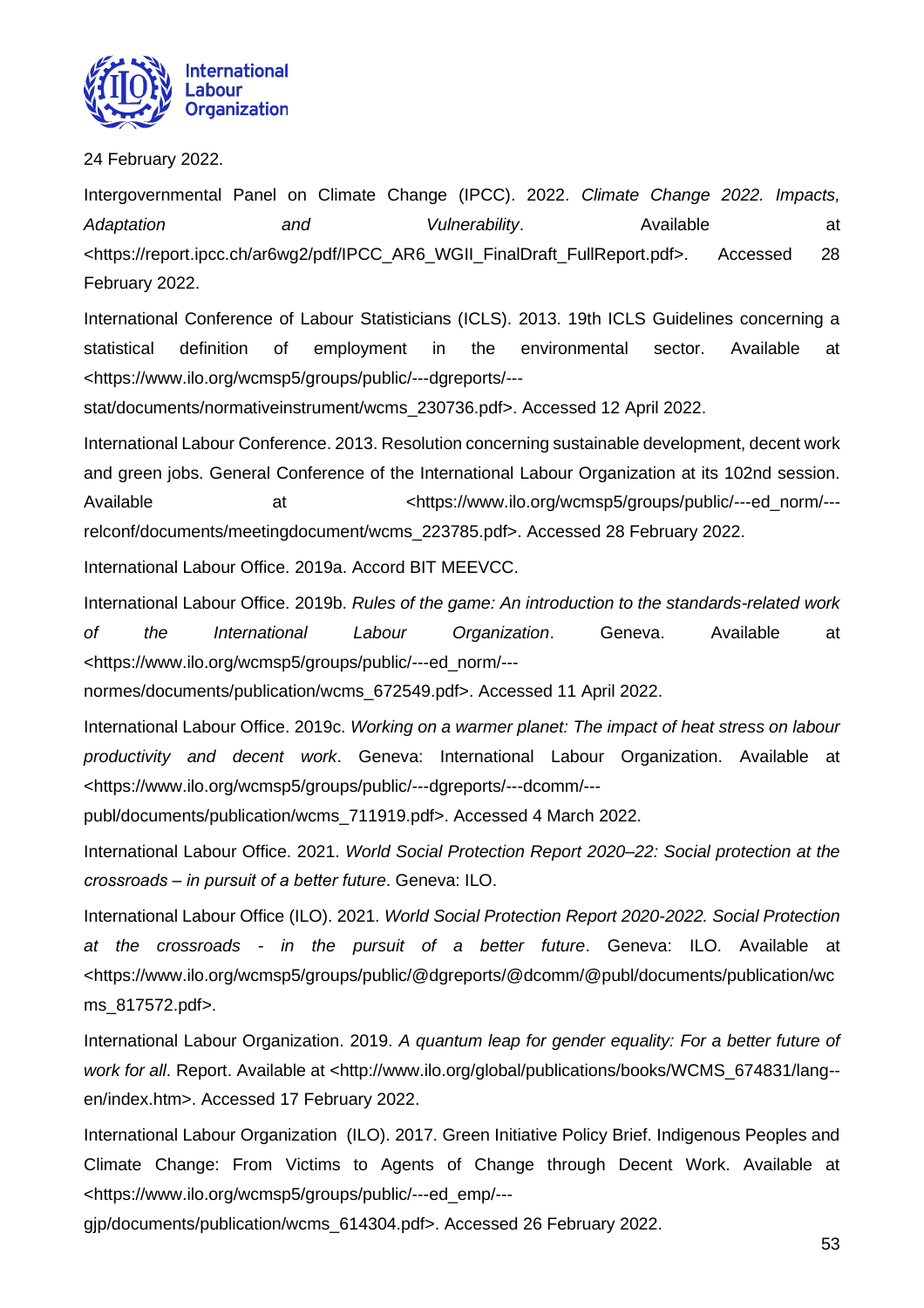24 February 2022.

Intergovernmental Panel on Climate Change (IPCC). 2022. *Climate Change 2022. Impacts, Adaptation and Vulnerability*. Available at <https://report.ipcc.ch/ar6wg2/pdf/IPCC_AR6_WGII_FinalDraft_FullReport.pdf>. Accessed 28 February 2022.

International Conference of Labour Statisticians (ICLS). 2013. 19th ICLS Guidelines concerning a statistical definition of employment in the environmental sector. Available at <https://www.ilo.org/wcmsp5/groups/public/---dgreports/---stat/documents/normativeinstrument/wcms_230736.pdf>. Accessed 12 April 2022.

International Labour Conference. 2013. Resolution concerning sustainable development, decent work and green jobs. General Conference of the International Labour Organization at its 102nd session. Available at <https://www.ilo.org/wcmsp5/groups/public/---ed_norm/---relconf/documents/meetingdocument/wcms_223785.pdf>. Accessed 28 February 2022.

International Labour Office. 2019a. Accord BIT MEEVCC.

International Labour Office. 2019b. *Rules of the game: An introduction to the standards-related work of the International Labour Organization*. Geneva. Available at <https://www.ilo.org/wcmsp5/groups/public/---ed_norm/---normes/documents/publication/wcms_672549.pdf>. Accessed 11 April 2022.

International Labour Office. 2019c. *Working on a warmer planet: The impact of heat stress on labour productivity and decent work*. Geneva: International Labour Organization. Available at <https://www.ilo.org/wcmsp5/groups/public/---dgreports/---dcomm/---publ/documents/publication/wcms_711919.pdf>. Accessed 4 March 2022.

International Labour Office. 2021. *World Social Protection Report 2020–22: Social protection at the crossroads – in pursuit of a better future*. Geneva: ILO.

International Labour Office (ILO). 2021. *World Social Protection Report 2020-2022. Social Protection at the crossroads - in the pursuit of a better future*. Geneva: ILO. Available at <https://www.ilo.org/wcmsp5/groups/public/@dgreports/@dcomm/@publ/documents/publication/wcms_817572.pdf>.

International Labour Organization. 2019. *A quantum leap for gender equality: For a better future of work for all*. Report. Available at <http://www.ilo.org/global/publications/books/WCMS_674831/lang--en/index.htm>. Accessed 17 February 2022.

International Labour Organization (ILO). 2017. Green Initiative Policy Brief. Indigenous Peoples and Climate Change: From Victims to Agents of Change through Decent Work. Available at <https://www.ilo.org/wcmsp5/groups/public/---ed_emp/---gjp/documents/publication/wcms_614304.pdf>. Accessed 26 February 2022.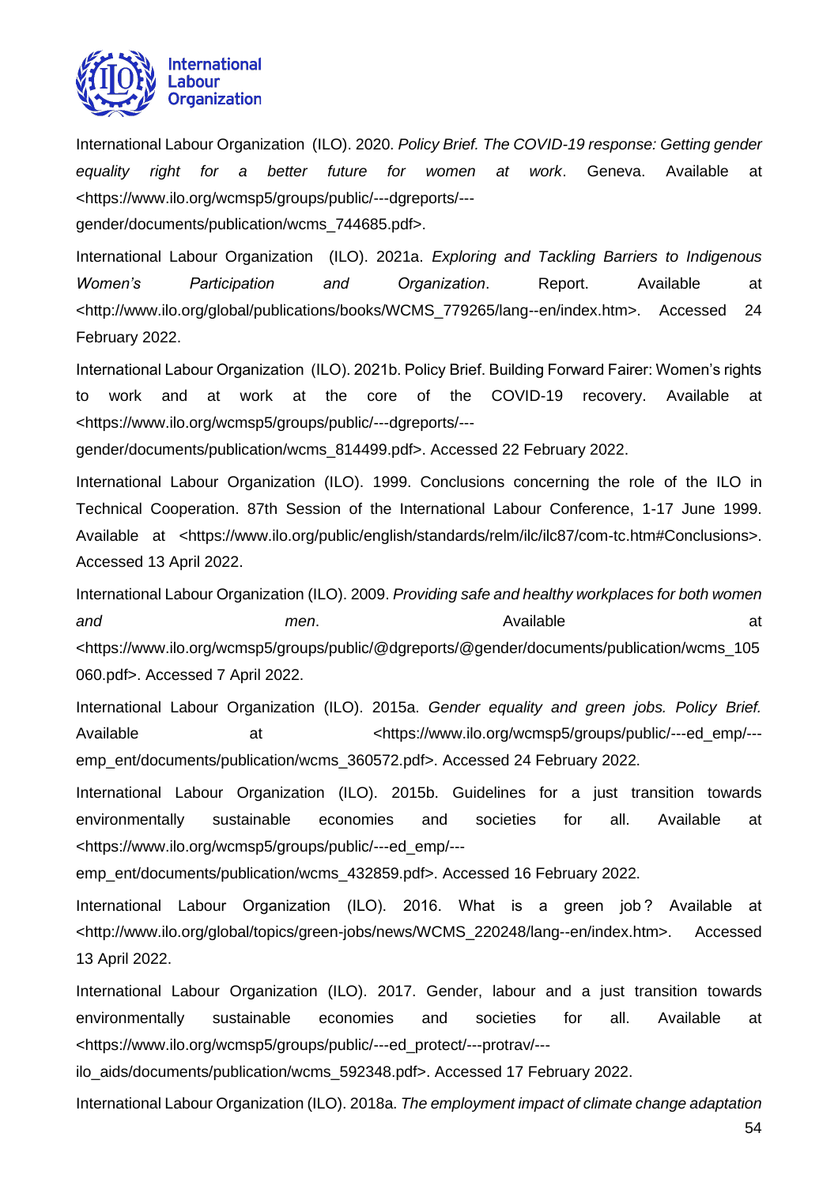International Labour Organization (ILO). 2020. *Policy Brief. The COVID-19 response: Getting gender equality right for a better future for women at work*. Geneva. Available at <https://www.ilo.org/wcmsp5/groups/public/---dgreports/---gender/documents/publication/wcms_744685.pdf>.

International Labour Organization (ILO). 2021a. *Exploring and Tackling Barriers to Indigenous Women's Participation and Organization*. Report. Available at <http://www.ilo.org/global/publications/books/WCMS_779265/lang--en/index.htm>. Accessed 24 February 2022.

International Labour Organization (ILO). 2021b. Policy Brief. Building Forward Fairer: Women's rights to work and at work at the core of the COVID-19 recovery. Available at <https://www.ilo.org/wcmsp5/groups/public/---dgreports/---gender/documents/publication/wcms_814499.pdf>. Accessed 22 February 2022.

International Labour Organization (ILO). 1999. Conclusions concerning the role of the ILO in Technical Cooperation. 87th Session of the International Labour Conference, 1-17 June 1999. Available at <https://www.ilo.org/public/english/standards/relm/ilc/ilc87/com-tc.htm#Conclusions>. Accessed 13 April 2022.

International Labour Organization (ILO). 2009. *Providing safe and healthy workplaces for both women and men*. Available at <https://www.ilo.org/wcmsp5/groups/public/@dgreports/@gender/documents/publication/wcms_105060.pdf>. Accessed 7 April 2022.

International Labour Organization (ILO). 2015a. *Gender equality and green jobs. Policy Brief.* Available at <https://www.ilo.org/wcmsp5/groups/public/---ed_emp/---emp_ent/documents/publication/wcms_360572.pdf>. Accessed 24 February 2022.

International Labour Organization (ILO). 2015b. Guidelines for a just transition towards environmentally sustainable economies and societies for all. Available at <https://www.ilo.org/wcmsp5/groups/public/---ed_emp/---emp_ent/documents/publication/wcms_432859.pdf>. Accessed 16 February 2022.

International Labour Organization (ILO). 2016. What is a green job? Available at <http://www.ilo.org/global/topics/green-jobs/news/WCMS_220248/lang--en/index.htm>. Accessed 13 April 2022.

International Labour Organization (ILO). 2017. Gender, labour and a just transition towards environmentally sustainable economies and societies for all. Available at <https://www.ilo.org/wcmsp5/groups/public/---ed_protect/---protrav/---ilo_aids/documents/publication/wcms_592348.pdf>. Accessed 17 February 2022.

International Labour Organization (ILO). 2018a. *The employment impact of climate change adaptation*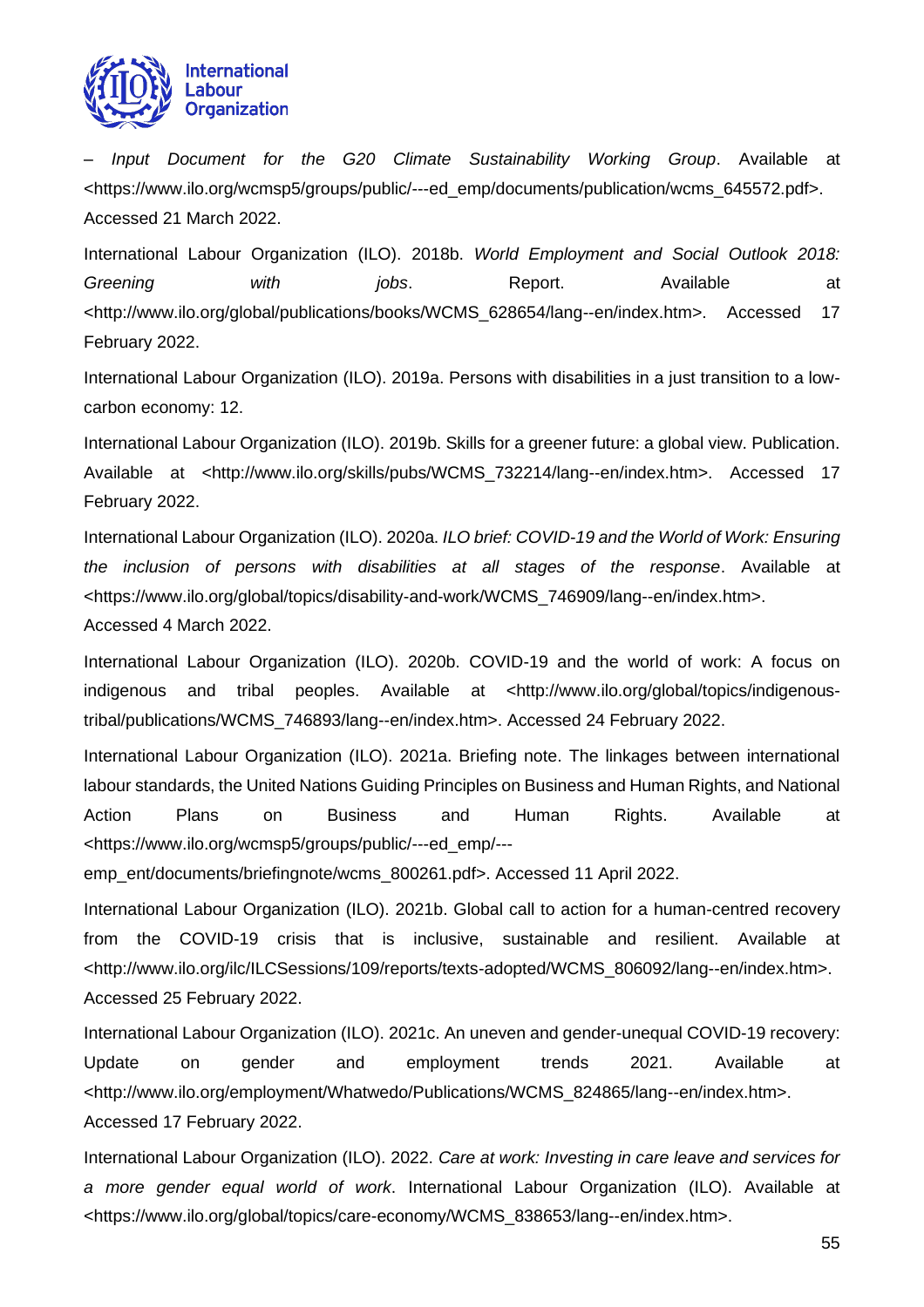– *Input Document for the G20 Climate Sustainability Working Group*. Available at <https://www.ilo.org/wcmsp5/groups/public/---ed_emp/documents/publication/wcms_645572.pdf>. Accessed 21 March 2022.

International Labour Organization (ILO). 2018b. *World Employment and Social Outlook 2018: Greening with jobs*. Report. Available at <http://www.ilo.org/global/publications/books/WCMS_628654/lang--en/index.htm>. Accessed 17 February 2022.

International Labour Organization (ILO). 2019a. Persons with disabilities in a just transition to a low-carbon economy: 12.

International Labour Organization (ILO). 2019b. Skills for a greener future: a global view. Publication. Available at <http://www.ilo.org/skills/pubs/WCMS_732214/lang--en/index.htm>. Accessed 17 February 2022.

International Labour Organization (ILO). 2020a. *ILO brief: COVID-19 and the World of Work: Ensuring the inclusion of persons with disabilities at all stages of the response*. Available at <https://www.ilo.org/global/topics/disability-and-work/WCMS_746909/lang--en/index.htm>. Accessed 4 March 2022.

International Labour Organization (ILO). 2020b. COVID-19 and the world of work: A focus on indigenous and tribal peoples. Available at <http://www.ilo.org/global/topics/indigenous-tribal/publications/WCMS_746893/lang--en/index.htm>. Accessed 24 February 2022.

International Labour Organization (ILO). 2021a. Briefing note. The linkages between international labour standards, the United Nations Guiding Principles on Business and Human Rights, and National Action Plans on Business and Human Rights. Available at <https://www.ilo.org/wcmsp5/groups/public/---ed_emp/---emp_ent/documents/briefingnote/wcms_800261.pdf>. Accessed 11 April 2022.

International Labour Organization (ILO). 2021b. Global call to action for a human-centred recovery from the COVID-19 crisis that is inclusive, sustainable and resilient. Available at <http://www.ilo.org/ilc/ILCSessions/109/reports/texts-adopted/WCMS_806092/lang--en/index.htm>. Accessed 25 February 2022.

International Labour Organization (ILO). 2021c. An uneven and gender-unequal COVID-19 recovery: Update on gender and employment trends 2021. Available at <http://www.ilo.org/employment/Whatwedo/Publications/WCMS_824865/lang--en/index.htm>. Accessed 17 February 2022.

International Labour Organization (ILO). 2022. *Care at work: Investing in care leave and services for a more gender equal world of work*. International Labour Organization (ILO). Available at <https://www.ilo.org/global/topics/care-economy/WCMS_838653/lang--en/index.htm>.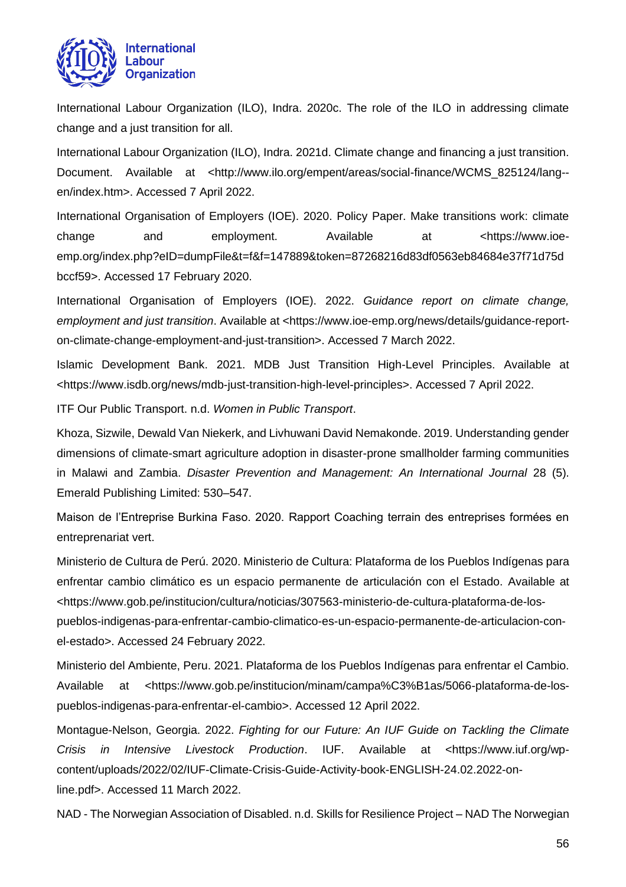International Labour Organization (ILO), Indra. 2020c. The role of the ILO in addressing climate change and a just transition for all.

International Labour Organization (ILO), Indra. 2021d. Climate change and financing a just transition. Document. Available at <http://www.ilo.org/empent/areas/social-finance/WCMS_825124/lang--en/index.htm>. Accessed 7 April 2022.

International Organisation of Employers (IOE). 2020. Policy Paper. Make transitions work: climate change and employment. Available at <https://www.ioe-emp.org/index.php?eID=dumpFile&t=f&f=147889&token=87268216d83df0563eb84684e37f71d75dbccf59>. Accessed 17 February 2020.

International Organisation of Employers (IOE). 2022. *Guidance report on climate change, employment and just transition*. Available at <https://www.ioe-emp.org/news/details/guidance-report-on-climate-change-employment-and-just-transition>. Accessed 7 March 2022.

Islamic Development Bank. 2021. MDB Just Transition High-Level Principles. Available at <https://www.isdb.org/news/mdb-just-transition-high-level-principles>. Accessed 7 April 2022.

ITF Our Public Transport. n.d. *Women in Public Transport*.

Khoza, Sizwile, Dewald Van Niekerk, and Livhuwani David Nemakonde. 2019. Understanding gender dimensions of climate-smart agriculture adoption in disaster-prone smallholder farming communities in Malawi and Zambia. *Disaster Prevention and Management: An International Journal* 28 (5). Emerald Publishing Limited: 530–547.

Maison de l'Entreprise Burkina Faso. 2020. Rapport Coaching terrain des entreprises formées en entreprenariat vert.

Ministerio de Cultura de Perú. 2020. Ministerio de Cultura: Plataforma de los Pueblos Indígenas para enfrentar cambio climático es un espacio permanente de articulación con el Estado. Available at <https://www.gob.pe/institucion/cultura/noticias/307563-ministerio-de-cultura-plataforma-de-los-pueblos-indigenas-para-enfrentar-cambio-climatico-es-un-espacio-permanente-de-articulacion-con-el-estado>. Accessed 24 February 2022.

Ministerio del Ambiente, Peru. 2021. Plataforma de los Pueblos Indígenas para enfrentar el Cambio. Available at <https://www.gob.pe/institucion/minam/campa%C3%B1as/5066-plataforma-de-los-pueblos-indigenas-para-enfrentar-el-cambio>. Accessed 12 April 2022.

Montague-Nelson, Georgia. 2022. *Fighting for our Future: An IUF Guide on Tackling the Climate Crisis in Intensive Livestock Production*. IUF. Available at <https://www.iuf.org/wp-content/uploads/2022/02/IUF-Climate-Crisis-Guide-Activity-book-ENGLISH-24.02.2022-on-line.pdf>. Accessed 11 March 2022.

NAD - The Norwegian Association of Disabled. n.d. Skills for Resilience Project – NAD The Norwegian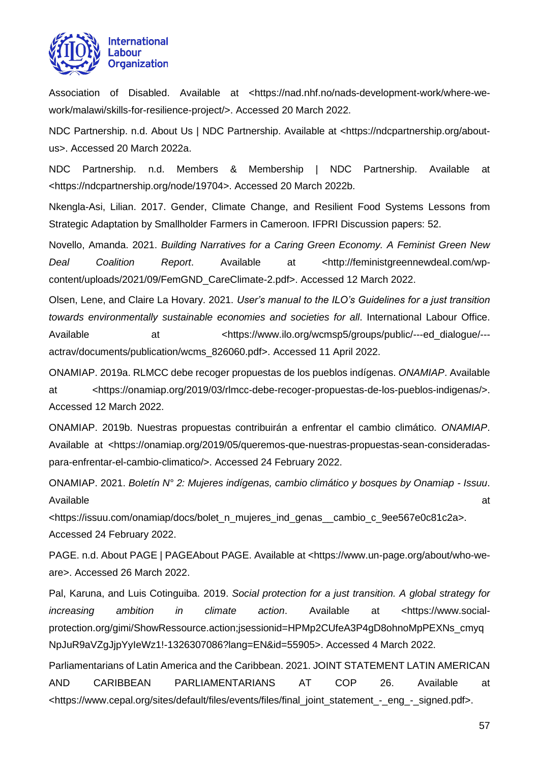Association of Disabled. Available at <https://nad.nhf.no/nads-development-work/where-we-work/malawi/skills-for-resilience-project/>. Accessed 20 March 2022.

NDC Partnership. n.d. About Us | NDC Partnership. Available at <https://ndcpartnership.org/about-us>. Accessed 20 March 2022a.

NDC Partnership. n.d. Members & Membership | NDC Partnership. Available at <https://ndcpartnership.org/node/19704>. Accessed 20 March 2022b.

Nkengla-Asi, Lilian. 2017. Gender, Climate Change, and Resilient Food Systems Lessons from Strategic Adaptation by Smallholder Farmers in Cameroon. IFPRI Discussion papers: 52.

Novello, Amanda. 2021. *Building Narratives for a Caring Green Economy. A Feminist Green New Deal Coalition Report*. Available at <http://feministgreennewdeal.com/wp-content/uploads/2021/09/FemGND_CareClimate-2.pdf>. Accessed 12 March 2022.

Olsen, Lene, and Claire La Hovary. 2021. *User's manual to the ILO's Guidelines for a just transition towards environmentally sustainable economies and societies for all*. International Labour Office. Available at <https://www.ilo.org/wcmsp5/groups/public/---ed_dialogue/---actrav/documents/publication/wcms_826060.pdf>. Accessed 11 April 2022.

ONAMIAP. 2019a. RLMCC debe recoger propuestas de los pueblos indígenas. *ONAMIAP*. Available at <https://onamiap.org/2019/03/rlmcc-debe-recoger-propuestas-de-los-pueblos-indigenas/>. Accessed 12 March 2022.

ONAMIAP. 2019b. Nuestras propuestas contribuirán a enfrentar el cambio climático. *ONAMIAP*. Available at <https://onamiap.org/2019/05/queremos-que-nuestras-propuestas-sean-consideradas-para-enfrentar-el-cambio-climatico/>. Accessed 24 February 2022.

ONAMIAP. 2021. *Boletín N° 2: Mujeres indígenas, cambio climático y bosques by Onamiap - Issuu*. Available at <https://issuu.com/onamiap/docs/bolet_n_mujeres_ind_genas__cambio_c_9ee567e0c81c2a>. Accessed 24 February 2022.

PAGE. n.d. About PAGE | PAGEAbout PAGE. Available at <https://www.un-page.org/about/who-we-are>. Accessed 26 March 2022.

Pal, Karuna, and Luis Cotinguiba. 2019. *Social protection for a just transition. A global strategy for increasing ambition in climate action*. Available at <https://www.social-protection.org/gimi/ShowRessource.action;jsessionid=HPMp2CUfeA3P4gD8ohnoMpPEXNs_cmyqNpJuR9aVZgJjpYyIeWz1!-1326307086?lang=EN&id=55905>. Accessed 4 March 2022.

Parliamentarians of Latin America and the Caribbean. 2021. JOINT STATEMENT LATIN AMERICAN AND CARIBBEAN PARLIAMENTARIANS AT COP 26. Available at <https://www.cepal.org/sites/default/files/events/files/final_joint_statement_-_eng_-_signed.pdf>.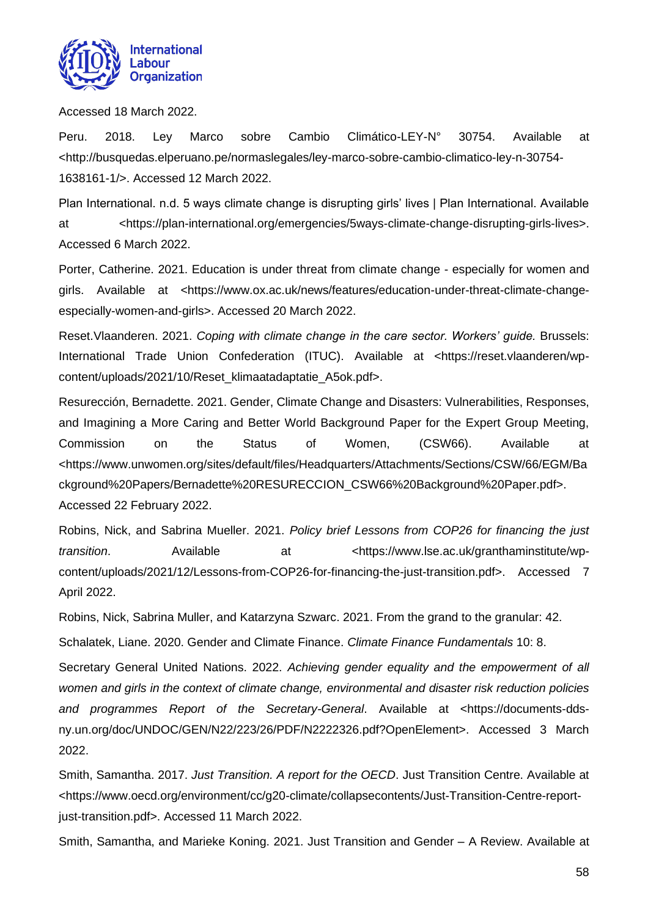Accessed 18 March 2022.

Peru. 2018. Ley Marco sobre Cambio Climático-LEY-N° 30754. Available at <http://busquedas.elperuano.pe/normaslegales/ley-marco-sobre-cambio-climatico-ley-n-30754-1638161-1/>. Accessed 12 March 2022.

Plan International. n.d. 5 ways climate change is disrupting girls' lives | Plan International. Available at <https://plan-international.org/emergencies/5ways-climate-change-disrupting-girls-lives>. Accessed 6 March 2022.

Porter, Catherine. 2021. Education is under threat from climate change - especially for women and girls. Available at <https://www.ox.ac.uk/news/features/education-under-threat-climate-change-especially-women-and-girls>. Accessed 20 March 2022.

Reset.Vlaanderen. 2021. *Coping with climate change in the care sector. Workers' guide.* Brussels: International Trade Union Confederation (ITUC). Available at <https://reset.vlaanderen/wp-content/uploads/2021/10/Reset_klimaatadaptatie_A5ok.pdf>.

Resurección, Bernadette. 2021. Gender, Climate Change and Disasters: Vulnerabilities, Responses, and Imagining a More Caring and Better World Background Paper for the Expert Group Meeting, Commission on the Status of Women, (CSW66). Available at <https://www.unwomen.org/sites/default/files/Headquarters/Attachments/Sections/CSW/66/EGM/Background%20Papers/Bernadette%20RESURECCION_CSW66%20Background%20Paper.pdf>. Accessed 22 February 2022.

Robins, Nick, and Sabrina Mueller. 2021. *Policy brief Lessons from COP26 for financing the just transition*. Available at <https://www.lse.ac.uk/granthaminstitute/wp-content/uploads/2021/12/Lessons-from-COP26-for-financing-the-just-transition.pdf>. Accessed 7 April 2022.

Robins, Nick, Sabrina Muller, and Katarzyna Szwarc. 2021. From the grand to the granular: 42.

Schalatek, Liane. 2020. Gender and Climate Finance. *Climate Finance Fundamentals* 10: 8.

Secretary General United Nations. 2022. *Achieving gender equality and the empowerment of all women and girls in the context of climate change, environmental and disaster risk reduction policies and programmes Report of the Secretary-General*. Available at <https://documents-dds-ny.un.org/doc/UNDOC/GEN/N22/223/26/PDF/N2222326.pdf?OpenElement>. Accessed 3 March 2022.

Smith, Samantha. 2017. *Just Transition. A report for the OECD*. Just Transition Centre. Available at <https://www.oecd.org/environment/cc/g20-climate/collapsecontents/Just-Transition-Centre-report-just-transition.pdf>. Accessed 11 March 2022.

Smith, Samantha, and Marieke Koning. 2021. Just Transition and Gender – A Review. Available at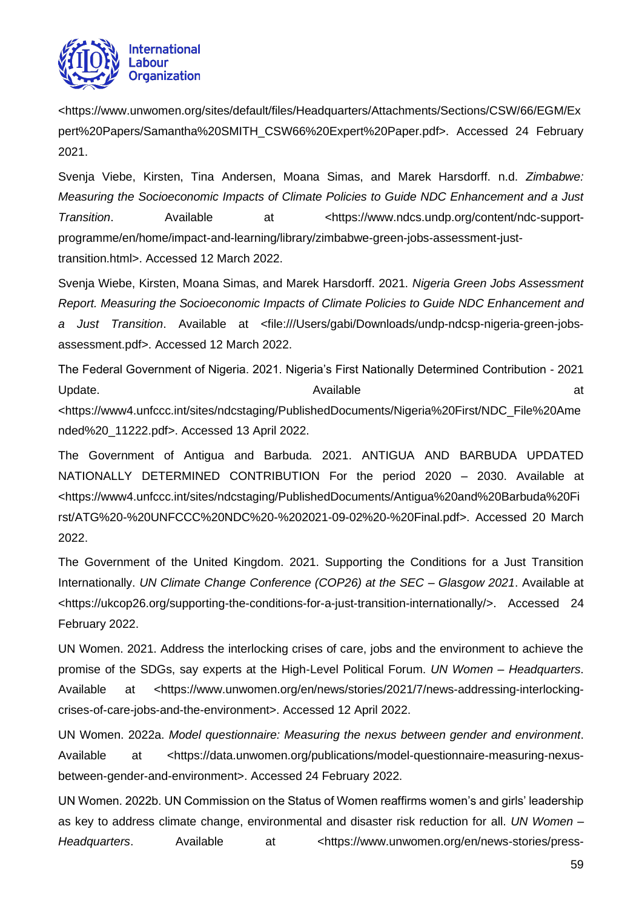<https://www.unwomen.org/sites/default/files/Headquarters/Attachments/Sections/CSW/66/EGM/Expert%20Papers/Samantha%20SMITH_CSW66%20Expert%20Paper.pdf>. Accessed 24 February 2021.

Svenja Viebe, Kirsten, Tina Andersen, Moana Simas, and Marek Harsdorff. n.d. *Zimbabwe: Measuring the Socioeconomic Impacts of Climate Policies to Guide NDC Enhancement and a Just Transition*. Available at <https://www.ndcs.undp.org/content/ndc-support-programme/en/home/impact-and-learning/library/zimbabwe-green-jobs-assessment-just-transition.html>. Accessed 12 March 2022.

Svenja Wiebe, Kirsten, Moana Simas, and Marek Harsdorff. 2021. *Nigeria Green Jobs Assessment Report. Measuring the Socioeconomic Impacts of Climate Policies to Guide NDC Enhancement and a Just Transition*. Available at <file:///Users/gabi/Downloads/undp-ndcsp-nigeria-green-jobs-assessment.pdf>. Accessed 12 March 2022.

The Federal Government of Nigeria. 2021. Nigeria's First Nationally Determined Contribution - 2021 Update. Available at <https://www4.unfccc.int/sites/ndcstaging/PublishedDocuments/Nigeria%20First/NDC_File%20Amended%20_11222.pdf>. Accessed 13 April 2022.

The Government of Antigua and Barbuda. 2021. ANTIGUA AND BARBUDA UPDATED NATIONALLY DETERMINED CONTRIBUTION For the period 2020 – 2030. Available at <https://www4.unfccc.int/sites/ndcstaging/PublishedDocuments/Antigua%20and%20Barbuda%20First/ATG%20-%20UNFCCC%20NDC%20-%202021-09-02%20-%20Final.pdf>. Accessed 20 March 2022.

The Government of the United Kingdom. 2021. Supporting the Conditions for a Just Transition Internationally. *UN Climate Change Conference (COP26) at the SEC – Glasgow 2021*. Available at <https://ukcop26.org/supporting-the-conditions-for-a-just-transition-internationally/>. Accessed 24 February 2022.

UN Women. 2021. Address the interlocking crises of care, jobs and the environment to achieve the promise of the SDGs, say experts at the High-Level Political Forum. *UN Women – Headquarters*. Available at <https://www.unwomen.org/en/news/stories/2021/7/news-addressing-interlocking-crises-of-care-jobs-and-the-environment>. Accessed 12 April 2022.

UN Women. 2022a. *Model questionnaire: Measuring the nexus between gender and environment*. Available at <https://data.unwomen.org/publications/model-questionnaire-measuring-nexus-between-gender-and-environment>. Accessed 24 February 2022.

UN Women. 2022b. UN Commission on the Status of Women reaffirms women's and girls' leadership as key to address climate change, environmental and disaster risk reduction for all. *UN Women – Headquarters*. Available at <https://www.unwomen.org/en/news-stories/press-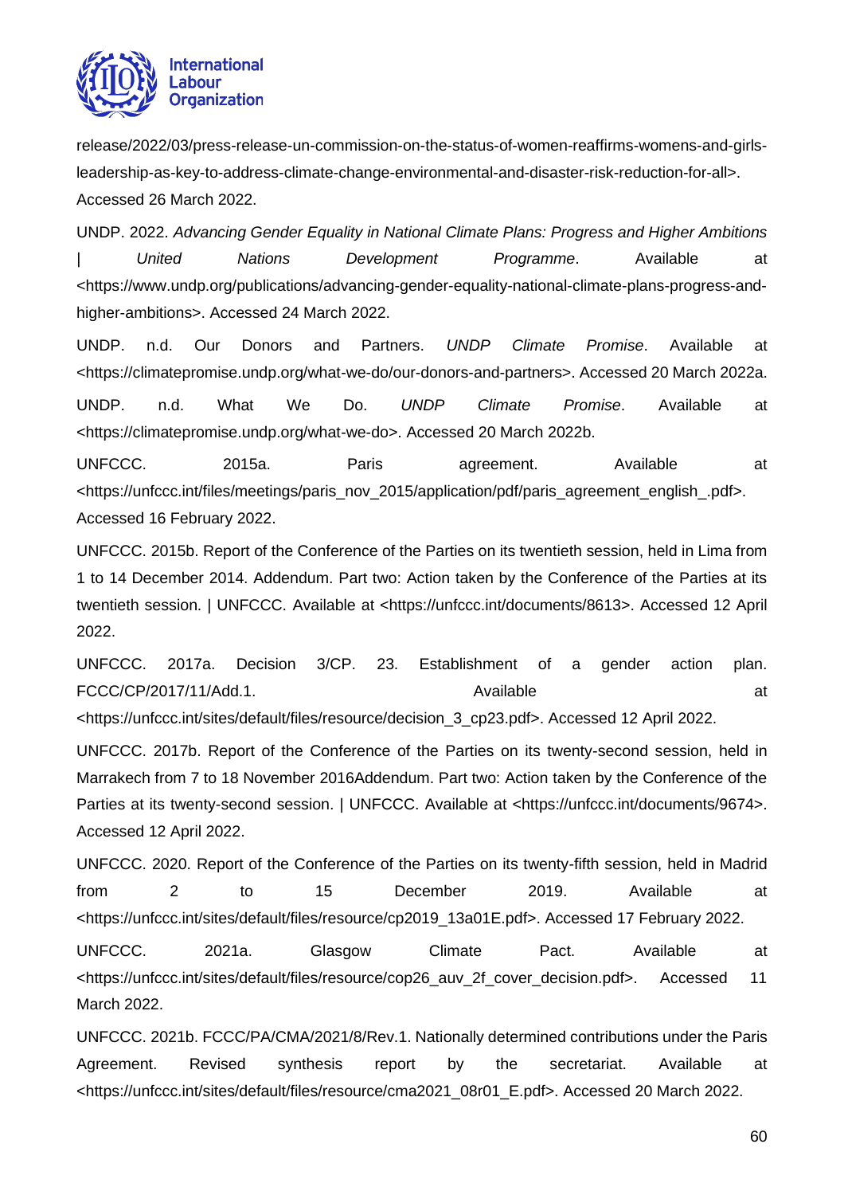release/2022/03/press-release-un-commission-on-the-status-of-women-reaffirms-womens-and-girls-leadership-as-key-to-address-climate-change-environmental-and-disaster-risk-reduction-for-all>. Accessed 26 March 2022.

UNDP. 2022. *Advancing Gender Equality in National Climate Plans: Progress and Higher Ambitions | United Nations Development Programme*. Available at <https://www.undp.org/publications/advancing-gender-equality-national-climate-plans-progress-and-higher-ambitions>. Accessed 24 March 2022.

UNDP. n.d. Our Donors and Partners. *UNDP Climate Promise*. Available at <https://climatepromise.undp.org/what-we-do/our-donors-and-partners>. Accessed 20 March 2022a.

UNDP. n.d. What We Do. *UNDP Climate Promise*. Available at <https://climatepromise.undp.org/what-we-do>. Accessed 20 March 2022b.

UNFCCC. 2015a. Paris agreement. Available at <https://unfccc.int/files/meetings/paris_nov_2015/application/pdf/paris_agreement_english_.pdf>. Accessed 16 February 2022.

UNFCCC. 2015b. Report of the Conference of the Parties on its twentieth session, held in Lima from 1 to 14 December 2014. Addendum. Part two: Action taken by the Conference of the Parties at its twentieth session. | UNFCCC. Available at <https://unfccc.int/documents/8613>. Accessed 12 April 2022.

UNFCCC. 2017a. Decision 3/CP. 23. Establishment of a gender action plan. FCCC/CP/2017/11/Add.1. Available at <https://unfccc.int/sites/default/files/resource/decision_3_cp23.pdf>. Accessed 12 April 2022.

UNFCCC. 2017b. Report of the Conference of the Parties on its twenty-second session, held in Marrakech from 7 to 18 November 2016Addendum. Part two: Action taken by the Conference of the Parties at its twenty-second session. | UNFCCC. Available at <https://unfccc.int/documents/9674>. Accessed 12 April 2022.

UNFCCC. 2020. Report of the Conference of the Parties on its twenty-fifth session, held in Madrid from 2 to 15 December 2019. Available at <https://unfccc.int/sites/default/files/resource/cp2019_13a01E.pdf>. Accessed 17 February 2022.

UNFCCC. 2021a. Glasgow Climate Pact. Available at <https://unfccc.int/sites/default/files/resource/cop26_auv_2f_cover_decision.pdf>. Accessed 11 March 2022.

UNFCCC. 2021b. FCCC/PA/CMA/2021/8/Rev.1. Nationally determined contributions under the Paris Agreement. Revised synthesis report by the secretariat. Available at <https://unfccc.int/sites/default/files/resource/cma2021_08r01_E.pdf>. Accessed 20 March 2022.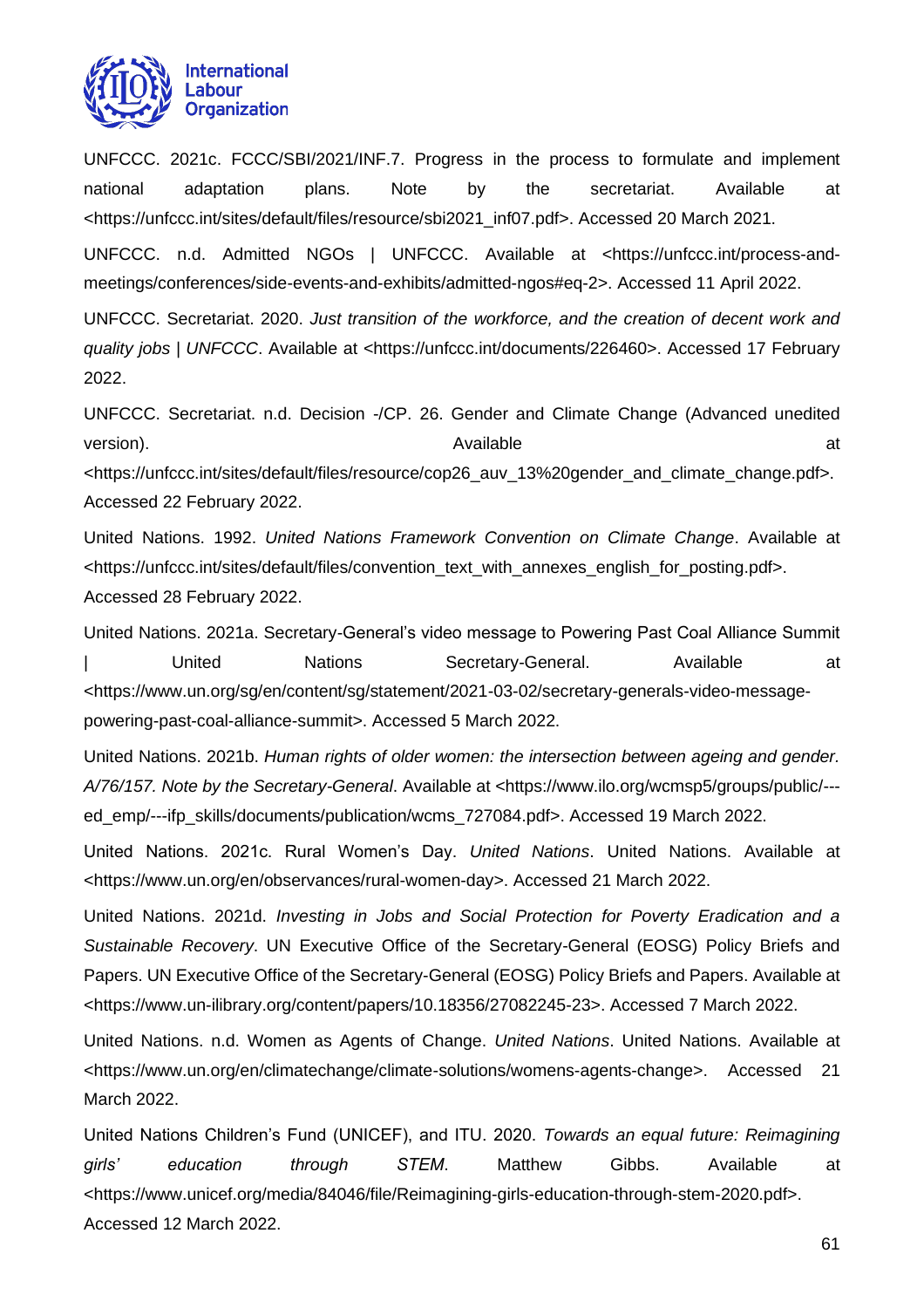UNFCCC. 2021c. FCCC/SBI/2021/INF.7. Progress in the process to formulate and implement national adaptation plans. Note by the secretariat. Available at <https://unfccc.int/sites/default/files/resource/sbi2021_inf07.pdf>. Accessed 20 March 2021.

UNFCCC. n.d. Admitted NGOs | UNFCCC. Available at <https://unfccc.int/process-and-meetings/conferences/side-events-and-exhibits/admitted-ngos#eq-2>. Accessed 11 April 2022.

UNFCCC. Secretariat. 2020. *Just transition of the workforce, and the creation of decent work and quality jobs | UNFCCC*. Available at <https://unfccc.int/documents/226460>. Accessed 17 February 2022.

UNFCCC. Secretariat. n.d. Decision -/CP. 26. Gender and Climate Change (Advanced unedited version). Available at <https://unfccc.int/sites/default/files/resource/cop26_auv_13%20gender_and_climate_change.pdf>. Accessed 22 February 2022.

United Nations. 1992. *United Nations Framework Convention on Climate Change*. Available at <https://unfccc.int/sites/default/files/convention_text_with_annexes_english_for_posting.pdf>. Accessed 28 February 2022.

United Nations. 2021a. Secretary-General's video message to Powering Past Coal Alliance Summit | United Nations Secretary-General. Available at <https://www.un.org/sg/en/content/sg/statement/2021-03-02/secretary-generals-video-message-powering-past-coal-alliance-summit>. Accessed 5 March 2022.

United Nations. 2021b. *Human rights of older women: the intersection between ageing and gender. A/76/157. Note by the Secretary-General*. Available at <https://www.ilo.org/wcmsp5/groups/public/---ed_emp/---ifp_skills/documents/publication/wcms_727084.pdf>. Accessed 19 March 2022.

United Nations. 2021c. Rural Women's Day. *United Nations*. United Nations. Available at <https://www.un.org/en/observances/rural-women-day>. Accessed 21 March 2022.

United Nations. 2021d. *Investing in Jobs and Social Protection for Poverty Eradication and a Sustainable Recovery*. UN Executive Office of the Secretary-General (EOSG) Policy Briefs and Papers. UN Executive Office of the Secretary-General (EOSG) Policy Briefs and Papers. Available at <https://www.un-ilibrary.org/content/papers/10.18356/27082245-23>. Accessed 7 March 2022.

United Nations. n.d. Women as Agents of Change. *United Nations*. United Nations. Available at <https://www.un.org/en/climatechange/climate-solutions/womens-agents-change>. Accessed 21 March 2022.

United Nations Children's Fund (UNICEF), and ITU. 2020. *Towards an equal future: Reimagining girls' education through STEM*. Matthew Gibbs. Available at <https://www.unicef.org/media/84046/file/Reimagining-girls-education-through-stem-2020.pdf>. Accessed 12 March 2022.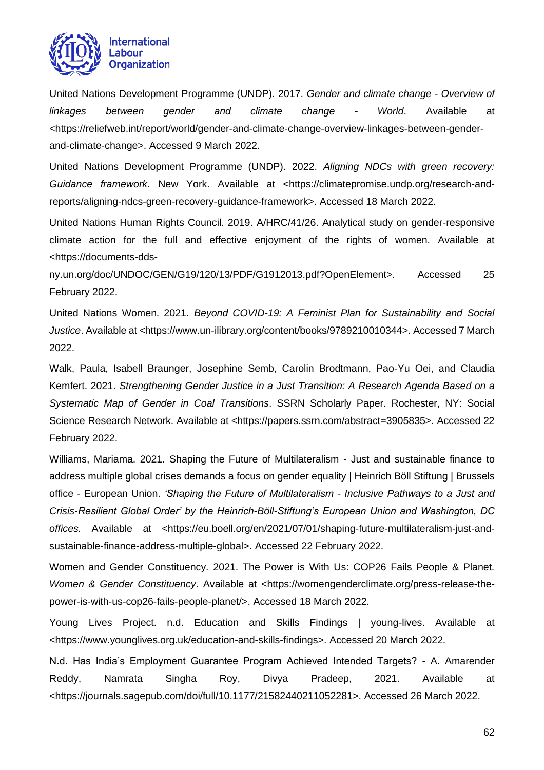United Nations Development Programme (UNDP). 2017. *Gender and climate change - Overview of linkages between gender and climate change - World*. Available at <https://reliefweb.int/report/world/gender-and-climate-change-overview-linkages-between-gender-and-climate-change>. Accessed 9 March 2022.

United Nations Development Programme (UNDP). 2022. *Aligning NDCs with green recovery: Guidance framework*. New York. Available at <https://climatepromise.undp.org/research-and-reports/aligning-ndcs-green-recovery-guidance-framework>. Accessed 18 March 2022.

United Nations Human Rights Council. 2019. A/HRC/41/26. Analytical study on gender-responsive climate action for the full and effective enjoyment of the rights of women. Available at <https://documents-dds-ny.un.org/doc/UNDOC/GEN/G19/120/13/PDF/G1912013.pdf?OpenElement>. Accessed 25 February 2022.

United Nations Women. 2021. *Beyond COVID-19: A Feminist Plan for Sustainability and Social Justice*. Available at <https://www.un-ilibrary.org/content/books/9789210010344>. Accessed 7 March 2022.

Walk, Paula, Isabell Braunger, Josephine Semb, Carolin Brodtmann, Pao-Yu Oei, and Claudia Kemfert. 2021. *Strengthening Gender Justice in a Just Transition: A Research Agenda Based on a Systematic Map of Gender in Coal Transitions*. SSRN Scholarly Paper. Rochester, NY: Social Science Research Network. Available at <https://papers.ssrn.com/abstract=3905835>. Accessed 22 February 2022.

Williams, Mariama. 2021. Shaping the Future of Multilateralism - Just and sustainable finance to address multiple global crises demands a focus on gender equality | Heinrich Böll Stiftung | Brussels office - European Union. *'Shaping the Future of Multilateralism - Inclusive Pathways to a Just and Crisis-Resilient Global Order' by the Heinrich-Böll-Stiftung's European Union and Washington, DC offices.* Available at <https://eu.boell.org/en/2021/07/01/shaping-future-multilateralism-just-and-sustainable-finance-address-multiple-global>. Accessed 22 February 2022.

Women and Gender Constituency. 2021. The Power is With Us: COP26 Fails People & Planet. *Women & Gender Constituency*. Available at <https://womengenderclimate.org/press-release-the-power-is-with-us-cop26-fails-people-planet/>. Accessed 18 March 2022.

Young Lives Project. n.d. Education and Skills Findings | young-lives. Available at <https://www.younglives.org.uk/education-and-skills-findings>. Accessed 20 March 2022.

N.d. Has India's Employment Guarantee Program Achieved Intended Targets? - A. Amarender Reddy, Namrata Singha Roy, Divya Pradeep, 2021. Available at <https://journals.sagepub.com/doi/full/10.1177/21582440211052281>. Accessed 26 March 2022.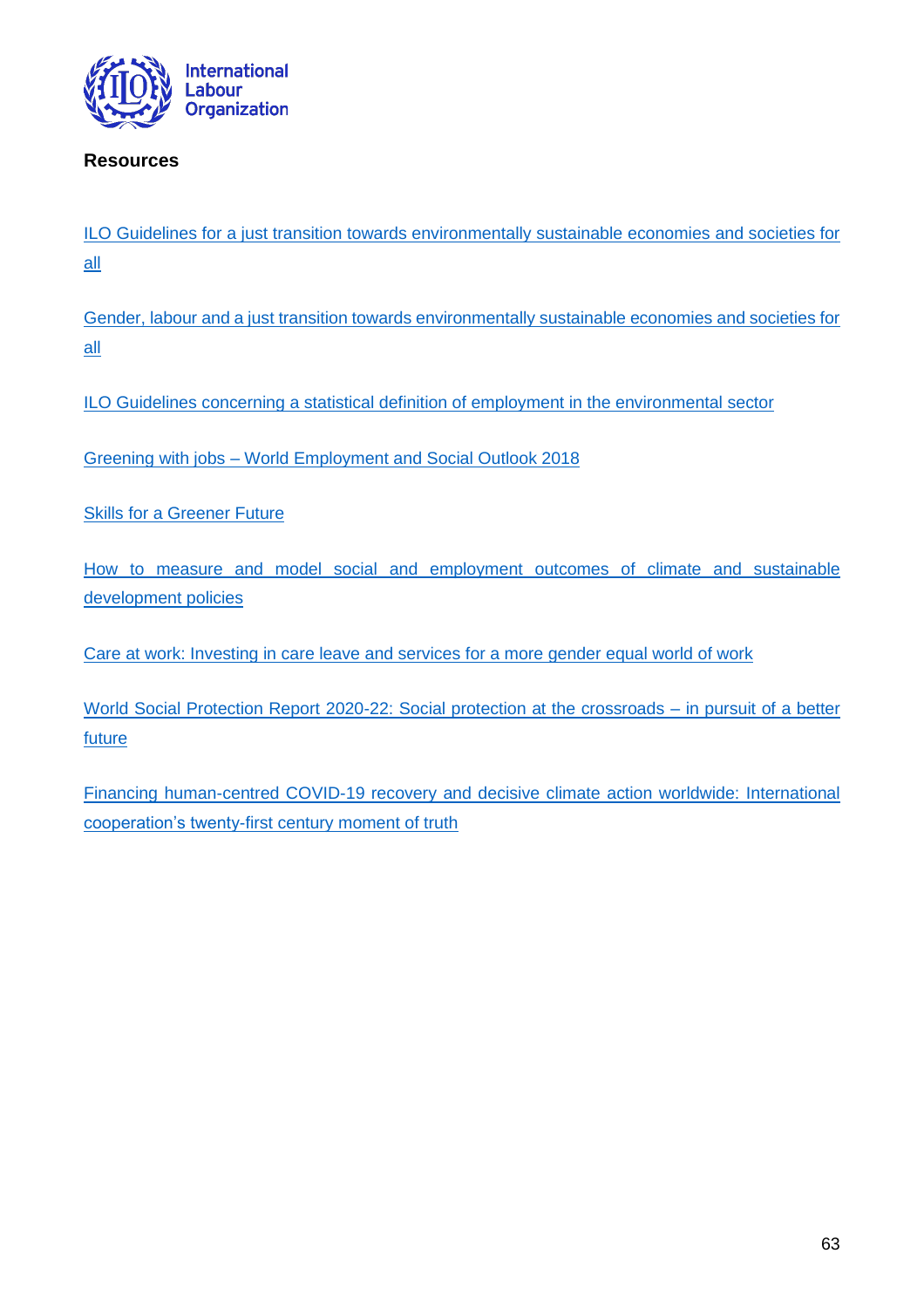## Resources

ILO Guidelines for a just transition towards environmentally sustainable economies and societies for all

Gender, labour and a just transition towards environmentally sustainable economies and societies for all

ILO Guidelines concerning a statistical definition of employment in the environmental sector

Greening with jobs – World Employment and Social Outlook 2018

Skills for a Greener Future

How to measure and model social and employment outcomes of climate and sustainable development policies

Care at work: Investing in care leave and services for a more gender equal world of work

World Social Protection Report 2020-22: Social protection at the crossroads – in pursuit of a better future

Financing human-centred COVID-19 recovery and decisive climate action worldwide: International cooperation's twenty-first century moment of truth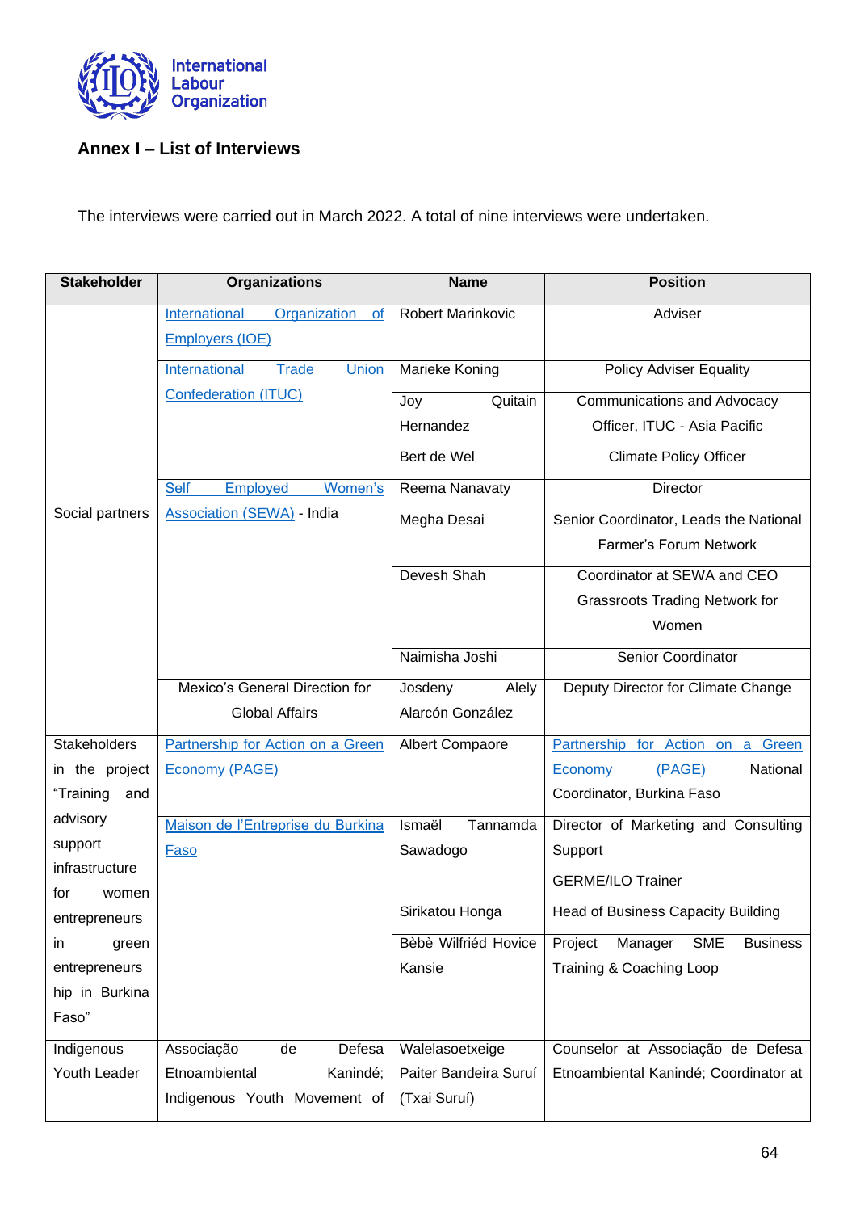## Annex I – List of Interviews

The interviews were carried out in March 2022. A total of nine interviews were undertaken.

| Stakeholder | Organizations | Name | Position |
|---|---|---|---|
| Social partners | International Organization of Employers (IOE) | Robert Marinkovic | Adviser |
| | International Trade Union Confederation (ITUC) | Marieke Koning | Policy Adviser Equality |
| | | Joy Quitain Hernandez | Communications and Advocacy Officer, ITUC - Asia Pacific |
| | | Bert de Wel | Climate Policy Officer |
| | Self Employed Women's Association (SEWA) - India | Reema Nanavaty | Director |
| | | Megha Desai | Senior Coordinator, Leads the National Farmer's Forum Network |
| | | Devesh Shah | Coordinator at SEWA and CEO Grassroots Trading Network for Women |
| | | Naimisha Joshi | Senior Coordinator |
| | Mexico's General Direction for Global Affairs | Josdeny Alely Alarcón González | Deputy Director for Climate Change |
| Stakeholders in the project "Training and advisory support infrastructure for women entrepreneurs in green entrepreneurship in Burkina Faso" | Partnership for Action on a Green Economy (PAGE) | Albert Compaore | Partnership for Action on a Green Economy (PAGE) National Coordinator, Burkina Faso |
| | Maison de l'Entreprise du Burkina Faso | Ismaël Tannamda Sawadogo | Director of Marketing and Consulting Support<br>GERME/ILO Trainer |
| | | Sirikatou Honga | Head of Business Capacity Building |
| | | Bèbè Wilfriéd Hovice Kansie | Project Manager SME Business Training & Coaching Loop |
| Indigenous Youth Leader | Associação de Defesa Etnoambiental Kanindé; Indigenous Youth Movement of | Walelasoetxeige Paiter Bandeira Suruí (Txai Suruí) | Counselor at Associação de Defesa Etnoambiental Kanindé; Coordinator at |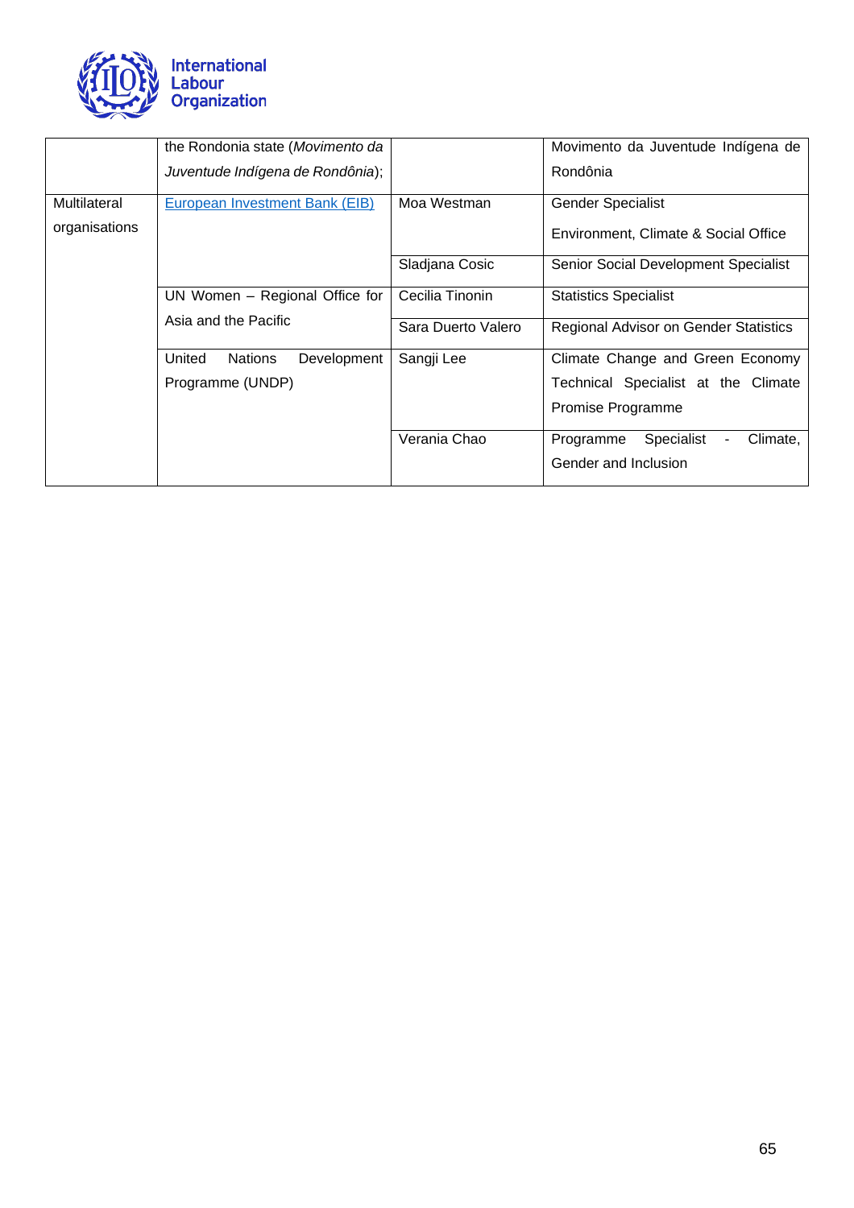| | | | |
|---|---|---|---|
| | the Rondonia state (*Movimento da Juventude Indígena de Rondônia*); | | Movimento da Juventude Indígena de Rondônia |
| Multilateral organisations | [European Investment Bank (EIB)]() | Moa Westman | Gender Specialist<br>Environment, Climate & Social Office |
| | | Sladjana Cosic | Senior Social Development Specialist |
| | UN Women – Regional Office for Asia and the Pacific | Cecilia Tinonin | Statistics Specialist |
| | | Sara Duerto Valero | Regional Advisor on Gender Statistics |
| | United Nations Development Programme (UNDP) | Sangji Lee | Climate Change and Green Economy Technical Specialist at the Climate Promise Programme |
| | | Verania Chao | Programme Specialist - Climate, Gender and Inclusion |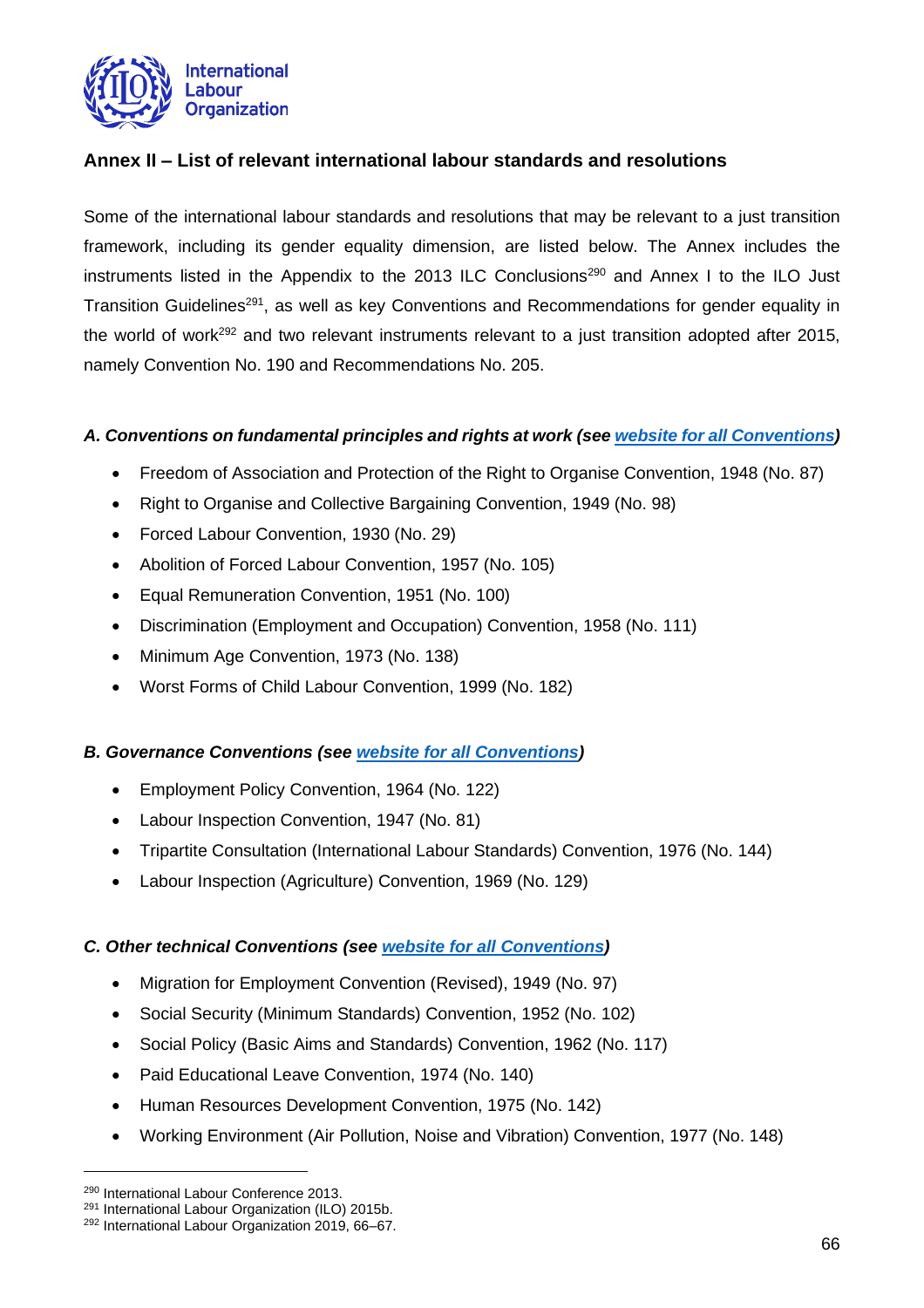## Annex II – List of relevant international labour standards and resolutions

Some of the international labour standards and resolutions that may be relevant to a just transition framework, including its gender equality dimension, are listed below. The Annex includes the instruments listed in the Appendix to the 2013 ILC Conclusions[290] and Annex I to the ILO Just Transition Guidelines[291], as well as key Conventions and Recommendations for gender equality in the world of work[292] and two relevant instruments relevant to a just transition adopted after 2015, namely Convention No. 190 and Recommendations No. 205.

### *A. Conventions on fundamental principles and rights at work (see [website for all Conventions](#))*

- Freedom of Association and Protection of the Right to Organise Convention, 1948 (No. 87)
- Right to Organise and Collective Bargaining Convention, 1949 (No. 98)
- Forced Labour Convention, 1930 (No. 29)
- Abolition of Forced Labour Convention, 1957 (No. 105)
- Equal Remuneration Convention, 1951 (No. 100)
- Discrimination (Employment and Occupation) Convention, 1958 (No. 111)
- Minimum Age Convention, 1973 (No. 138)
- Worst Forms of Child Labour Convention, 1999 (No. 182)

### *B. Governance Conventions (see [website for all Conventions](#))*

- Employment Policy Convention, 1964 (No. 122)
- Labour Inspection Convention, 1947 (No. 81)
- Tripartite Consultation (International Labour Standards) Convention, 1976 (No. 144)
- Labour Inspection (Agriculture) Convention, 1969 (No. 129)

### *C. Other technical Conventions (see [website for all Conventions](#))*

- Migration for Employment Convention (Revised), 1949 (No. 97)
- Social Security (Minimum Standards) Convention, 1952 (No. 102)
- Social Policy (Basic Aims and Standards) Convention, 1962 (No. 117)
- Paid Educational Leave Convention, 1974 (No. 140)
- Human Resources Development Convention, 1975 (No. 142)
- Working Environment (Air Pollution, Noise and Vibration) Convention, 1977 (No. 148)

---

[290] International Labour Conference 2013.
[291] International Labour Organization (ILO) 2015b.
[292] International Labour Organization 2019, 66–67.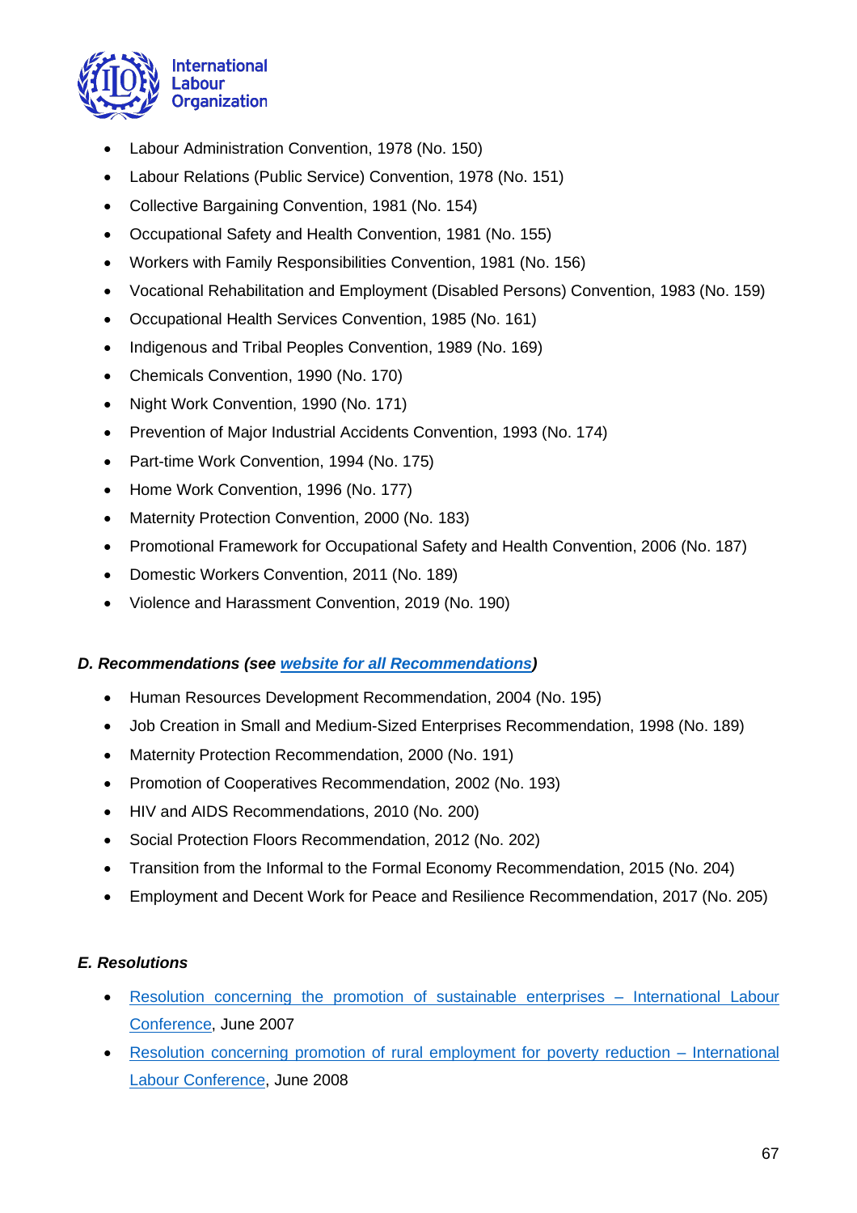- Labour Administration Convention, 1978 (No. 150)
- Labour Relations (Public Service) Convention, 1978 (No. 151)
- Collective Bargaining Convention, 1981 (No. 154)
- Occupational Safety and Health Convention, 1981 (No. 155)
- Workers with Family Responsibilities Convention, 1981 (No. 156)
- Vocational Rehabilitation and Employment (Disabled Persons) Convention, 1983 (No. 159)
- Occupational Health Services Convention, 1985 (No. 161)
- Indigenous and Tribal Peoples Convention, 1989 (No. 169)
- Chemicals Convention, 1990 (No. 170)
- Night Work Convention, 1990 (No. 171)
- Prevention of Major Industrial Accidents Convention, 1993 (No. 174)
- Part-time Work Convention, 1994 (No. 175)
- Home Work Convention, 1996 (No. 177)
- Maternity Protection Convention, 2000 (No. 183)
- Promotional Framework for Occupational Safety and Health Convention, 2006 (No. 187)
- Domestic Workers Convention, 2011 (No. 189)
- Violence and Harassment Convention, 2019 (No. 190)

### *D. Recommendations (see website for all Recommendations)*

- Human Resources Development Recommendation, 2004 (No. 195)
- Job Creation in Small and Medium-Sized Enterprises Recommendation, 1998 (No. 189)
- Maternity Protection Recommendation, 2000 (No. 191)
- Promotion of Cooperatives Recommendation, 2002 (No. 193)
- HIV and AIDS Recommendations, 2010 (No. 200)
- Social Protection Floors Recommendation, 2012 (No. 202)
- Transition from the Informal to the Formal Economy Recommendation, 2015 (No. 204)
- Employment and Decent Work for Peace and Resilience Recommendation, 2017 (No. 205)

### *E. Resolutions*

- Resolution concerning the promotion of sustainable enterprises – International Labour Conference, June 2007
- Resolution concerning promotion of rural employment for poverty reduction – International Labour Conference, June 2008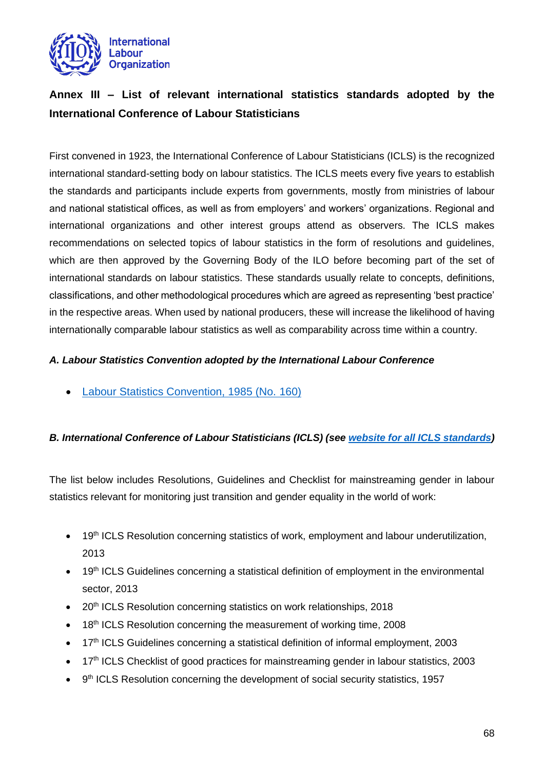## Annex III – List of relevant international statistics standards adopted by the International Conference of Labour Statisticians

First convened in 1923, the International Conference of Labour Statisticians (ICLS) is the recognized international standard-setting body on labour statistics. The ICLS meets every five years to establish the standards and participants include experts from governments, mostly from ministries of labour and national statistical offices, as well as from employers' and workers' organizations. Regional and international organizations and other interest groups attend as observers. The ICLS makes recommendations on selected topics of labour statistics in the form of resolutions and guidelines, which are then approved by the Governing Body of the ILO before becoming part of the set of international standards on labour statistics. These standards usually relate to concepts, definitions, classifications, and other methodological procedures which are agreed as representing 'best practice' in the respective areas. When used by national producers, these will increase the likelihood of having internationally comparable labour statistics as well as comparability across time within a country.

### *A. Labour Statistics Convention adopted by the International Labour Conference*

- Labour Statistics Convention, 1985 (No. 160)

### *B. International Conference of Labour Statisticians (ICLS) (see website for all ICLS standards)*

The list below includes Resolutions, Guidelines and Checklist for mainstreaming gender in labour statistics relevant for monitoring just transition and gender equality in the world of work:

- 19th ICLS Resolution concerning statistics of work, employment and labour underutilization, 2013
- 19th ICLS Guidelines concerning a statistical definition of employment in the environmental sector, 2013
- 20th ICLS Resolution concerning statistics on work relationships, 2018
- 18th ICLS Resolution concerning the measurement of working time, 2008
- 17th ICLS Guidelines concerning a statistical definition of informal employment, 2003
- 17th ICLS Checklist of good practices for mainstreaming gender in labour statistics, 2003
- 9th ICLS Resolution concerning the development of social security statistics, 1957